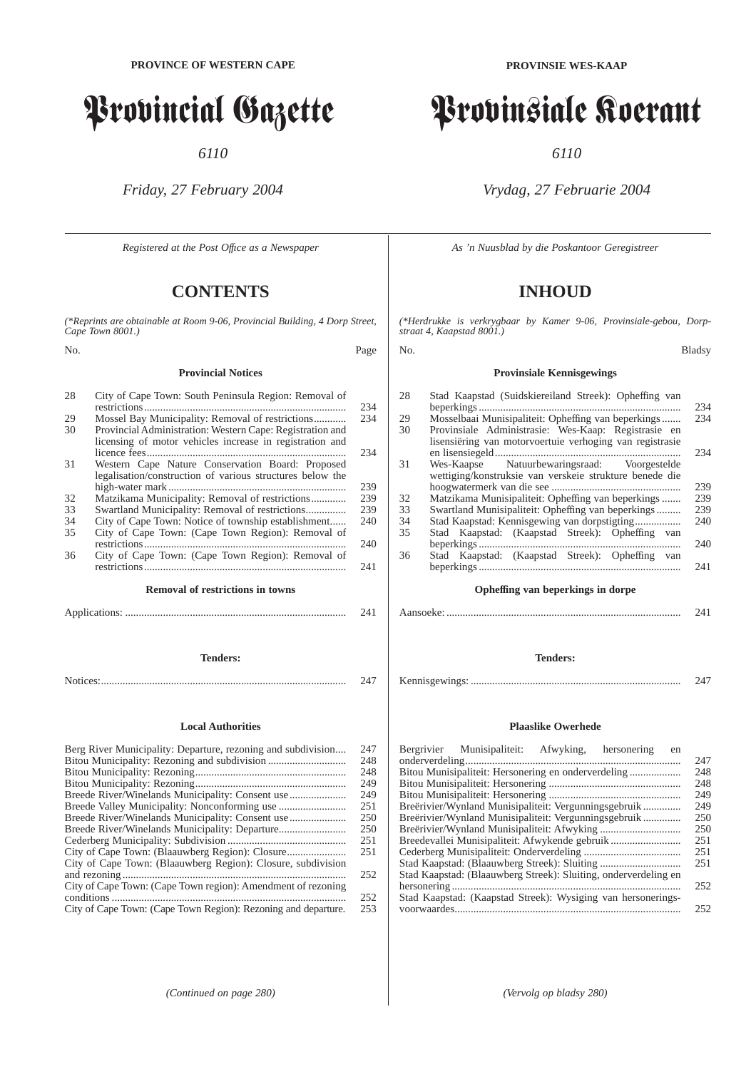**PROVINCE OF WESTERN CAPE**

# Provincial Gazette

*6110*

*Friday, 27 February 2004*

*Registered at the Post Office as a Newspaper*

## CONTENTS

*(\*Reprints are obtainable at Room 9-06, Provincial Building, 4 Dorp Street, Cape Town 8001.)*

### Provincial Notices

| No. | | Page |
|---|---|---|
| 28 | City of Cape Town: South Peninsula Region: Removal of restrictions | 234 |
| 29 | Mossel Bay Municipality: Removal of restrictions | 234 |
| 30 | Provincial Administration: Western Cape: Registration and licensing of motor vehicles increase in registration and licence fees | 234 |
| 31 | Western Cape Nature Conservation Board: Proposed legalisation/construction of various structures below the high-water mark | 239 |
| 32 | Matzikama Municipality: Removal of restrictions | 239 |
| 33 | Swartland Municipality: Removal of restrictions | 239 |
| 34 | City of Cape Town: Notice of township establishment | 240 |
| 35 | City of Cape Town: (Cape Town Region): Removal of restrictions | 240 |
| 36 | City of Cape Town: (Cape Town Region): Removal of restrictions | 241 |

### Removal of restrictions in towns

| | |
|---|---|
| Applications: | 241 |

### Tenders:

| | |
|---|---|
| Notices: | 247 |

### Local Authorities

| | |
|---|---|
| Berg River Municipality: Departure, rezoning and subdivision | 247 |
| Bitou Municipality: Rezoning and subdivision | 248 |
| Bitou Municipality: Rezoning | 248 |
| Bitou Municipality: Rezoning | 249 |
| Breede River/Winelands Municipality: Consent use | 249 |
| Breede Valley Municipality: Nonconforming use | 251 |
| Breede River/Winelands Municipality: Consent use | 250 |
| Breede River/Winelands Municipality: Departure | 250 |
| Cederberg Municipality: Subdivision | 251 |
| City of Cape Town: (Blaauwberg Region): Closure | 251 |
| City of Cape Town: (Blaauwberg Region): Closure, subdivision and rezoning | 252 |
| City of Cape Town: (Cape Town region): Amendment of rezoning conditions | 252 |
| City of Cape Town: (Cape Town Region): Rezoning and departure. | 253 |

*(Continued on page 280)*

---

**PROVINSIE WES-KAAP**

# Provinsiale Koerant

*6110*

*Vrydag, 27 Februarie 2004*

*As 'n Nuusblad by die Poskantoor Geregistreer*

## INHOUD

*(\*Herdrukke is verkrygbaar by Kamer 9-06, Provinsiale-gebou, Dorpstraat 4, Kaapstad 8001.)*

### Provinsiale Kennisgewings

| No. | | Bladsy |
|---|---|---|
| 28 | Stad Kaapstad (Suidskiereiland Streek): Opheffing van beperkings | 234 |
| 29 | Mosselbaai Munisipaliteit: Opheffing van beperkings | 234 |
| 30 | Provinsiale Administrasie: Wes-Kaap: Registrasie en lisensiëring van motorvoertuie verhoging van registrasie en lisensiegeld | 234 |
| 31 | Wes-Kaapse Natuurbewaringsraad: Voorgestelde wettiging/konstruksie van verskeie strukture benede die hoogwatermerk van die see | 239 |
| 32 | Matzikama Munisipaliteit: Opheffing van beperkings | 239 |
| 33 | Swartland Munisipaliteit: Opheffing van beperkings | 239 |
| 34 | Stad Kaapstad: Kennisgewing van dorpstigting | 240 |
| 35 | Stad Kaapstad: (Kaapstad Streek): Opheffing van beperkings | 240 |
| 36 | Stad Kaapstad: (Kaapstad Streek): Opheffing van beperkings | 241 |

### Opheffing van beperkings in dorpe

| | |
|---|---|
| Aansoeke: | 241 |

### Tenders:

| | |
|---|---|
| Kennisgewings: | 247 |

### Plaaslike Owerhede

| | |
|---|---|
| Bergrivier Munisipaliteit: Afwyking, hersonering en onderverdeling | 247 |
| Bitou Munisipaliteit: Hersonering en onderverdeling | 248 |
| Bitou Munisipaliteit: Hersonering | 248 |
| Bitou Munisipaliteit: Hersonering | 249 |
| Breërivier/Wynland Munisipaliteit: Vergunningsgebruik | 249 |
| Breërivier/Wynland Munisipaliteit: Vergunningsgebruik | 250 |
| Breërivier/Wynland Munisipaliteit: Afwyking | 250 |
| Breedevallei Munisipaliteit: Afwykende gebruik | 251 |
| Cederberg Munisipaliteit: Onderverdeling | 251 |
| Stad Kaapstad: (Blaauwberg Streek): Sluiting | 251 |
| Stad Kaapstad: (Blaauwberg Streek): Sluiting, onderverdeling en hersonering | 252 |
| Stad Kaapstad: (Kaapstad Streek): Wysiging van hersoneringsvoorwaardes | 252 |

*(Vervolg op bladsy 280)*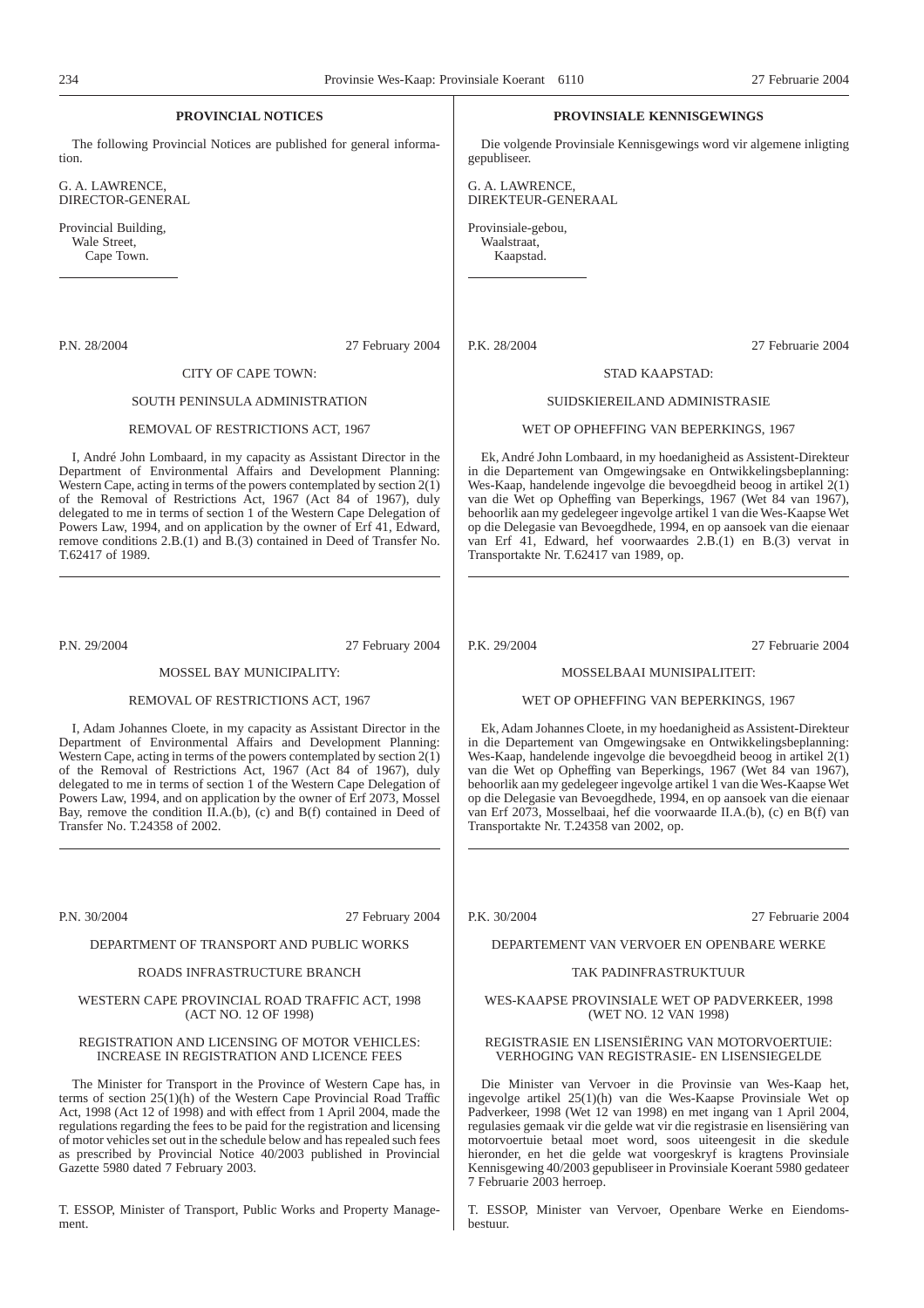## PROVINCIAL NOTICES

The following Provincial Notices are published for general information.

G. A. LAWRENCE,
DIRECTOR-GENERAL

Provincial Building,
Wale Street,
Cape Town.

---

P.N. 28/2004 27 February 2004

CITY OF CAPE TOWN:

SOUTH PENINSULA ADMINISTRATION

REMOVAL OF RESTRICTIONS ACT, 1967

I, André John Lombaard, in my capacity as Assistant Director in the Department of Environmental Affairs and Development Planning: Western Cape, acting in terms of the powers contemplated by section 2(1) of the Removal of Restrictions Act, 1967 (Act 84 of 1967), duly delegated to me in terms of section 1 of the Western Cape Delegation of Powers Law, 1994, and on application by the owner of Erf 41, Edward, remove conditions 2.B.(1) and B.(3) contained in Deed of Transfer No. T.62417 of 1989.

---

P.N. 29/2004 27 February 2004

MOSSEL BAY MUNICIPALITY:

REMOVAL OF RESTRICTIONS ACT, 1967

I, Adam Johannes Cloete, in my capacity as Assistant Director in the Department of Environmental Affairs and Development Planning: Western Cape, acting in terms of the powers contemplated by section 2(1) of the Removal of Restrictions Act, 1967 (Act 84 of 1967), duly delegated to me in terms of section 1 of the Western Cape Delegation of Powers Law, 1994, and on application by the owner of Erf 2073, Mossel Bay, remove the condition II.A.(b), (c) and B(f) contained in Deed of Transfer No. T.24358 of 2002.

---

P.N. 30/2004 27 February 2004

DEPARTMENT OF TRANSPORT AND PUBLIC WORKS

ROADS INFRASTRUCTURE BRANCH

WESTERN CAPE PROVINCIAL ROAD TRAFFIC ACT, 1998 (ACT NO. 12 OF 1998)

REGISTRATION AND LICENSING OF MOTOR VEHICLES: INCREASE IN REGISTRATION AND LICENCE FEES

The Minister for Transport in the Province of Western Cape has, in terms of section 25(1)(h) of the Western Cape Provincial Road Traffic Act, 1998 (Act 12 of 1998) and with effect from 1 April 2004, made the regulations regarding the fees to be paid for the registration and licensing of motor vehicles set out in the schedule below and has repealed such fees as prescribed by Provincial Notice 40/2003 published in Provincial Gazette 5980 dated 7 February 2003.

T. ESSOP, Minister of Transport, Public Works and Property Management.

---

## PROVINSIALE KENNISGEWINGS

Die volgende Provinsiale Kennisgewings word vir algemene inligting gepubliseer.

G. A. LAWRENCE,
DIREKTEUR-GENERAAL

Provinsiale-gebou,
Waalstraat,
Kaapstad.

---

P.K. 28/2004 27 Februarie 2004

STAD KAAPSTAD:

SUIDSKIEREILAND ADMINISTRASIE

WET OP OPHEFFING VAN BEPERKINGS, 1967

Ek, André John Lombaard, in my hoedanigheid as Assistent-Direkteur in die Departement van Omgewingsake en Ontwikkelingsbeplanning: Wes-Kaap, handelende ingevolge die bevoegdheid beoog in artikel 2(1) van die Wet op Opheffing van Beperkings, 1967 (Wet 84 van 1967), behoorlik aan my gedelegeer ingevolge artikel 1 van die Wes-Kaapse Wet op die Delegasie van Bevoegdhede, 1994, en op aansoek van die eienaar van Erf 41, Edward, hef voorwaardes 2.B.(1) en B.(3) vervat in Transportakte Nr. T.62417 van 1989, op.

---

P.K. 29/2004 27 Februarie 2004

MOSSELBAAI MUNISIPALITEIT:

WET OP OPHEFFING VAN BEPERKINGS, 1967

Ek, Adam Johannes Cloete, in my hoedanigheid as Assistent-Direkteur in die Departement van Omgewingsake en Ontwikkelingsbeplanning: Wes-Kaap, handelende ingevolge die bevoegdheid beoog in artikel 2(1) van die Wet op Opheffing van Beperkings, 1967 (Wet 84 van 1967), behoorlik aan my gedelegeer ingevolge artikel 1 van die Wes-Kaapse Wet op die Delegasie van Bevoegdhede, 1994, en op aansoek van die eienaar van Erf 2073, Mosselbaai, hef die voorwaarde II.A.(b), (c) en B(f) van Transportakte Nr. T.24358 van 2002, op.

---

P.K. 30/2004 27 Februarie 2004

DEPARTEMENT VAN VERVOER EN OPENBARE WERKE

TAK PADINFRASTRUKTUUR

WES-KAAPSE PROVINSIALE WET OP PADVERKEER, 1998 (WET NO. 12 VAN 1998)

REGISTRASIE EN LISENSIËRING VAN MOTORVOERTUIE: VERHOGING VAN REGISTRASIE- EN LISENSIEGELDE

Die Minister van Vervoer in die Provinsie van Wes-Kaap het, ingevolge artikel 25(1)(h) van die Wes-Kaapse Provinsiale Wet op Padverkeer, 1998 (Wet 12 van 1998) en met ingang van 1 April 2004, regulasies gemaak vir die gelde wat vir die registrasie en lisensiëring van motorvoertuie betaal moet word, soos uiteengesit in die skedule hieronder, en het die gelde wat voorgeskryf is kragtens Provinsiale Kennisgewing 40/2003 gepubliseer in Provinsiale Koerant 5980 gedateer 7 Februarie 2003 herroep.

T. ESSOP, Minister van Vervoer, Openbare Werke en Eiendomsbestuur.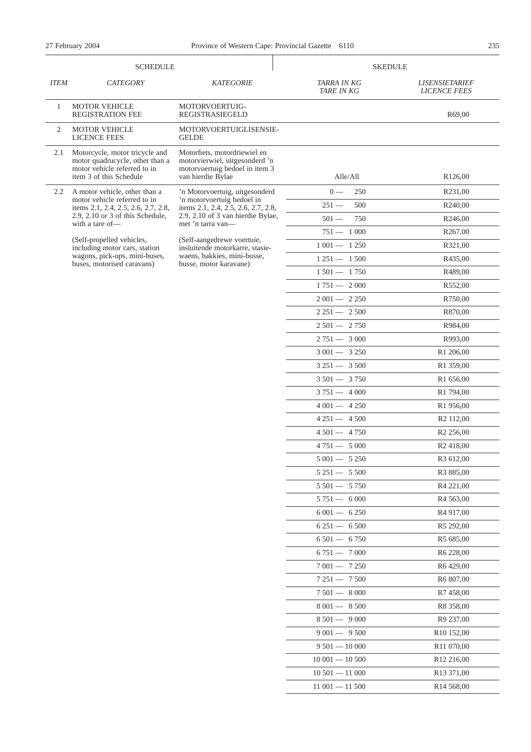| SCHEDULE | | | SKEDULE | |
|---|---|---|---|---|
| *ITEM* | *CATEGORY* | *KATEGORIE* | *TARRA IN KG* *TARE IN KG* | *LISENSIETARIEF* *LICENCE FEES* |
| 1 | MOTOR VEHICLE REGISTRATION FEE | MOTORVOERTUIG-REGISTRASIEGELD | | R69,00 |
| 2 | MOTOR VEHICLE LICENCE FEES | MOTORVOERTUIGLISENSIE-GELDE | | |
| 2.1 | Motorcycle, motor tricycle and motor quadrucycle, other than a motor vehicle referred to in item 3 of this Schedule | Motorfiets, motordriewiel en motorvierwiel, uitgesonderd 'n motorvoertuig bedoel in item 3 van hierdie Bylae | Alle/All | R126,00 |
| 2.2 | A motor vehicle, other than a motor vehicle referred to in items 2.1, 2.4, 2.5, 2.6, 2.7, 2.8, 2.9, 2.10 or 3 of this Schedule, with a tare of— (Self-propelled vehicles, including motor cars, station wagons, pick-ups, mini-buses, buses, motorised caravans) | 'n Motorvoertuig, uitgesonderd 'n motorvoertuig bedoel in items 2.1, 2.4, 2.5, 2.6, 2.7, 2.8, 2.9, 2.10 of 3 van hierdie Bylae, met 'n tarra van— (Self-aangedrewe voertuie, insluitende motorkarre, stasie-waens, bakkies, mini-busse, busse, motor karavane) | 0 — 250 | R231,00 |
| | | | 251 — 500 | R240,00 |
| | | | 501 — 750 | R246,00 |
| | | | 751 — 1 000 | R267,00 |
| | | | 1 001 — 1 250 | R321,00 |
| | | | 1 251 — 1 500 | R435,00 |
| | | | 1 501 — 1 750 | R489,00 |
| | | | 1 751 — 2 000 | R552,00 |
| | | | 2 001 — 2 250 | R750,00 |
| | | | 2 251 — 2 500 | R870,00 |
| | | | 2 501 — 2 750 | R984,00 |
| | | | 2 751 — 3 000 | R993,00 |
| | | | 3 001 — 3 250 | R1 206,00 |
| | | | 3 251 — 3 500 | R1 359,00 |
| | | | 3 501 — 3 750 | R1 656,00 |
| | | | 3 751 — 4 000 | R1 794,00 |
| | | | 4 001 — 4 250 | R1 956,00 |
| | | | 4 251 — 4 500 | R2 112,00 |
| | | | 4 501 — 4 750 | R2 256,00 |
| | | | 4 751 — 5 000 | R2 418,00 |
| | | | 5 001 — 5 250 | R3 612,00 |
| | | | 5 251 — 5 500 | R3 885,00 |
| | | | 5 501 — 5 750 | R4 221,00 |
| | | | 5 751 — 6 000 | R4 563,00 |
| | | | 6 001 — 6 250 | R4 917,00 |
| | | | 6 251 — 6 500 | R5 292,00 |
| | | | 6 501 — 6 750 | R5 685,00 |
| | | | 6 751 — 7 000 | R6 228,00 |
| | | | 7 001 — 7 250 | R6 429,00 |
| | | | 7 251 — 7 500 | R6 807,00 |
| | | | 7 501 — 8 000 | R7 458,00 |
| | | | 8 001 — 8 500 | R8 358,00 |
| | | | 8 501 — 9 000 | R9 237,00 |
| | | | 9 001 — 9 500 | R10 152,00 |
| | | | 9 501 — 10 000 | R11 070,00 |
| | | | 10 001 — 10 500 | R12 216,00 |
| | | | 10 501 — 11 000 | R13 371,00 |
| | | | 11 001 — 11 500 | R14 568,00 |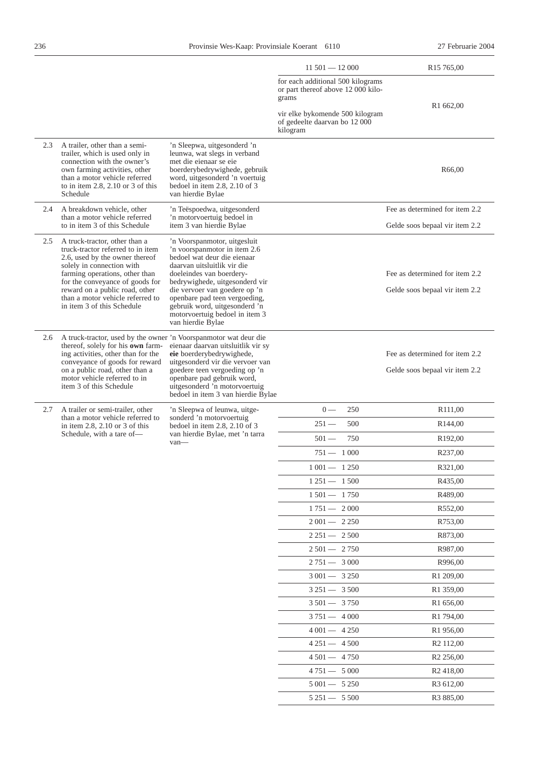| | | | | |
|---|---|---|---|---|
| | | | 11 501 — 12 000 | R15 765,00 |
| | | | for each additional 500 kilograms or part thereof above 12 000 kilograms<br><br>vir elke bykomende 500 kilogram of gedeelte daarvan bo 12 000 kilogram | R1 662,00 |
| 2.3 | A trailer, other than a semi-trailer, which is used only in connection with the owner's own farming activities, other than a motor vehicle referred to in item 2.8, 2.10 or 3 of this Schedule | 'n Sleepwa, uitgesonderd 'n leunwa, wat slegs in verband met die eienaar se eie boerderybedrywighede, gebruik word, uitgesonderd 'n voertuig bedoel in item 2.8, 2.10 of 3 van hierdie Bylae | | R66,00 |
| 2.4 | A breakdown vehicle, other than a motor vehicle referred to in item 3 of this Schedule | 'n Teëspoedwa, uitgesonderd 'n motorvoertuig bedoel in item 3 van hierdie Bylae | | Fee as determined for item 2.2<br><br>Gelde soos bepaal vir item 2.2 |
| 2.5 | A truck-tractor, other than a truck-tractor referred to in item 2.6, used by the owner thereof solely in connection with farming operations, other than for the conveyance of goods for reward on a public road, other than a motor vehicle referred to in item 3 of this Schedule | 'n Voorspanmotor, uitgesluit 'n voorspanmotor in item 2.6 bedoel wat deur die eienaar daarvan uitsluitlik vir die doeleindes van boerderybedrywighede, uitgesonderd vir die vervoer van goedere op 'n openbare pad teen vergoeding, gebruik word, uitgesonderd 'n motorvoertuig bedoel in item 3 van hierdie Bylae | | Fee as determined for item 2.2<br><br>Gelde soos bepaal vir item 2.2 |
| 2.6 | A truck-tractor, used by the owner thereof, solely for his **own** farming activities, other than for the conveyance of goods for reward on a public road, other than a motor vehicle referred to in item 3 of this Schedule | 'n Voorspanmotor wat deur die eienaar daarvan uitsluitlik vir sy **eie** boerderybedrywighede, uitgesonderd vir die vervoer van goedere teen vergoeding op 'n openbare pad gebruik word, uitgesonderd 'n motorvoertuig bedoel in item 3 van hierdie Bylae | | Fee as determined for item 2.2<br><br>Gelde soos bepaal vir item 2.2 |
| 2.7 | A trailer or semi-trailer, other than a motor vehicle referred to in item 2.8, 2.10 or 3 of this Schedule, with a tare of— | 'n Sleepwa of leunwa, uitgesonderd 'n motorvoertuig bedoel in item 2.8, 2.10 of 3 van hierdie Bylae, met 'n tarra van— | 0 — 250 | R111,00 |
| | | | 251 — 500 | R144,00 |
| | | | 501 — 750 | R192,00 |
| | | | 751 — 1 000 | R237,00 |
| | | | 1 001 — 1 250 | R321,00 |
| | | | 1 251 — 1 500 | R435,00 |
| | | | 1 501 — 1 750 | R489,00 |
| | | | 1 751 — 2 000 | R552,00 |
| | | | 2 001 — 2 250 | R753,00 |
| | | | 2 251 — 2 500 | R873,00 |
| | | | 2 501 — 2 750 | R987,00 |
| | | | 2 751 — 3 000 | R996,00 |
| | | | 3 001 — 3 250 | R1 209,00 |
| | | | 3 251 — 3 500 | R1 359,00 |
| | | | 3 501 — 3 750 | R1 656,00 |
| | | | 3 751 — 4 000 | R1 794,00 |
| | | | 4 001 — 4 250 | R1 956,00 |
| | | | 4 251 — 4 500 | R2 112,00 |
| | | | 4 501 — 4 750 | R2 256,00 |
| | | | 4 751 — 5 000 | R2 418,00 |
| | | | 5 001 — 5 250 | R3 612,00 |
| | | | 5 251 — 5 500 | R3 885,00 |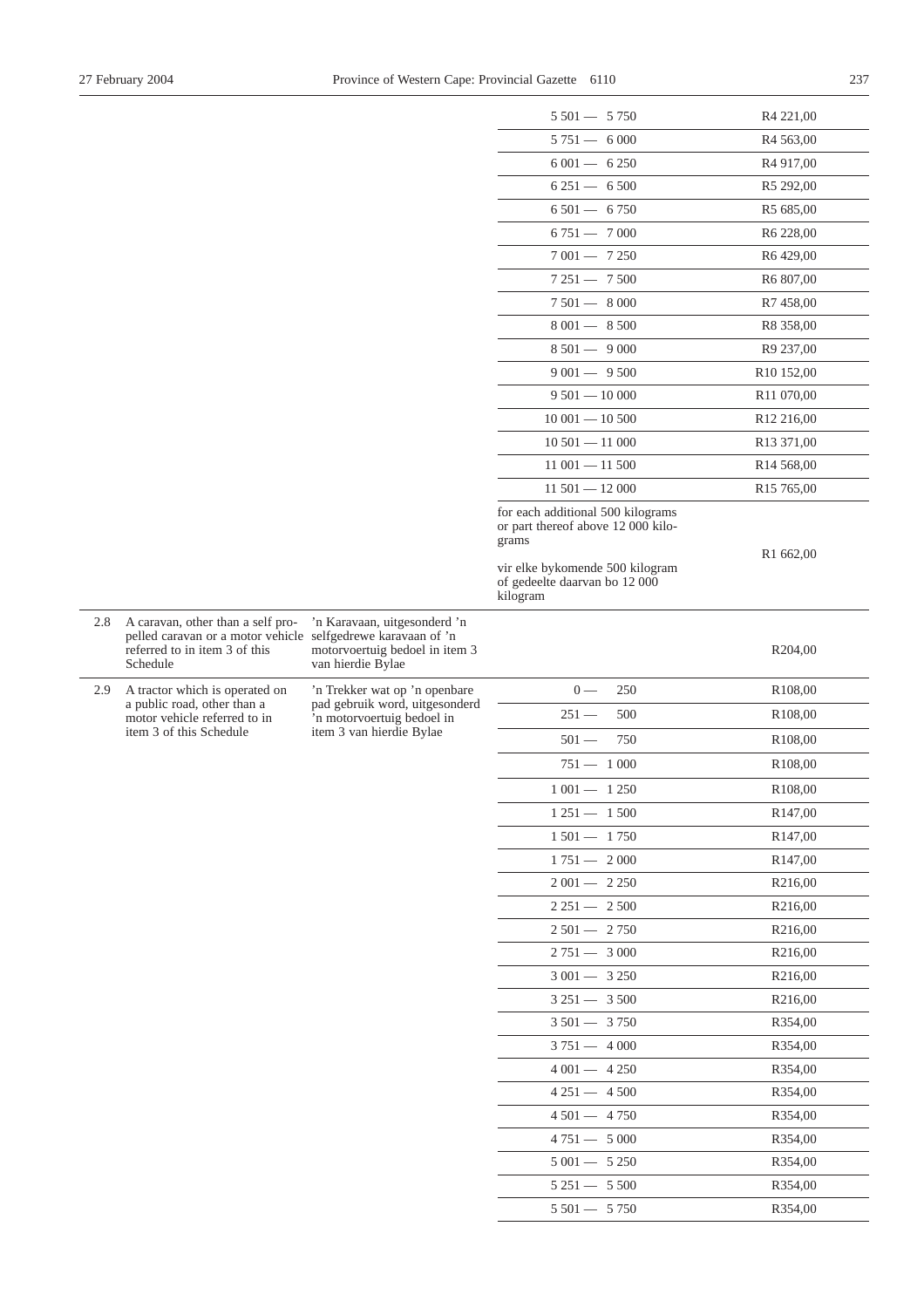| | | | | |
|---|---|---|---|---|
| | | | 5 501 — 5 750 | R4 221,00 |
| | | | 5 751 — 6 000 | R4 563,00 |
| | | | 6 001 — 6 250 | R4 917,00 |
| | | | 6 251 — 6 500 | R5 292,00 |
| | | | 6 501 — 6 750 | R5 685,00 |
| | | | 6 751 — 7 000 | R6 228,00 |
| | | | 7 001 — 7 250 | R6 429,00 |
| | | | 7 251 — 7 500 | R6 807,00 |
| | | | 7 501 — 8 000 | R7 458,00 |
| | | | 8 001 — 8 500 | R8 358,00 |
| | | | 8 501 — 9 000 | R9 237,00 |
| | | | 9 001 — 9 500 | R10 152,00 |
| | | | 9 501 — 10 000 | R11 070,00 |
| | | | 10 001 — 10 500 | R12 216,00 |
| | | | 10 501 — 11 000 | R13 371,00 |
| | | | 11 001 — 11 500 | R14 568,00 |
| | | | 11 501 — 12 000 | R15 765,00 |
| | | | for each additional 500 kilograms or part thereof above 12 000 kilograms<br><br>vir elke bykomende 500 kilogram of gedeelte daarvan bo 12 000 kilogram | R1 662,00 |
| 2.8 | A caravan, other than a self propelled caravan or a motor vehicle referred to in item 3 of this Schedule | 'n Karavaan, uitgesonderd 'n selfgedrewe karavaan of 'n motorvoertuig bedoel in item 3 van hierdie Bylae | | R204,00 |
| 2.9 | A tractor which is operated on a public road, other than a motor vehicle referred to in item 3 of this Schedule | 'n Trekker wat op 'n openbare pad gebruik word, uitgesonderd 'n motorvoertuig bedoel in item 3 van hierdie Bylae | 0 — 250 | R108,00 |
| | | | 251 — 500 | R108,00 |
| | | | 501 — 750 | R108,00 |
| | | | 751 — 1 000 | R108,00 |
| | | | 1 001 — 1 250 | R108,00 |
| | | | 1 251 — 1 500 | R147,00 |
| | | | 1 501 — 1 750 | R147,00 |
| | | | 1 751 — 2 000 | R147,00 |
| | | | 2 001 — 2 250 | R216,00 |
| | | | 2 251 — 2 500 | R216,00 |
| | | | 2 501 — 2 750 | R216,00 |
| | | | 2 751 — 3 000 | R216,00 |
| | | | 3 001 — 3 250 | R216,00 |
| | | | 3 251 — 3 500 | R216,00 |
| | | | 3 501 — 3 750 | R354,00 |
| | | | 3 751 — 4 000 | R354,00 |
| | | | 4 001 — 4 250 | R354,00 |
| | | | 4 251 — 4 500 | R354,00 |
| | | | 4 501 — 4 750 | R354,00 |
| | | | 4 751 — 5 000 | R354,00 |
| | | | 5 001 — 5 250 | R354,00 |
| | | | 5 251 — 5 500 | R354,00 |
| | | | 5 501 — 5 750 | R354,00 |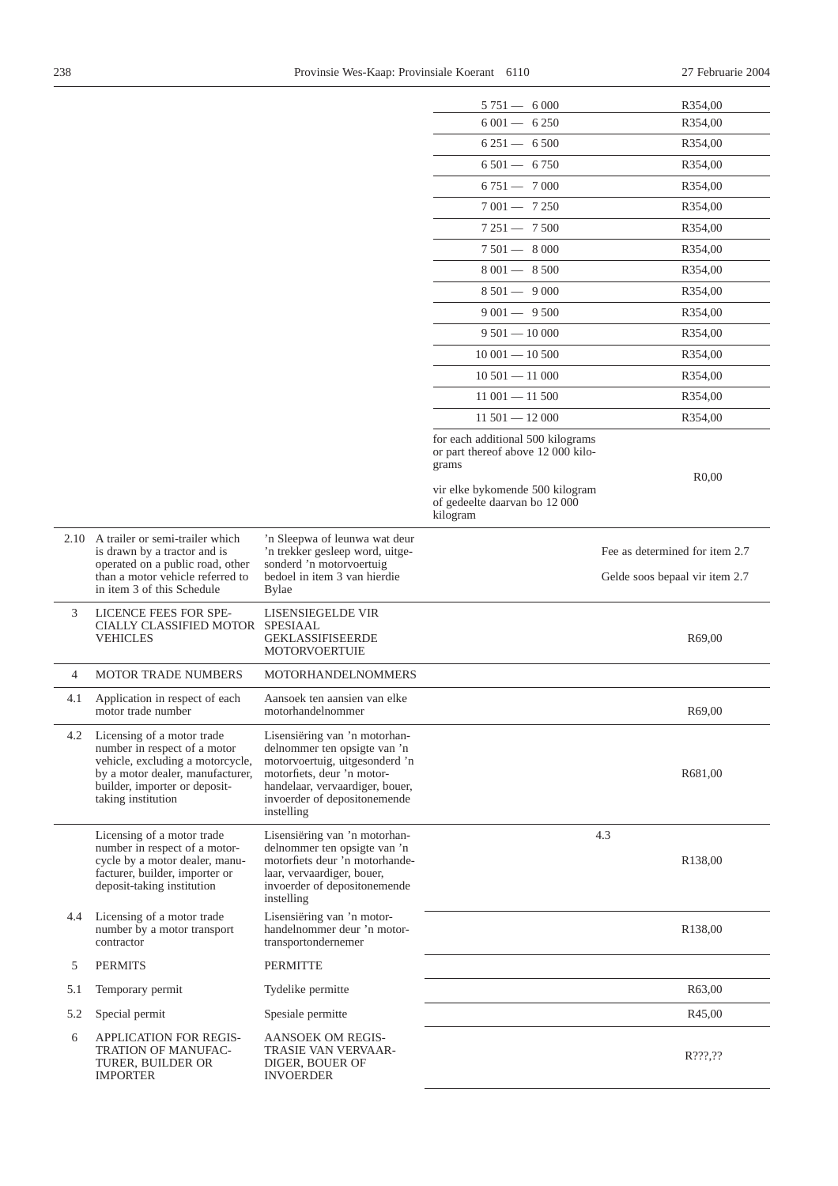| | | | | |
|---|---|---|---|---|
| | | | 5 751 — 6 000 | R354,00 |
| | | | 6 001 — 6 250 | R354,00 |
| | | | 6 251 — 6 500 | R354,00 |
| | | | 6 501 — 6 750 | R354,00 |
| | | | 6 751 — 7 000 | R354,00 |
| | | | 7 001 — 7 250 | R354,00 |
| | | | 7 251 — 7 500 | R354,00 |
| | | | 7 501 — 8 000 | R354,00 |
| | | | 8 001 — 8 500 | R354,00 |
| | | | 8 501 — 9 000 | R354,00 |
| | | | 9 001 — 9 500 | R354,00 |
| | | | 9 501 — 10 000 | R354,00 |
| | | | 10 001 — 10 500 | R354,00 |
| | | | 10 501 — 11 000 | R354,00 |
| | | | 11 001 — 11 500 | R354,00 |
| | | | 11 501 — 12 000 | R354,00 |
| | | | for each additional 500 kilograms or part thereof above 12 000 kilograms<br><br>vir elke bykomende 500 kilogram of gedeelte daarvan bo 12 000 kilogram | R0,00 |
| 2.10 | A trailer or semi-trailer which is drawn by a tractor and is operated on a public road, other than a motor vehicle referred to in item 3 of this Schedule | 'n Sleepwa of leunwa wat deur 'n trekker gesleep word, uitgesonderd 'n motorvoertuig bedoel in item 3 van hierdie Bylae | | Fee as determined for item 2.7<br><br>Gelde soos bepaal vir item 2.7 |
| 3 | LICENCE FEES FOR SPECIALLY CLASSIFIED MOTOR VEHICLES | LISENSIEGELDE VIR SPESIAAL GEKLASSIFISEERDE MOTORVOERTUIE | | R69,00 |
| 4 | MOTOR TRADE NUMBERS | MOTORHANDELNOMMERS | | |
| 4.1 | Application in respect of each motor trade number | Aansoek ten aansien van elke motorhandelnommer | | R69,00 |
| 4.2 | Licensing of a motor trade number in respect of a motor vehicle, excluding a motorcycle, by a motor dealer, manufacturer, builder, importer or deposit-taking institution | Lisensiëring van 'n motorhandelnommer ten opsigte van 'n motorvoertuig, uitgesonderd 'n motorfiets, deur 'n motorhandelaar, vervaardiger, bouer, invoerder of depositonemende instelling | | R681,00 |
| | Licensing of a motor trade number in respect of a motorcycle by a motor dealer, manufacturer, builder, importer or deposit-taking institution | Lisensiëring van 'n motorhandelnommer ten opsigte van 'n motorfiets deur 'n motorhandelaar, vervaardiger, bouer, invoerder of depositonemende instelling | | 4.3<br><br>R138,00 |
| 4.4 | Licensing of a motor trade number by a motor transport contractor | Lisensiëring van 'n motorhandelnommer deur 'n motortransportondernemer | | R138,00 |
| 5 | PERMITS | PERMITTE | | |
| 5.1 | Temporary permit | Tydelike permitte | | R63,00 |
| 5.2 | Special permit | Spesiale permitte | | R45,00 |
| 6 | APPLICATION FOR REGISTRATION OF MANUFACTURER, BUILDER OR IMPORTER | AANSOEK OM REGISTRASIE VAN VERVAARDIGER, BOUER OF INVOERDER | | R???,?? |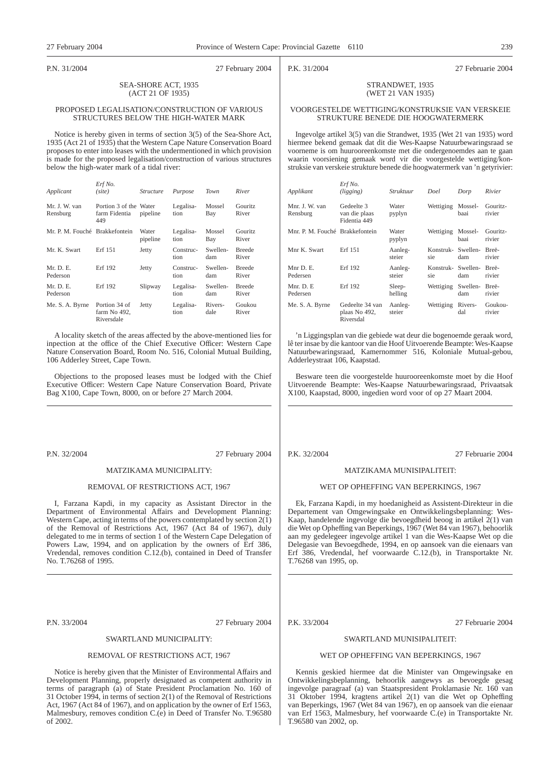P.N. 31/2004 27 February 2004

## SEA-SHORE ACT, 1935 (ACT 21 OF 1935)

### PROPOSED LEGALISATION/CONSTRUCTION OF VARIOUS STRUCTURES BELOW THE HIGH-WATER MARK

Notice is hereby given in terms of section 3(5) of the Sea-Shore Act, 1935 (Act 21 of 1935) that the Western Cape Nature Conservation Board proposes to enter into leases with the undermentioned in which provision is made for the proposed legalisation/construction of various structures below the high-water mark of a tidal river:

| *Applicant* | *Erf No. (site)* | *Structure* | *Purpose* | *Town* | *River* |
|---|---|---|---|---|---|
| Mr. J. W. van Rensburg | Portion 3 of the farm Fidentia 449 | Water pipeline | Legalisation | Mossel Bay | Gouritz River |
| Mr. P. M. Fouché | Brakkefontein | Water pipeline | Legalisation | Mossel Bay | Gouritz River |
| Mr. K. Swart | Erf 151 | Jetty | Construction | Swellendam | Breede River |
| Mr. D. E. Pederson | Erf 192 | Jetty | Construction | Swellendam | Breede River |
| Mr. D. E. Pederson | Erf 192 | Slipway | Legalisation | Swellendam | Breede River |
| Me. S. A. Byrne | Portion 34 of farm No 492, Riversdale | Jetty | Legalisation | Riversdale | Goukou River |

A locality sketch of the areas affected by the above-mentioned lies for inspection at the office of the Chief Executive Officer: Western Cape Nature Conservation Board, Room No. 516, Colonial Mutual Building, 106 Adderley Street, Cape Town.

Objections to the proposed leases must be lodged with the Chief Executive Officer: Western Cape Nature Conservation Board, Private Bag X100, Cape Town, 8000, on or before 27 March 2004.

---

P.K. 31/2004 27 Februarie 2004

## STRANDWET, 1935 (WET 21 VAN 1935)

### VOORGESTELDE WETTIGING/KONSTRUKSIE VAN VERSKEIE STRUKTURE BENEDE DIE HOOGWATERMERK

Ingevolge artikel 3(5) van die Strandwet, 1935 (Wet 21 van 1935) word hiermee bekend gemaak dat dit die Wes-Kaapse Natuurbewaringsraad se voorneme is om huurooreenkomste met die ondergenoemdes aan te gaan waarin voorsiening gemaak word vir die voorgestelde wettiging/konstruksie van verskeie strukture benede die hoogwatermerk van 'n getyrivier:

| *Applikant* | *Erf No. (ligging)* | *Struktuur* | *Doel* | *Dorp* | *Rivier* |
|---|---|---|---|---|---|
| Mnr. J. W. van Rensburg | Gedeelte 3 van die plaas Fidentia 449 | Water pyplyn | Wettiging | Mosselbaai | Gouritzrivier |
| Mnr. P. M. Fouché | Brakkefontein | Water pyplyn | Wettiging | Mosselbaai | Gouritzrivier |
| Mnr K. Swart | Erf 151 | Aanlegsteier | Konstruksie | Swellendam | Breërivier |
| Mnr D. E. Pedersen | Erf 192 | Aanlegsteier | Konstruksie | Swellendam | Breërivier |
| Mnr. D. E Pedersen | Erf 192 | Sleephelling | Wettiging | Swellendam | Breërivier |
| Me. S. A. Byrne | Gedeelte 34 van plaas No 492, Riversdal | Aanlegsteier | Wettiging | Riversdal | Goukourivier |

'n Liggingsplan van die gebiede wat deur die bogenoemde geraak word, lê ter insae by die kantoor van die Hoof Uitvoerende Beampte: Wes-Kaapse Natuurbewaringsraad, Kamernommer 516, Koloniale Mutual-gebou, Adderleystraat 106, Kaapstad.

Besware teen die voorgestelde huurooreenkomste moet by die Hoof Uitvoerende Beampte: Wes-Kaapse Natuurbewaringsraad, Privaatsak X100, Kaapstad, 8000, ingedien word voor of op 27 Maart 2004.

---

P.N. 32/2004 27 February 2004

## MATZIKAMA MUNICIPALITY:

### REMOVAL OF RESTRICTIONS ACT, 1967

I, Farzana Kapdi, in my capacity as Assistant Director in the Department of Environmental Affairs and Development Planning: Western Cape, acting in terms of the powers contemplated by section 2(1) of the Removal of Restrictions Act, 1967 (Act 84 of 1967), duly delegated to me in terms of section 1 of the Western Cape Delegation of Powers Law, 1994, and on application by the owners of Erf 386, Vredendal, removes condition C.12.(b), contained in Deed of Transfer No. T.76268 of 1995.

---

P.K. 32/2004 27 Februarie 2004

## MATZIKAMA MUNISIPALITEIT:

### WET OP OPHEFFING VAN BEPERKINGS, 1967

Ek, Farzana Kapdi, in my hoedanigheid as Assistent-Direkteur in die Departement van Omgewingsake en Ontwikkelingsbeplanning: Wes-Kaap, handelende ingevolge die bevoegdheid beoog in artikel 2(1) van die Wet op Opheffing van Beperkings, 1967 (Wet 84 van 1967), behoorlik aan my gedelegeer ingevolge artikel 1 van die Wes-Kaapse Wet op die Delegasie van Bevoegdhede, 1994, en op aansoek van die eienaars van Erf 386, Vredendal, hef voorwaarde C.12.(b), in Transportakte Nr. T.76268 van 1995, op.

---

P.N. 33/2004 27 February 2004

## SWARTLAND MUNICIPALITY:

### REMOVAL OF RESTRICTIONS ACT, 1967

Notice is hereby given that the Minister of Environmental Affairs and Development Planning, properly designated as competent authority in terms of paragraph (a) of State President Proclamation No. 160 of 31 October 1994, in terms of section 2(1) of the Removal of Restrictions Act, 1967 (Act 84 of 1967), and on application by the owner of Erf 1563, Malmesbury, removes condition C.(e) in Deed of Transfer No. T.96580 of 2002.

---

P.K. 33/2004 27 Februarie 2004

## SWARTLAND MUNISIPALITEIT:

### WET OP OPHEFFING VAN BEPERKINGS, 1967

Kennis geskied hiermee dat die Minister van Omgewingsake en Ontwikkelingsbeplanning, behoorlik aangewys as bevoegde gesag ingevolge paragraaf (a) van Staatspresident Proklamasie Nr. 160 van 31 Oktober 1994, kragtens artikel 2(1) van die Wet op Opheffing van Beperkings, 1967 (Wet 84 van 1967), en op aansoek van die eienaar van Erf 1563, Malmesbury, hef voorwaarde C.(e) in Transportakte Nr. T.96580 van 2002, op.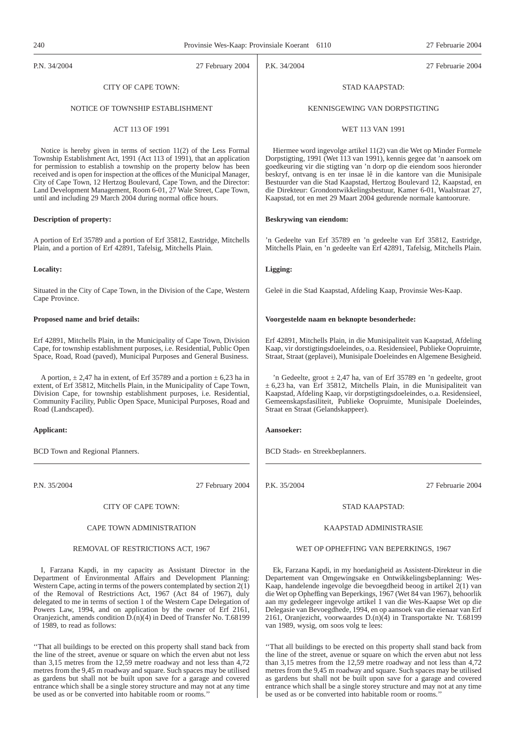P.N. 34/2004 27 February 2004

CITY OF CAPE TOWN:

NOTICE OF TOWNSHIP ESTABLISHMENT

ACT 113 OF 1991

Notice is hereby given in terms of section 11(2) of the Less Formal Township Establishment Act, 1991 (Act 113 of 1991), that an application for permission to establish a township on the property below has been received and is open for inspection at the offices of the Municipal Manager, City of Cape Town, 12 Hertzog Boulevard, Cape Town, and the Director: Land Development Management, Room 6-01, 27 Wale Street, Cape Town, until and including 29 March 2004 during normal office hours.

**Description of property:**

A portion of Erf 35789 and a portion of Erf 35812, Eastridge, Mitchells Plain, and a portion of Erf 42891, Tafelsig, Mitchells Plain.

**Locality:**

Situated in the City of Cape Town, in the Division of the Cape, Western Cape Province.

**Proposed name and brief details:**

Erf 42891, Mitchells Plain, in the Municipality of Cape Town, Division Cape, for township establishment purposes, i.e. Residential, Public Open Space, Road, Road (paved), Municipal Purposes and General Business.

A portion, ± 2,47 ha in extent, of Erf 35789 and a portion ± 6,23 ha in extent, of Erf 35812, Mitchells Plain, in the Municipality of Cape Town, Division Cape, for township establishment purposes, i.e. Residential, Community Facility, Public Open Space, Municipal Purposes, Road and Road (Landscaped).

**Applicant:**

BCD Town and Regional Planners.

---

P.K. 34/2004 27 Februarie 2004

STAD KAAPSTAD:

KENNISGEWING VAN DORPSTIGTING

WET 113 VAN 1991

Hiermee word ingevolge artikel 11(2) van die Wet op Minder Formele Dorpstigting, 1991 (Wet 113 van 1991), kennis gegee dat 'n aansoek om goedkeuring vir die stigting van 'n dorp op die eiendom soos hieronder beskryf, ontvang is en ter insae lê in die kantore van die Munisipale Bestuurder van die Stad Kaapstad, Hertzog Boulevard 12, Kaapstad, en die Direkteur: Grondontwikkelingsbestuur, Kamer 6-01, Waalstraat 27, Kaapstad, tot en met 29 Maart 2004 gedurende normale kantoorure.

**Beskrywing van eiendom:**

'n Gedeelte van Erf 35789 en 'n gedeelte van Erf 35812, Eastridge, Mitchells Plain, en 'n gedeelte van Erf 42891, Tafelsig, Mitchells Plain.

**Ligging:**

Geleë in die Stad Kaapstad, Afdeling Kaap, Provinsie Wes-Kaap.

**Voorgestelde naam en beknopte besonderhede:**

Erf 42891, Mitchells Plain, in die Munisipaliteit van Kaapstad, Afdeling Kaap, vir dorstigtingsdoeleindes, o.a. Residensieel, Publieke Oopruimte, Straat, Straat (geplavei), Munisipale Doeleindes en Algemene Besigheid.

'n Gedeelte, groot ± 2,47 ha, van Erf 35789 en 'n gedeelte, groot ± 6,23 ha, van Erf 35812, Mitchells Plain, in die Munisipaliteit van Kaapstad, Afdeling Kaap, vir dorpstigtingsdoeleindes, o.a. Residensieel, Gemeenskapsfasiliteit, Publieke Oopruimte, Munisipale Doeleindes, Straat en Straat (Gelandskappeer).

**Aansoeker:**

BCD Stads- en Streekbeplanners.

---

P.N. 35/2004 27 February 2004

CITY OF CAPE TOWN:

CAPE TOWN ADMINISTRATION

REMOVAL OF RESTRICTIONS ACT, 1967

I, Farzana Kapdi, in my capacity as Assistant Director in the Department of Environmental Affairs and Development Planning: Western Cape, acting in terms of the powers contemplated by section 2(1) of the Removal of Restrictions Act, 1967 (Act 84 of 1967), duly delegated to me in terms of section 1 of the Western Cape Delegation of Powers Law, 1994, and on application by the owner of Erf 2161, Oranjezicht, amends condition D.(n)(4) in Deed of Transfer No. T.68199 of 1989, to read as follows:

''That all buildings to be erected on this property shall stand back from the line of the street, avenue or square on which the erven abut not less than 3,15 metres from the 12,59 metre roadway and not less than 4,72 metres from the 9,45 m roadway and square. Such spaces may be utilised as gardens but shall not be built upon save for a garage and covered entrance which shall be a single storey structure and may not at any time be used as or be converted into habitable room or rooms.''

---

P.K. 35/2004 27 Februarie 2004

STAD KAAPSTAD:

KAAPSTAD ADMINISTRASIE

WET OP OPHEFFING VAN BEPERKINGS, 1967

Ek, Farzana Kapdi, in my hoedanigheid as Assistent-Direkteur in die Departement van Omgewingsake en Ontwikkelingsbeplanning: Wes-Kaap, handelende ingevolge die bevoegdheid beoog in artikel 2(1) van die Wet op Opheffing van Beperkings, 1967 (Wet 84 van 1967), behoorlik aan my gedelegeer ingevolge artikel 1 van die Wes-Kaapse Wet op die Delegasie van Bevoegdhede, 1994, en op aansoek van die eienaar van Erf 2161, Oranjezicht, voorwaardes D.(n)(4) in Transportakte Nr. T.68199 van 1989, wysig, om soos volg te lees:

''That all buildings to be erected on this property shall stand back from the line of the street, avenue or square on which the erven abut not less than 3,15 metres from the 12,59 metre roadway and not less than 4,72 metres from the 9,45 m roadway and square. Such spaces may be utilised as gardens but shall not be built upon save for a garage and covered entrance which shall be a single storey structure and may not at any time be used as or be converted into habitable room or rooms.''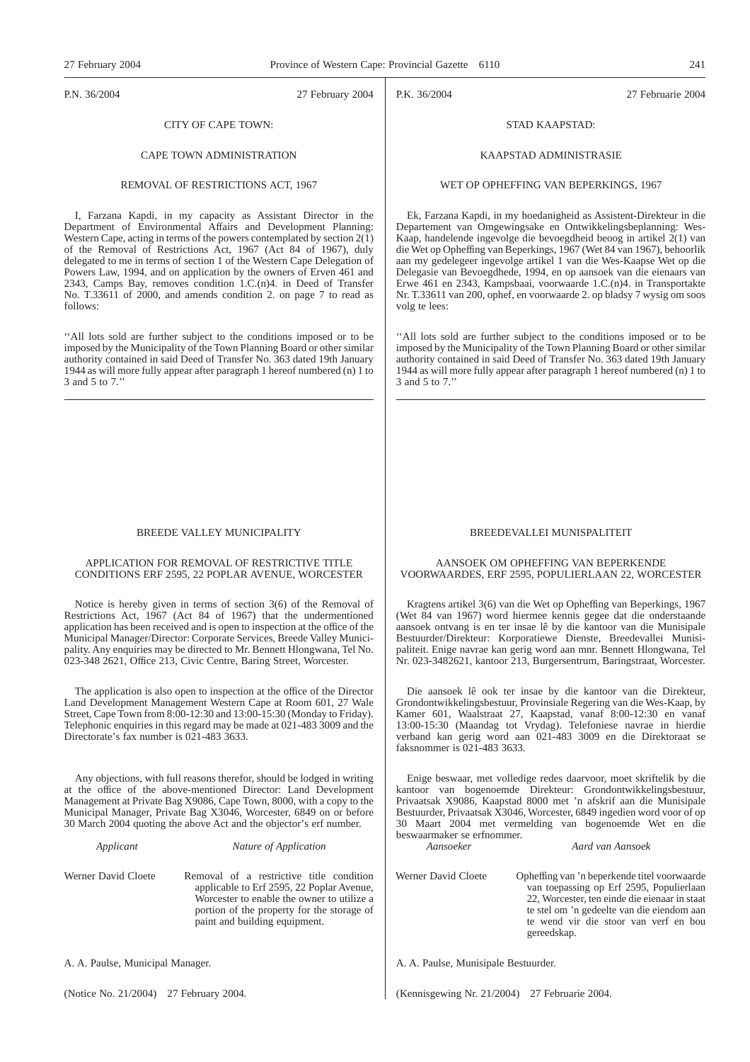P.N. 36/2004 27 February 2004

CITY OF CAPE TOWN:

CAPE TOWN ADMINISTRATION

REMOVAL OF RESTRICTIONS ACT, 1967

I, Farzana Kapdi, in my capacity as Assistant Director in the Department of Environmental Affairs and Development Planning: Western Cape, acting in terms of the powers contemplated by section 2(1) of the Removal of Restrictions Act, 1967 (Act 84 of 1967), duly delegated to me in terms of section 1 of the Western Cape Delegation of Powers Law, 1994, and on application by the owners of Erven 461 and 2343, Camps Bay, removes condition 1.C.(n)4. in Deed of Transfer No. T.33611 of 2000, and amends condition 2. on page 7 to read as follows:

''All lots sold are further subject to the conditions imposed or to be imposed by the Municipality of the Town Planning Board or other similar authority contained in said Deed of Transfer No. 363 dated 19th January 1944 as will more fully appear after paragraph 1 hereof numbered (n) 1 to 3 and 5 to 7.''

---

P.K. 36/2004 27 Februarie 2004

STAD KAAPSTAD:

KAAPSTAD ADMINISTRASIE

WET OP OPHEFFING VAN BEPERKINGS, 1967

Ek, Farzana Kapdi, in my hoedanigheid as Assistent-Direkteur in die Departement van Omgewingsake en Ontwikkelingsbeplanning: Wes-Kaap, handelende ingevolge die bevoegdheid beoog in artikel 2(1) van die Wet op Opheffing van Beperkings, 1967 (Wet 84 van 1967), behoorlik aan my gedelegeer ingevolge artikel 1 van die Wes-Kaapse Wet op die Delegasie van Bevoegdhede, 1994, en op aansoek van die eienaars van Erwe 461 en 2343, Kampsbaai, voorwaarde 1.C.(n)4. in Transportakte Nr. T.33611 van 200, ophef, en voorwaarde 2. op bladsy 7 wysig om soos volg te lees:

''All lots sold are further subject to the conditions imposed or to be imposed by the Municipality of the Town Planning Board or other similar authority contained in said Deed of Transfer No. 363 dated 19th January 1944 as will more fully appear after paragraph 1 hereof numbered (n) 1 to 3 and 5 to 7.''

---

BREEDE VALLEY MUNICIPALITY

APPLICATION FOR REMOVAL OF RESTRICTIVE TITLE CONDITIONS ERF 2595, 22 POPLAR AVENUE, WORCESTER

Notice is hereby given in terms of section 3(6) of the Removal of Restrictions Act, 1967 (Act 84 of 1967) that the undermentioned application has been received and is open to inspection at the office of the Municipal Manager/Director: Corporate Services, Breede Valley Municipality. Any enquiries may be directed to Mr. Bennett Hlongwana, Tel No. 023-348 2621, Office 213, Civic Centre, Baring Street, Worcester.

The application is also open to inspection at the office of the Director Land Development Management Western Cape at Room 601, 27 Wale Street, Cape Town from 8:00-12:30 and 13:00-15:30 (Monday to Friday). Telephonic enquiries in this regard may be made at 021-483 3009 and the Directorate's fax number is 021-483 3633.

Any objections, with full reasons therefor, should be lodged in writing at the office of the above-mentioned Director: Land Development Management at Private Bag X9086, Cape Town, 8000, with a copy to the Municipal Manager, Private Bag X3046, Worcester, 6849 on or before 30 March 2004 quoting the above Act and the objector's erf number.

| *Applicant* | *Nature of Application* |
|---|---|
| Werner David Cloete | Removal of a restrictive title condition applicable to Erf 2595, 22 Poplar Avenue, Worcester to enable the owner to utilize a portion of the property for the storage of paint and building equipment. |

A. A. Paulse, Municipal Manager.

(Notice No. 21/2004) 27 February 2004.

---

BREEDEVALLEI MUNISPALITEIT

AANSOEK OM OPHEFFING VAN BEPERKENDE VOORWAARDES, ERF 2595, POPULIERLAAN 22, WORCESTER

Kragtens artikel 3(6) van die Wet op Opheffing van Beperkings, 1967 (Wet 84 van 1967) word hiermee kennis gegee dat die onderstaande aansoek ontvang is en ter insae lê by die kantoor van die Munisipale Bestuurder/Direkteur: Korporatiewe Dienste, Breedevallei Munisipaliteit. Enige navrae kan gerig word aan mnr. Bennett Hlongwana, Tel Nr. 023-3482621, kantoor 213, Burgersentrum, Baringstraat, Worcester.

Die aansoek lê ook ter insae by die kantoor van die Direkteur, Grondontwikkelingsbestuur, Provinsiale Regering van die Wes-Kaap, by Kamer 601, Waalstraat 27, Kaapstad, vanaf 8:00-12:30 en vanaf 13:00-15:30 (Maandag tot Vrydag). Telefoniese navrae in hierdie verband kan gerig word aan 021-483 3009 en die Direktoraat se faksnommer is 021-483 3633.

Enige beswaar, met volledige redes daarvoor, moet skriftelik by die kantoor van bogenoemde Direkteur: Grondontwikkelingsbestuur, Privaatsak X9086, Kaapstad 8000 met 'n afskrif aan die Munisipale Bestuurder, Privaatsak X3046, Worcester, 6849 ingedien word voor of op 30 Maart 2004 met vermelding van bogenoemde Wet en die beswaarmaker se erfnommer.

| *Aansoeker* | *Aard van Aansoek* |
|---|---|
| Werner David Cloete | Opheffing van 'n beperkende titel voorwaarde van toepassing op Erf 2595, Populierlaan 22, Worcester, ten einde die eienaar in staat te stel om 'n gedeelte van die eiendom aan te wend vir die stoor van verf en bou gereedskap. |

A. A. Paulse, Munisipale Bestuurder.

(Kennisgewing Nr. 21/2004) 27 Februarie 2004.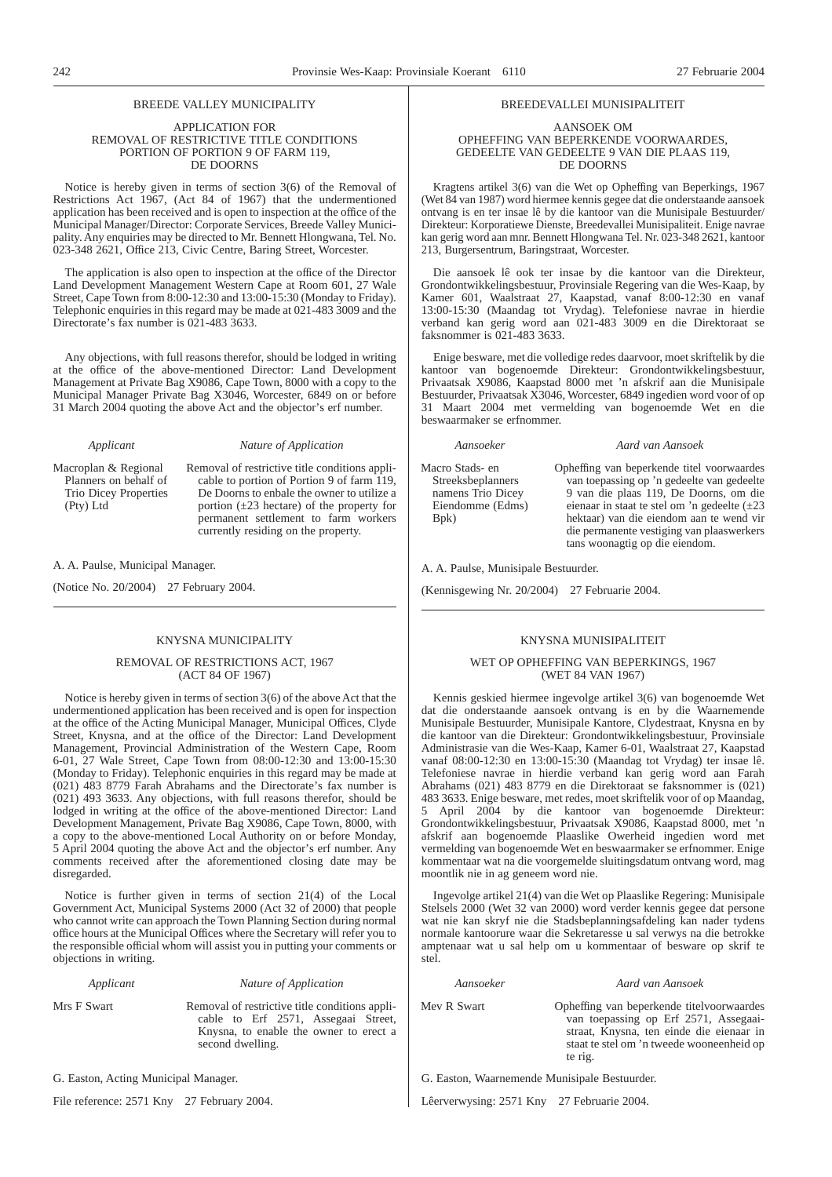BREEDE VALLEY MUNICIPALITY

APPLICATION FOR
REMOVAL OF RESTRICTIVE TITLE CONDITIONS
PORTION OF PORTION 9 OF FARM 119,
DE DOORNS

Notice is hereby given in terms of section 3(6) of the Removal of Restrictions Act 1967, (Act 84 of 1967) that the undermentioned application has been received and is open to inspection at the office of the Municipal Manager/Director: Corporate Services, Breede Valley Municipality. Any enquiries may be directed to Mr. Bennett Hlongwana, Tel. No. 023-348 2621, Office 213, Civic Centre, Baring Street, Worcester.

The application is also open to inspection at the office of the Director Land Development Management Western Cape at Room 601, 27 Wale Street, Cape Town from 8:00-12:30 and 13:00-15:30 (Monday to Friday). Telephonic enquiries in this regard may be made at 021-483 3009 and the Directorate's fax number is 021-483 3633.

Any objections, with full reasons therefor, should be lodged in writing at the office of the above-mentioned Director: Land Development Management at Private Bag X9086, Cape Town, 8000 with a copy to the Municipal Manager Private Bag X3046, Worcester, 6849 on or before 31 March 2004 quoting the above Act and the objector's erf number.

| *Applicant* | *Nature of Application* |
|---|---|
| Macroplan & Regional Planners on behalf of Trio Dicey Properties (Pty) Ltd | Removal of restrictive title conditions applicable to portion of Portion 9 of farm 119, De Doorns to enbale the owner to utilize a portion (±23 hectare) of the property for permanent settlement to farm workers currently residing on the property. |

A. A. Paulse, Municipal Manager.

(Notice No. 20/2004) 27 February 2004.

---

BREEDEVALLEI MUNISIPALITEIT

AANSOEK OM
OPHEFFING VAN BEPERKENDE VOORWAARDES,
GEDEELTE VAN GEDEELTE 9 VAN DIE PLAAS 119,
DE DOORNS

Kragtens artikel 3(6) van die Wet op Opheffing van Beperkings, 1967 (Wet 84 van 1987) word hiermee kennis gegee dat die onderstaande aansoek ontvang is en ter insae lê by die kantoor van die Munisipale Bestuurder/ Direkteur: Korporatiewe Dienste, Breedevallei Munisipaliteit. Enige navrae kan gerig word aan mnr. Bennett Hlongwana Tel. Nr. 023-348 2621, kantoor 213, Burgersentrum, Baringstraat, Worcester.

Die aansoek lê ook ter insae by die kantoor van die Direkteur, Grondontwikkelingsbestuur, Provinsiale Regering van die Wes-Kaap, by Kamer 601, Waalstraat 27, Kaapstad, vanaf 8:00-12:30 en vanaf 13:00-15:30 (Maandag tot Vrydag). Telefoniese navrae in hierdie verband kan gerig word aan 021-483 3009 en die Direktoraat se faksnommer is 021-483 3633.

Enige besware, met die volledige redes daarvoor, moet skriftelik by die kantoor van bogenoemde Direkteur: Grondontwikkelingsbestuur, Privaatsak X9086, Kaapstad 8000 met 'n afskrif aan die Munisipale Bestuurder, Privaatsak X3046, Worcester, 6849 ingedien word voor of op 31 Maart 2004 met vermelding van bogenoemde Wet en die beswaarmaker se erfnommer.

| *Aansoeker* | *Aard van Aansoek* |
|---|---|
| Macro Stads- en Streeksbeplanners namens Trio Dicey Eiendomme (Edms) Bpk) | Opheffing van beperkende titel voorwaardes van toepassing op 'n gedeelte van gedeelte 9 van die plaas 119, De Doorns, om die eienaar in staat te stel om 'n gedeelte (±23 hektaar) van die eiendom aan te wend vir die permanente vestiging van plaaswerkers tans woonagtig op die eiendom. |

A. A. Paulse, Munisipale Bestuurder.

(Kennisgewing Nr. 20/2004) 27 Februarie 2004.

---

KNYSNA MUNICIPALITY

REMOVAL OF RESTRICTIONS ACT, 1967
(ACT 84 OF 1967)

Notice is hereby given in terms of section 3(6) of the above Act that the undermentioned application has been received and is open for inspection at the office of the Acting Municipal Manager, Municipal Offices, Clyde Street, Knysna, and at the office of the Director: Land Development Management, Provincial Administration of the Western Cape, Room 6-01, 27 Wale Street, Cape Town from 08:00-12:30 and 13:00-15:30 (Monday to Friday). Telephonic enquiries in this regard may be made at (021) 483 8779 Farah Abrahams and the Directorate's fax number is (021) 493 3633. Any objections, with full reasons therefor, should be lodged in writing at the office of the above-mentioned Director: Land Development Management, Private Bag X9086, Cape Town, 8000, with a copy to the above-mentioned Local Authority on or before Monday, 5 April 2004 quoting the above Act and the objector's erf number. Any comments received after the aforementioned closing date may be disregarded.

Notice is further given in terms of section 21(4) of the Local Government Act, Municipal Systems 2000 (Act 32 of 2000) that people who cannot write can approach the Town Planning Section during normal office hours at the Municipal Offices where the Secretary will refer you to the responsible official whom will assist you in putting your comments or objections in writing.

| *Applicant* | *Nature of Application* |
|---|---|
| Mrs F Swart | Removal of restrictive title conditions applicable to Erf 2571, Assegaai Street, Knysna, to enable the owner to erect a second dwelling. |

G. Easton, Acting Municipal Manager.

File reference: 2571 Kny 27 February 2004.

---

KNYSNA MUNISIPALITEIT

WET OP OPHEFFING VAN BEPERKINGS, 1967
(WET 84 VAN 1967)

Kennis geskied hiermee ingevolge artikel 3(6) van bogenoemde Wet dat die onderstaande aansoek ontvang is en by die Waarnemende Munisipale Bestuurder, Munisipale Kantore, Clydestraat, Knysna en by die kantoor van die Direkteur: Grondontwikkelingsbestuur, Provinsiale Administrasie van die Wes-Kaap, Kamer 6-01, Waalstraat 27, Kaapstad vanaf 08:00-12:30 en 13:00-15:30 (Maandag tot Vrydag) ter insae lê. Telefoniese navrae in hierdie verband kan gerig word aan Farah Abrahams (021) 483 8779 en die Direktoraat se faksnommer is (021) 483 3633. Enige besware, met redes, moet skriftelik voor of op Maandag, 5 April 2004 by die kantoor van bogenoemde Direkteur: Grondontwikkelingsbestuur, Privaatsak X9086, Kaapstad 8000, met 'n afskrif aan bogenoemde Plaaslike Owerheid ingedien word met vermelding van bogenoemde Wet en beswaarmaker se erfnommer. Enige kommentaar wat na die voorgemelde sluitingsdatum ontvang word, mag moontlik nie in ag geneem word nie.

Ingevolge artikel 21(4) van die Wet op Plaaslike Regering: Munisipale Stelsels 2000 (Wet 32 van 2000) word verder kennis gegee dat persone wat nie kan skryf nie die Stadsbeplanningsafdeling kan nader tydens normale kantoorure waar die Sekretaresse u sal verwys na die betrokke amptenaar wat u sal help om u kommentaar of besware op skrif te stel.

| *Aansoeker* | *Aard van Aansoek* |
|---|---|
| Mev R Swart | Opheffing van beperkende titelvoorwaardes van toepassing op Erf 2571, Assegaaistraat, Knysna, ten einde die eienaar in staat te stel om 'n tweede wooneenheid op te rig. |

G. Easton, Waarnemende Munisipale Bestuurder.

Lêerverwysing: 2571 Kny 27 Februarie 2004.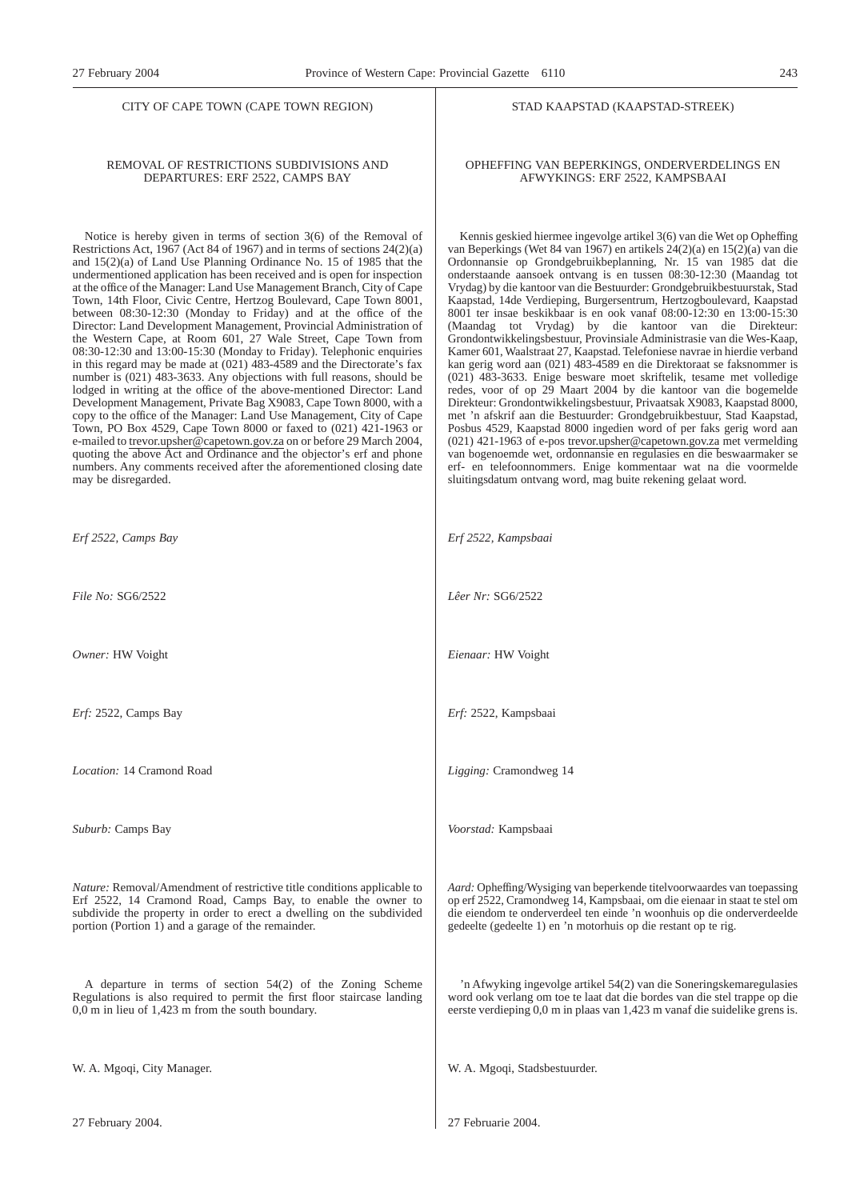CITY OF CAPE TOWN (CAPE TOWN REGION)

## REMOVAL OF RESTRICTIONS SUBDIVISIONS AND DEPARTURES: ERF 2522, CAMPS BAY

Notice is hereby given in terms of section 3(6) of the Removal of Restrictions Act, 1967 (Act 84 of 1967) and in terms of sections 24(2)(a) and 15(2)(a) of Land Use Planning Ordinance No. 15 of 1985 that the undermentioned application has been received and is open for inspection at the office of the Manager: Land Use Management Branch, City of Cape Town, 14th Floor, Civic Centre, Hertzog Boulevard, Cape Town 8001, between 08:30-12:30 (Monday to Friday) and at the office of the Director: Land Development Management, Provincial Administration of the Western Cape, at Room 601, 27 Wale Street, Cape Town from 08:30-12:30 and 13:00-15:30 (Monday to Friday). Telephonic enquiries in this regard may be made at (021) 483-4589 and the Directorate's fax number is (021) 483-3633. Any objections with full reasons, should be lodged in writing at the office of the above-mentioned Director: Land Development Management, Private Bag X9083, Cape Town 8000, with a copy to the office of the Manager: Land Use Management, City of Cape Town, PO Box 4529, Cape Town 8000 or faxed to (021) 421-1963 or e-mailed to trevor.upsher@capetown.gov.za on or before 29 March 2004, quoting the above Act and Ordinance and the objector's erf and phone numbers. Any comments received after the aforementioned closing date may be disregarded.

*Erf 2522, Camps Bay*

*File No:* SG6/2522

*Owner:* HW Voight

*Erf:* 2522, Camps Bay

*Location:* 14 Cramond Road

*Suburb:* Camps Bay

*Nature:* Removal/Amendment of restrictive title conditions applicable to Erf 2522, 14 Cramond Road, Camps Bay, to enable the owner to subdivide the property in order to erect a dwelling on the subdivided portion (Portion 1) and a garage of the remainder.

A departure in terms of section 54(2) of the Zoning Scheme Regulations is also required to permit the first floor staircase landing 0,0 m in lieu of 1,423 m from the south boundary.

W. A. Mgoqi, City Manager.

27 February 2004.

STAD KAAPSTAD (KAAPSTAD-STREEK)

## OPHEFFING VAN BEPERKINGS, ONDERVERDELINGS EN AFWYKINGS: ERF 2522, KAMPSBAAI

Kennis geskied hiermee ingevolge artikel 3(6) van die Wet op Opheffing van Beperkings (Wet 84 van 1967) en artikels 24(2)(a) en 15(2)(a) van die Ordonnansie op Grondgebruikbeplanning, Nr. 15 van 1985 dat die onderstaande aansoek ontvang is en tussen 08:30-12:30 (Maandag tot Vrydag) by die kantoor van die Bestuurder: Grondgebruikbestuurstak, Stad Kaapstad, 14de Verdieping, Burgersentrum, Hertzogboulevard, Kaapstad 8001 ter insae beskikbaar is en ook vanaf 08:00-12:30 en 13:00-15:30 (Maandag tot Vrydag) by die kantoor van die Direkteur: Grondontwikkelingsbestuur, Provinsiale Administrasie van die Wes-Kaap, Kamer 601, Waalstraat 27, Kaapstad. Telefoniese navrae in hierdie verband kan gerig word aan (021) 483-4589 en die Direktoraat se faksnommer is (021) 483-3633. Enige besware moet skriftelik, tesame met volledige redes, voor of op 29 Maart 2004 by die kantoor van die bogemelde Direkteur: Grondontwikkelingsbestuur, Privaatsak X9083, Kaapstad 8000, met 'n afskrif aan die Bestuurder: Grondgebruikbestuur, Stad Kaapstad, Posbus 4529, Kaapstad 8000 ingedien word of per faks gerig word aan (021) 421-1963 of e-pos trevor.upsher@capetown.gov.za met vermelding van bogenoemde wet, ordonnansie en regulasies en die beswaarmaker se erf- en telefoonnommers. Enige kommentaar wat na die voormelde sluitingsdatum ontvang word, mag buite rekening gelaat word.

*Erf 2522, Kampsbaai*

*Lêer Nr:* SG6/2522

*Eienaar:* HW Voight

*Erf:* 2522, Kampsbaai

*Ligging:* Cramondweg 14

*Voorstad:* Kampsbaai

*Aard:* Opheffing/Wysiging van beperkende titelvoorwaardes van toepassing op erf 2522, Cramondweg 14, Kampsbaai, om die eienaar in staat te stel om die eiendom te onderverdeel ten einde 'n woonhuis op die onderverdeelde gedeelte (gedeelte 1) en 'n motorhuis op die restant op te rig.

'n Afwyking ingevolge artikel 54(2) van die Soneringskemaregulasies word ook verlang om toe te laat dat die bordes van die stel trappe op die eerste verdieping 0,0 m in plaas van 1,423 m vanaf die suidelike grens is.

W. A. Mgoqi, Stadsbestuurder.

27 Februarie 2004.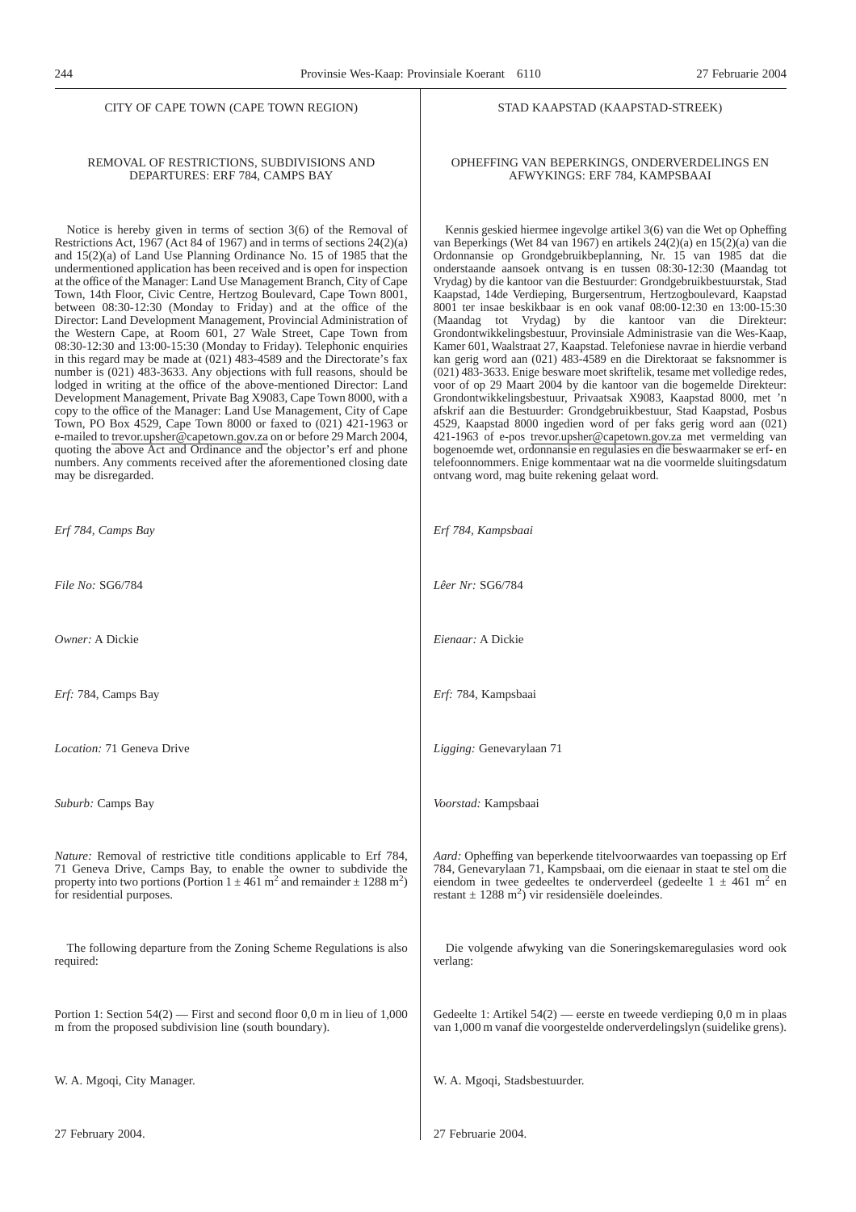CITY OF CAPE TOWN (CAPE TOWN REGION)

## REMOVAL OF RESTRICTIONS, SUBDIVISIONS AND DEPARTURES: ERF 784, CAMPS BAY

Notice is hereby given in terms of section 3(6) of the Removal of Restrictions Act, 1967 (Act 84 of 1967) and in terms of sections 24(2)(a) and 15(2)(a) of Land Use Planning Ordinance No. 15 of 1985 that the undermentioned application has been received and is open for inspection at the office of the Manager: Land Use Management Branch, City of Cape Town, 14th Floor, Civic Centre, Hertzog Boulevard, Cape Town 8001, between 08:30-12:30 (Monday to Friday) and at the office of the Director: Land Development Management, Provincial Administration of the Western Cape, at Room 601, 27 Wale Street, Cape Town from 08:30-12:30 and 13:00-15:30 (Monday to Friday). Telephonic enquiries in this regard may be made at (021) 483-4589 and the Directorate's fax number is (021) 483-3633. Any objections with full reasons, should be lodged in writing at the office of the above-mentioned Director: Land Development Management, Private Bag X9083, Cape Town 8000, with a copy to the office of the Manager: Land Use Management, City of Cape Town, PO Box 4529, Cape Town 8000 or faxed to (021) 421-1963 or e-mailed to trevor.upsher@capetown.gov.za on or before 29 March 2004, quoting the above Act and Ordinance and the objector's erf and phone numbers. Any comments received after the aforementioned closing date may be disregarded.

*Erf 784, Camps Bay*

*File No:* SG6/784

*Owner:* A Dickie

*Erf:* 784, Camps Bay

*Location:* 71 Geneva Drive

*Suburb:* Camps Bay

*Nature:* Removal of restrictive title conditions applicable to Erf 784, 71 Geneva Drive, Camps Bay, to enable the owner to subdivide the property into two portions (Portion 1 ± 461 m$^2$ and remainder ± 1288 m$^2$) for residential purposes.

The following departure from the Zoning Scheme Regulations is also required:

Portion 1: Section 54(2) — First and second floor 0,0 m in lieu of 1,000 m from the proposed subdivision line (south boundary).

W. A. Mgoqi, City Manager.

27 February 2004.

STAD KAAPSTAD (KAAPSTAD-STREEK)

## OPHEFFING VAN BEPERKINGS, ONDERVERDELINGS EN AFWYKINGS: ERF 784, KAMPSBAAI

Kennis geskied hiermee ingevolge artikel 3(6) van die Wet op Opheffing van Beperkings (Wet 84 van 1967) en artikels 24(2)(a) en 15(2)(a) van die Ordonnansie op Grondgebruikbeplanning, Nr. 15 van 1985 dat die onderstaande aansoek ontvang is en tussen 08:30-12:30 (Maandag tot Vrydag) by die kantoor van die Bestuurder: Grondgebruikbestuurstak, Stad Kaapstad, 14de Verdieping, Burgersentrum, Hertzogboulevard, Kaapstad 8001 ter insae beskikbaar is en ook vanaf 08:00-12:30 en 13:00-15:30 (Maandag tot Vrydag) by die kantoor van die Direkteur: Grondontwikkelingsbestuur, Provinsiale Administrasie van die Wes-Kaap, Kamer 601, Waalstraat 27, Kaapstad. Telefoniese navrae in hierdie verband kan gerig word aan (021) 483-4589 en die Direktoraat se faksnommer is (021) 483-3633. Enige besware moet skriftelik, tesame met volledige redes, voor of op 29 Maart 2004 by die kantoor van die bogemelde Direkteur: Grondontwikkelingsbestuur, Privaatsak X9083, Kaapstad 8000, met 'n afskrif aan die Bestuurder: Grondgebruikbestuur, Stad Kaapstad, Posbus 4529, Kaapstad 8000 ingedien word of per faks gerig word aan (021) 421-1963 of e-pos trevor.upsher@capetown.gov.za met vermelding van bogenoemde wet, ordonnansie en regulasies en die beswaarmaker se erf- en telefoonnommers. Enige kommentaar wat na die voormelde sluitingsdatum ontvang word, mag buite rekening gelaat word.

*Erf 784, Kampsbaai*

*Lêer Nr:* SG6/784

*Eienaar:* A Dickie

*Erf:* 784, Kampsbaai

*Ligging:* Genevarylaan 71

*Voorstad:* Kampsbaai

*Aard:* Opheffing van beperkende titelvoorwaardes van toepassing op Erf 784, Genevarylaan 71, Kampsbaai, om die eienaar in staat te stel om die eiendom in twee gedeeltes te onderverdeel (gedeelte 1 ± 461 m$^2$ en restant ± 1288 m$^2$) vir residensiële doeleindes.

Die volgende afwyking van die Soneringskemaregulasies word ook verlang:

Gedeelte 1: Artikel 54(2) — eerste en tweede verdieping 0,0 m in plaas van 1,000 m vanaf die voorgestelde onderverdelingslyn (suidelike grens).

W. A. Mgoqi, Stadsbestuurder.

27 Februarie 2004.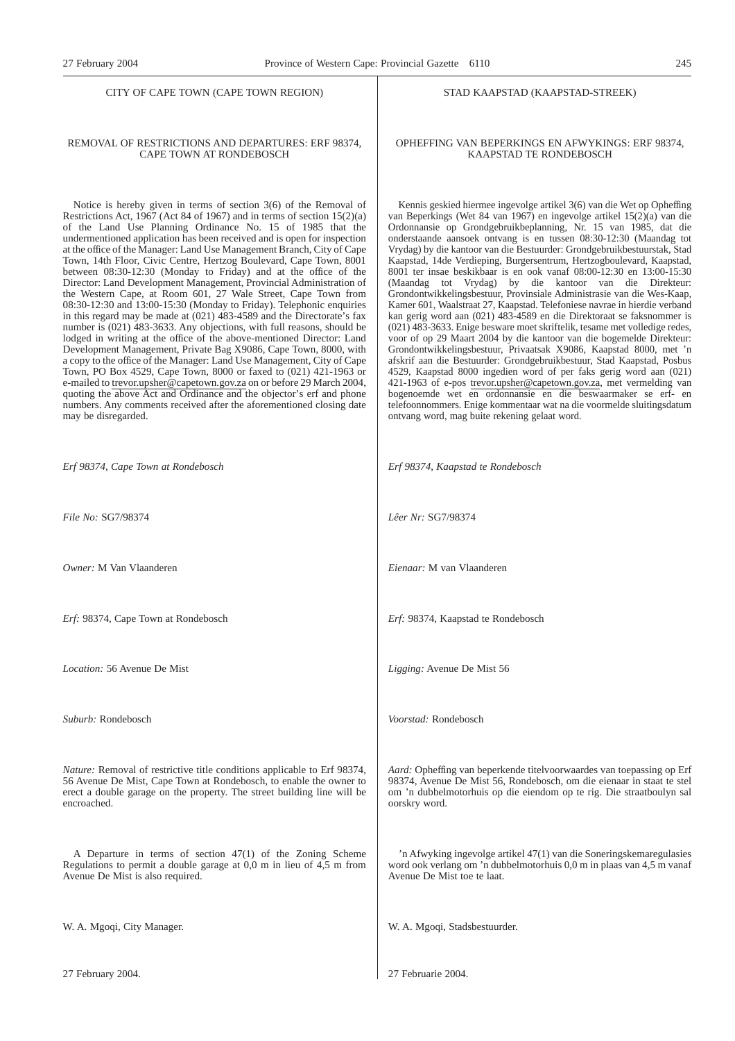CITY OF CAPE TOWN (CAPE TOWN REGION)

REMOVAL OF RESTRICTIONS AND DEPARTURES: ERF 98374, CAPE TOWN AT RONDEBOSCH

Notice is hereby given in terms of section 3(6) of the Removal of Restrictions Act, 1967 (Act 84 of 1967) and in terms of section 15(2)(a) of the Land Use Planning Ordinance No. 15 of 1985 that the undermentioned application has been received and is open for inspection at the office of the Manager: Land Use Management Branch, City of Cape Town, 14th Floor, Civic Centre, Hertzog Boulevard, Cape Town, 8001 between 08:30-12:30 (Monday to Friday) and at the office of the Director: Land Development Management, Provincial Administration of the Western Cape, at Room 601, 27 Wale Street, Cape Town from 08:30-12:30 and 13:00-15:30 (Monday to Friday). Telephonic enquiries in this regard may be made at (021) 483-4589 and the Directorate's fax number is (021) 483-3633. Any objections, with full reasons, should be lodged in writing at the office of the above-mentioned Director: Land Development Management, Private Bag X9086, Cape Town, 8000, with a copy to the office of the Manager: Land Use Management, City of Cape Town, PO Box 4529, Cape Town, 8000 or faxed to (021) 421-1963 or e-mailed to trevor.upsher@capetown.gov.za on or before 29 March 2004, quoting the above Act and Ordinance and the objector's erf and phone numbers. Any comments received after the aforementioned closing date may be disregarded.

*Erf 98374, Cape Town at Rondebosch*

*File No:* SG7/98374

*Owner:* M Van Vlaanderen

*Erf:* 98374, Cape Town at Rondebosch

*Location:* 56 Avenue De Mist

*Suburb:* Rondebosch

*Nature:* Removal of restrictive title conditions applicable to Erf 98374, 56 Avenue De Mist, Cape Town at Rondebosch, to enable the owner to erect a double garage on the property. The street building line will be encroached.

A Departure in terms of section 47(1) of the Zoning Scheme Regulations to permit a double garage at 0,0 m in lieu of 4,5 m from Avenue De Mist is also required.

W. A. Mgoqi, City Manager.

27 February 2004.

STAD KAAPSTAD (KAAPSTAD-STREEK)

OPHEFFING VAN BEPERKINGS EN AFWYKINGS: ERF 98374, KAAPSTAD TE RONDEBOSCH

Kennis geskied hiermee ingevolge artikel 3(6) van die Wet op Opheffing van Beperkings (Wet 84 van 1967) en ingevolge artikel 15(2)(a) van die Ordonnansie op Grondgebruikbeplanning, Nr. 15 van 1985, dat die onderstaande aansoek ontvang is en tussen 08:30-12:30 (Maandag tot Vrydag) by die kantoor van die Bestuurder: Grondgebruikbestuurstak, Stad Kaapstad, 14de Verdieping, Burgersentrum, Hertzogboulevard, Kaapstad, 8001 ter insae beskikbaar is en ook vanaf 08:00-12:30 en 13:00-15:30 (Maandag tot Vrydag) by die kantoor van die Direkteur: Grondontwikkelingsbestuur, Provinsiale Administrasie van die Wes-Kaap, Kamer 601, Waalstraat 27, Kaapstad. Telefoniese navrae in hierdie verband kan gerig word aan (021) 483-4589 en die Direktoraat se faksnommer is (021) 483-3633. Enige besware moet skriftelik, tesame met volledige redes, voor of op 29 Maart 2004 by die kantoor van die bogemelde Direkteur: Grondontwikkelingsbestuur, Privaatsak X9086, Kaapstad 8000, met 'n afskrif aan die Bestuurder: Grondgebruikbestuur, Stad Kaapstad, Posbus 4529, Kaapstad 8000 ingedien word of per faks gerig word aan (021) 421-1963 of e-pos trevor.upsher@capetown.gov.za, met vermelding van bogenoemde wet en ordonnansie en die beswaarmaker se erf- en telefoonnommers. Enige kommentaar wat na die voormelde sluitingsdatum ontvang word, mag buite rekening gelaat word.

*Erf 98374, Kaapstad te Rondebosch*

*Lêer Nr:* SG7/98374

*Eienaar:* M van Vlaanderen

*Erf:* 98374, Kaapstad te Rondebosch

*Ligging:* Avenue De Mist 56

*Voorstad:* Rondebosch

*Aard:* Opheffing van beperkende titelvoorwaardes van toepassing op Erf 98374, Avenue De Mist 56, Rondebosch, om die eienaar in staat te stel om 'n dubbelmotorhuis op die eiendom op te rig. Die straatboulyn sal oorskry word.

'n Afwyking ingevolge artikel 47(1) van die Soneringskemaregulasies word ook verlang om 'n dubbelmotorhuis 0,0 m in plaas van 4,5 m vanaf Avenue De Mist toe te laat.

W. A. Mgoqi, Stadsbestuurder.

27 Februarie 2004.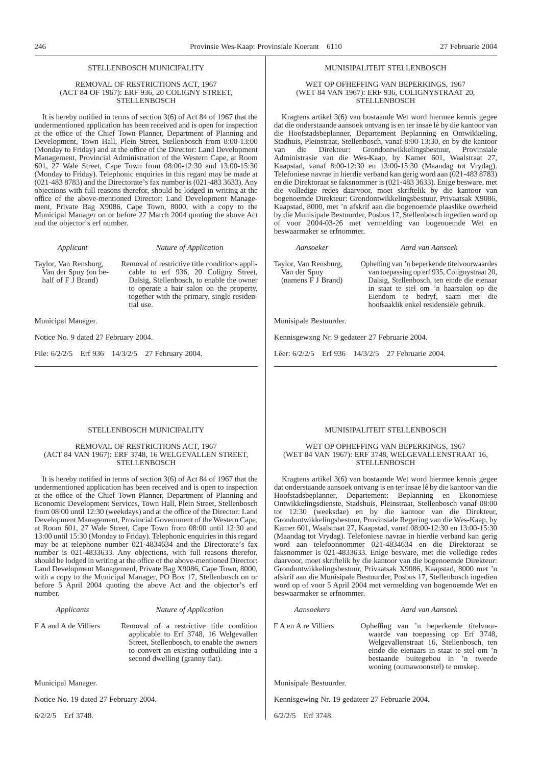## STELLENBOSCH MUNICIPALITY

### REMOVAL OF RESTRICTIONS ACT, 1967 (ACT 84 OF 1967): ERF 936, 20 COLIGNY STREET, STELLENBOSCH

It is hereby notified in terms of section 3(6) of Act 84 of 1967 that the undermentioned application has been received and is open for inspection at the office of the Chief Town Planner, Department of Planning and Development, Town Hall, Plein Street, Stellenbosch from 8:00-13:00 (Monday to Friday) and at the office of the Director: Land Development Management, Provincial Administration of the Western Cape, at Room 601, 27 Wale Street, Cape Town from 08:00-12:30 and 13:00-15:30 (Monday to Friday). Telephonic enquiries in this regard may be made at (021-483 8783) and the Directorate's fax number is (021-483 3633). Any objections with full reasons therefor, should be lodged in writing at the office of the above-mentioned Director: Land Development Management, Private Bag X9086, Cape Town, 8000, with a copy to the Municipal Manager on or before 27 March 2004 quoting the above Act and the objector's erf number.

| *Applicant* | *Nature of Application* |
|---|---|
| Taylor, Van Rensburg, Van der Spuy (on behalf of F J Brand) | Removal of restrictive title conditions applicable to erf 936, 20 Coligny Street, Dalsig, Stellenbosch, to enable the owner to operate a hair salon on the property, together with the primary, single residential use. |

Municipal Manager.

Notice No. 9 dated 27 February 2004.

File: 6/2/2/5 Erf 936 14/3/2/5 27 February 2004.

---

## MUNISIPALITEIT STELLENBOSCH

### WET OP OPHEFFING VAN BEPERKINGS, 1967 (WET 84 VAN 1967): ERF 936, COLIGNYSTRAAT 20, STELLENBOSCH

Kragtens artikel 3(6) van bostaande Wet word hiermee kennis gegee dat die onderstaande aansoek ontvang is en ter insae lè by die kantoor van die Hoofstadsbeplanner, Departement Beplanning en Ontwikkeling, Stadhuis, Pleinstraat, Stellenbosch, vanaf 8:00-13:30, en by die kantoor van die Direkteur: Grondontwikkelingsbestuur, Provinsiale Administrasie van die Wes-Kaap, by Kamer 601, Waalstraat 27, Kaapstad, vanaf 8:00-12:30 en 13:00-15:30 (Maandag tot Vrydag). Telefoniese navrae in hierdie verband kan gerig word aan (021-483 8783) en die Direktoraat se faksnommer is (021-483 3633). Enige besware, met die volledige redes daarvoor, moet skriftelik by die kantoor van bogenoemde Direkteur: Grondontwikkelingsbestuur, Privaatsak X9086, Kaapstad, 8000, met 'n afskrif aan die bogenoemde plaaslike owerheid by die Munisipale Bestuurder, Posbus 17, Stellenbosch ingedien word op of voor 2004-03-26 met vermelding van bogenoemde Wet en beswaarmaker se erfnommer.

| *Aansoeker* | *Aard van Aansoek* |
|---|---|
| Taylor, Van Rensburg, Van der Spuy (namens F J Brand) | Opheffing van 'n beperkende titelvoorwaardes van toepassing op erf 935, Colignystraat 20, Dalsig, Stellenbosch, ten einde die eienaar in staat te stel om 'n haarsalon op die Eiendom te bedryf, saam met die hoofsaaklik enkel residensiële gebruik. |

Munisipale Bestuurder.

Kennisgewxng Nr. 9 gedateer 27 Februarie 2004.

Lêer: 6/2/2/5 Erf 936 14/3/2/5 27 Februarie 2004.

---

## STELLENBOSCH MUNICIPALITY

### REMOVAL OF RESTRICTIONS ACT, 1967 (ACT 84 VAN 1967): ERF 3748, 16 WELGEVALLEN STREET, STELLENBOSCH

It is hereby notified in terms of section 3(6) of Act 84 of 1967 that the undermentioned application has been received and is open to inspection at the office of the Chief Town Planner, Department of Planning and Economic Development Services, Town Hall, Plein Street, Stellenbosch from 08:00 until 12:30 (weekdays) and at the office of the Director: Land Development Management, Provincial Government of the Western Cape, at Room 601, 27 Wale Street, Cape Town from 08:00 until 12:30 and 13:00 until 15:30 (Monday to Friday). Telephonic enquiries in this regard may be at telephone number 021-4834634 and the Directorate's fax number is 021-4833633. Any objections, with full reasons therefor, should be lodged in writing at the office of the above-mentioned Director: Land Development Managemenl, Private Bag X9086, Cape Town, 8000, with a copy to the Municipal Manager, PO Box 17, Stellenbosch on or before 5 April 2004 quoting the above Act and the objector's erf number.

| *Applicants* | *Nature of Application* |
|---|---|
| F A and A de Villiers | Removal of a restrictive title condition applicable to Erf 3748, 16 Welgevallen Street, Stellenbosch, to enable the owners to convert an existing outbuilding into a second dwelling (granny flat). |

Municipal Manager.

Notice No. 19 dated 27 February 2004.

6/2/2/5 Erf 3748.

---

## MUNISIPALITEIT STELLENBOSCH

### WET OP OPHEFFING VAN BEPERKINGS, 1967 (WET 84 VAN 1967): ERF 3748, WELGEVALLENSTRAAT 16, STELLENBOSCH

Kragtens artikel 3(6) van bostaande Wet word hiermee kennis gegee dat onderstaande aansoek ontvang is en ter insae lê by die kantoor van die Hoofstadsbeplanner, Departement: Beplanning en Ekonomiese Ontwikkelingsdienste, Stadshuis, Pleinstraat, Stellenbosch vanaf 08:00 tot 12:30 (weeksdae) en by die kantoor van die Direkteur, Grondontwikkelingsbestuur, Provinsiale Regering van die Wes-Kaap, by Kamer 601, Waalstraat 27, Kaapstad, vanaf 08:00-12:30 en 13:00-15:30 (Maandag tot Vrydag). Telefoniese navrae in hierdie verband kan gerig word aan telefoonnommer 021-4834634 en die Direktoraat se faksnommer is 021-4833633. Enige besware, met die volledige redes daarvoor, moet skriftelik by die kantoor van die bogenoemde Direkteur: Grondontwikkelingsbestuur, Privaatsak X9086, Kaapstad, 8000 met 'n afskrif aan die Munisipale Bestuurder, Posbus 17, Stellenbosch ingedien word op of voor 5 April 2004 met vermelding van bogenoemde Wet en beswaarmaker se erfnommer.

| *Aansoekers* | *Aard van Aansoek* |
|---|---|
| F A en A re Villiers | Opheffing van 'n beperkende titelvoorwaarde van toepassing op Erf 3748, Welgevallenstraat 16, Stellenbosch, ten einde die eienaars in staat te stel om 'n bestaande buitegebou in 'n tweede woning (oumawoonstel) te omskep. |

Munisipale Bestuurder.

Kennisgewing Nr. 19 gedateer 27 Februarie 2004.

6/2/2/5 Erf 3748.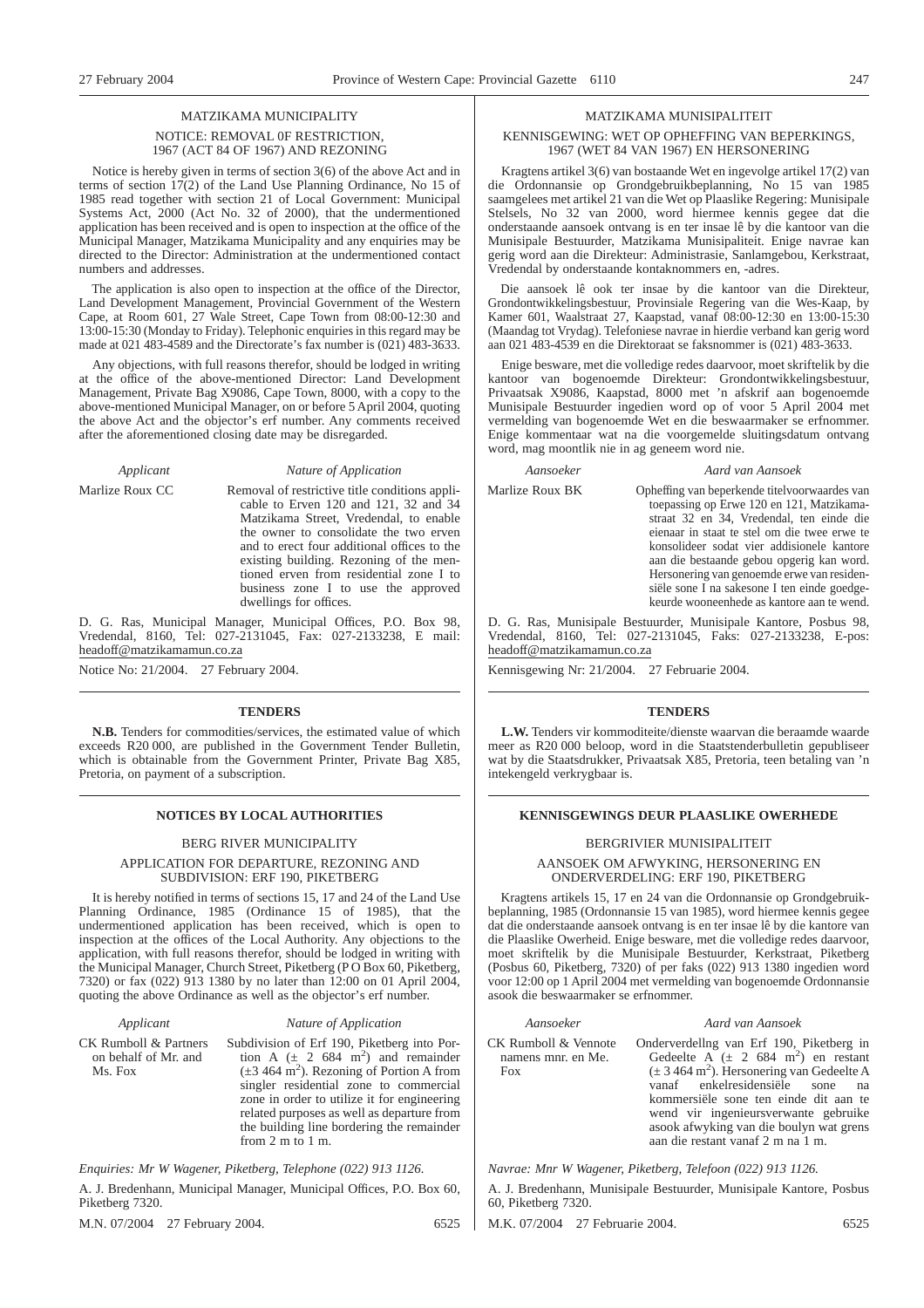## MATZIKAMA MUNICIPALITY

NOTICE: REMOVAL 0F RESTRICTION, 1967 (ACT 84 OF 1967) AND REZONING

Notice is hereby given in terms of section 3(6) of the above Act and in terms of section 17(2) of the Land Use Planning Ordinance, No 15 of 1985 read together with section 21 of Local Government: Municipal Systems Act, 2000 (Act No. 32 of 2000), that the undermentioned application has been received and is open to inspection at the office of the Municipal Manager, Matzikama Municipality and any enquiries may be directed to the Director: Administration at the undermentioned contact numbers and addresses.

The application is also open to inspection at the office of the Director, Land Development Management, Provincial Government of the Western Cape, at Room 601, 27 Wale Street, Cape Town from 08:00-12:30 and 13:00-15:30 (Monday to Friday). Telephonic enquiries in this regard may be made at 021 483-4589 and the Directorate's fax number is (021) 483-3633.

Any objections, with full reasons therefor, should be lodged in writing at the office of the above-mentioned Director: Land Development Management, Private Bag X9086, Cape Town, 8000, with a copy to the above-mentioned Municipal Manager, on or before 5 April 2004, quoting the above Act and the objector's erf number. Any comments received after the aforementioned closing date may be disregarded.

| *Applicant* | *Nature of Application* |
|---|---|
| Marlize Roux CC | Removal of restrictive title conditions applicable to Erven 120 and 121, 32 and 34 Matzikama Street, Vredendal, to enable the owner to consolidate the two erven and to erect four additional offices to the existing building. Rezoning of the mentioned erven from residential zone I to business zone I to use the approved dwellings for offices. |

D. G. Ras, Municipal Manager, Municipal Offices, P.O. Box 98, Vredendal, 8160, Tel: 027-2131045, Fax: 027-2133238, E mail: headoff@matzikamamun.co.za

Notice No: 21/2004. 27 February 2004.

## MATZIKAMA MUNISIPALITEIT

KENNISGEWING: WET OP OPHEFFING VAN BEPERKINGS, 1967 (WET 84 VAN 1967) EN HERSONERING

Kragtens artikel 3(6) van bostaande Wet en ingevolge artikel 17(2) van die Ordonnansie op Grondgebruikbeplanning, No 15 van 1985 saamgelees met artikel 21 van die Wet op Plaaslike Regering: Munisipale Stelsels, No 32 van 2000, word hiermee kennis gegee dat die onderstaande aansoek ontvang is en ter insae lê by die kantoor van die Munisipale Bestuurder, Matzikama Munisipaliteit. Enige navrae kan gerig word aan die Direkteur: Administrasie, Sanlamgebou, Kerkstraat, Vredendal by onderstaande kontaknommers en, -adres.

Die aansoek lê ook ter insae by die kantoor van die Direkteur, Grondontwikkelingsbestuur, Provinsiale Regering van die Wes-Kaap, by Kamer 601, Waalstraat 27, Kaapstad, vanaf 08:00-12:30 en 13:00-15:30 (Maandag tot Vrydag). Telefoniese navrae in hierdie verband kan gerig word aan 021 483-4539 en die Direktoraat se faksnommer is (021) 483-3633.

Enige besware, met die volledige redes daarvoor, moet skriftelik by die kantoor van bogenoemde Direkteur: Grondontwikkelingsbestuur, Privaatsak X9086, Kaapstad, 8000 met 'n afskrif aan bogenoemde Munisipale Bestuurder ingedien word op of voor 5 April 2004 met vermelding van bogenoemde Wet en die beswaarmaker se erfnommer. Enige kommentaar wat na die voorgemelde sluitingsdatum ontvang word, mag moontlik nie in ag geneem word nie.

| *Aansoeker* | *Aard van Aansoek* |
|---|---|
| Marlize Roux BK | Opheffing van beperkende titelvoorwaardes van toepassing op Erwe 120 en 121, Matzikamastraat 32 en 34, Vredendal, ten einde die eienaar in staat te stel om die twee erwe te konsolideer sodat vier addisionele kantore aan die bestaande gebou opgerig kan word. Hersonering van genoemde erwe van residensiële sone I na sakesone I ten einde goedgekeurde wooneenhede as kantore aan te wend. |

D. G. Ras, Munisipale Bestuurder, Munisipale Kantore, Posbus 98, Vredendal, 8160, Tel: 027-2131045, Faks: 027-2133238, E-pos: headoff@matzikamamun.co.za

Kennisgewing Nr: 21/2004. 27 Februarie 2004.

## TENDERS

**N.B.** Tenders for commodities/services, the estimated value of which exceeds R20 000, are published in the Government Tender Bulletin, which is obtainable from the Government Printer, Private Bag X85, Pretoria, on payment of a subscription.

## TENDERS

**L.W.** Tenders vir kommoditeite/dienste waarvan die beraamde waarde meer as R20 000 beloop, word in die Staatstenderbulletin gepubliseer wat by die Staatsdrukker, Privaatsak X85, Pretoria, teen betaling van 'n intekengeld verkrygbaar is.

## NOTICES BY LOCAL AUTHORITIES

### BERG RIVER MUNICIPALITY

APPLICATION FOR DEPARTURE, REZONING AND SUBDIVISION: ERF 190, PIKETBERG

It is hereby notified in terms of sections 15, 17 and 24 of the Land Use Planning Ordinance, 1985 (Ordinance 15 of 1985), that the undermentioned application has been received, which is open to inspection at the offices of the Local Authority. Any objections to the application, with full reasons therefor, should be lodged in writing with the Municipal Manager, Church Street, Piketberg (P O Box 60, Piketberg, 7320) or fax (022) 913 1380 by no later than 12:00 on 01 April 2004, quoting the above Ordinance as well as the objector's erf number.

| *Applicant* | *Nature of Application* |
|---|---|
| CK Rumboll & Partners on behalf of Mr. and Ms. Fox | Subdivision of Erf 190, Piketberg into Portion A (± 2 684 m$^2$) and remainder (±3 464 m$^2$). Rezoning of Portion A from singler residential zone to commercial zone in order to utilize it for engineering related purposes as well as departure from the building line bordering the remainder from 2 m to 1 m. |

*Enquiries: Mr W Wagener, Piketberg, Telephone (022) 913 1126.*

A. J. Bredenhann, Municipal Manager, Municipal Offices, P.O. Box 60, Piketberg 7320.

M.N. 07/2004 27 February 2004. 6525

## KENNISGEWINGS DEUR PLAASLIKE OWERHEDE

### BERGRIVIER MUNISIPALITEIT

AANSOEK OM AFWYKING, HERSONERING EN ONDERVERDELING: ERF 190, PIKETBERG

Kragtens artikels 15, 17 en 24 van die Ordonnansie op Grondgebruikbeplanning, 1985 (Ordonnansie 15 van 1985), word hiermee kennis gegee dat die onderstaande aansoek ontvang is en ter insae lê by die kantore van die Plaaslike Owerheid. Enige besware, met die volledige redes daarvoor, moet skriftelik by die Munisipale Bestuurder, Kerkstraat, Piketberg (Posbus 60, Piketberg, 7320) of per faks (022) 913 1380 ingedien word voor 12:00 op 1 April 2004 met vermelding van bogenoemde Ordonnansie asook die beswaarmaker se erfnommer.

| *Aansoeker* | *Aard van Aansoek* |
|---|---|
| CK Rumboll & Vennote namens mnr. en Me. Fox | Onderverdellng van Erf 190, Piketberg in Gedeelte A (± 2 684 m$^2$) en restant (± 3 464 m$^2$). Hersonering van Gedeelte A vanaf enkelresidensiële sone na kommersiële sone ten einde dit aan te wend vir ingenieursverwante gebruike asook afwyking van die boulyn wat grens aan die restant vanaf 2 m na 1 m. |

*Navrae: Mnr W Wagener, Piketberg, Telefoon (022) 913 1126.*

A. J. Bredenhann, Munisipale Bestuurder, Munisipale Kantore, Posbus 60, Piketberg 7320.

M.K. 07/2004 27 Februarie 2004. 6525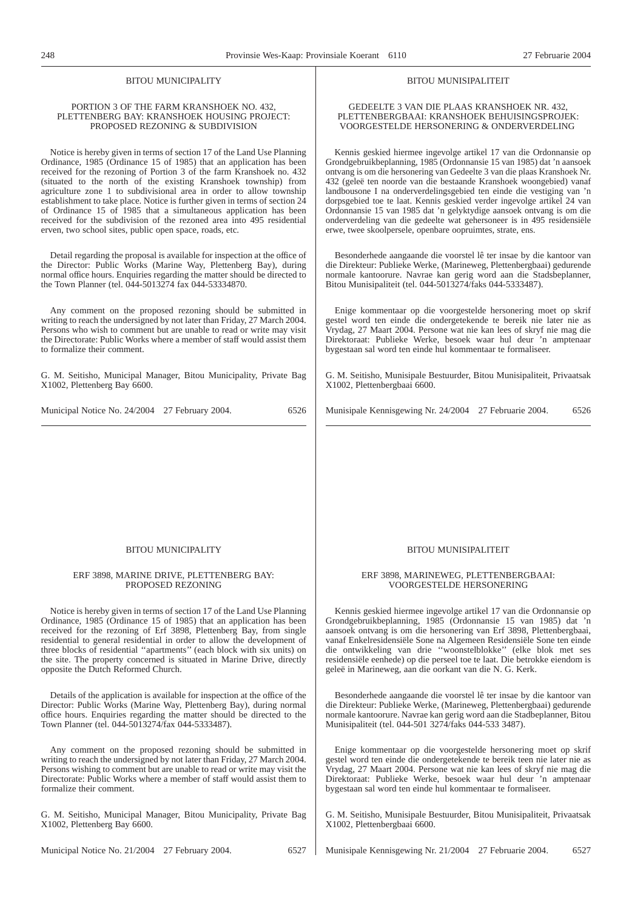## BITOU MUNICIPALITY

### PORTION 3 OF THE FARM KRANSHOEK NO. 432, PLETTENBERG BAY: KRANSHOEK HOUSING PROJECT: PROPOSED REZONING & SUBDIVISION

Notice is hereby given in terms of section 17 of the Land Use Planning Ordinance, 1985 (Ordinance 15 of 1985) that an application has been received for the rezoning of Portion 3 of the farm Kranshoek no. 432 (situated to the north of the existing Kranshoek township) from agriculture zone 1 to subdivisional area in order to allow township establishment to take place. Notice is further given in terms of section 24 of Ordinance 15 of 1985 that a simultaneous application has been received for the subdivision of the rezoned area into 495 residential erven, two school sites, public open space, roads, etc.

Detail regarding the proposal is available for inspection at the office of the Director: Public Works (Marine Way, Plettenberg Bay), during normal office hours. Enquiries regarding the matter should be directed to the Town Planner (tel. 044-5013274 fax 044-53334870.

Any comment on the proposed rezoning should be submitted in writing to reach the undersigned by not later than Friday, 27 March 2004. Persons who wish to comment but are unable to read or write may visit the Directorate: Public Works where a member of staff would assist them to formalize their comment.

G. M. Seitisho, Municipal Manager, Bitou Municipality, Private Bag X1002, Plettenberg Bay 6600.

Municipal Notice No. 24/2004 27 February 2004. 6526

## BITOU MUNISIPALITEIT

### GEDEELTE 3 VAN DIE PLAAS KRANSHOEK NR. 432, PLETTENBERGBAAI: KRANSHOEK BEHUISINGSPROJEK: VOORGESTELDE HERSONERING & ONDERVERDELING

Kennis geskied hiermee ingevolge artikel 17 van die Ordonnansie op Grondgebruikbeplanning, 1985 (Ordonnansie 15 van 1985) dat 'n aansoek ontvang is om die hersonering van Gedeelte 3 van die plaas Kranshoek Nr. 432 (geleë ten noorde van die bestaande Kranshoek woongebied) vanaf landbousone I na onderverdelingsgebied ten einde die vestiging van 'n dorpsgebied toe te laat. Kennis geskied verder ingevolge artikel 24 van Ordonnansie 15 van 1985 dat 'n gelyktydige aansoek ontvang is om die onderverdeling van die gedeelte wat gehersoneer is in 495 residensiële erwe, twee skoolpersele, openbare oopruimtes, strate, ens.

Besonderhede aangaande die voorstel lê ter insae by die kantoor van die Direkteur: Publieke Werke, (Marineweg, Plettenbergbaai) gedurende normale kantoorure. Navrae kan gerig word aan die Stadsbeplanner, Bitou Munisipaliteit (tel. 044-5013274/faks 044-5333487).

Enige kommentaar op die voorgestelde hersonering moet op skrif gestel word ten einde die ondergetekende te bereik nie later nie as Vrydag, 27 Maart 2004. Persone wat nie kan lees of skryf nie mag die Direktoraat: Publieke Werke, besoek waar hul deur 'n amptenaar bygestaan sal word ten einde hul kommentaar te formaliseer.

G. M. Seitisho, Munisipale Bestuurder, Bitou Munisipaliteit, Privaatsak X1002, Plettenbergbaai 6600.

Munisipale Kennisgewing Nr. 24/2004 27 Februarie 2004. 6526

## BITOU MUNICIPALITY

### ERF 3898, MARINE DRIVE, PLETTENBERG BAY: PROPOSED REZONING

Notice is hereby given in terms of section 17 of the Land Use Planning Ordinance, 1985 (Ordinance 15 of 1985) that an application has been received for the rezoning of Erf 3898, Plettenberg Bay, from single residential to general residential in order to allow the development of three blocks of residential ''apartments'' (each block with six units) on the site. The property concerned is situated in Marine Drive, directly opposite the Dutch Reformed Church.

Details of the application is available for inspection at the office of the Director: Public Works (Marine Way, Plettenberg Bay), during normal office hours. Enquiries regarding the matter should be directed to the Town Planner (tel. 044-5013274/fax 044-5333487).

Any comment on the proposed rezoning should be submitted in writing to reach the undersigned by not later than Friday, 27 March 2004. Persons wishing to comment but are unable to read or write may visit the Directorate: Public Works where a member of staff would assist them to formalize their comment.

G. M. Seitisho, Municipal Manager, Bitou Municipality, Private Bag X1002, Plettenberg Bay 6600.

Municipal Notice No. 21/2004 27 February 2004. 6527

## BITOU MUNISIPALITEIT

### ERF 3898, MARINEWEG, PLETTENBERGBAAI: VOORGESTELDE HERSONERING

Kennis geskied hiermee ingevolge artikel 17 van die Ordonnansie op Grondgebruikbeplanning, 1985 (Ordonnansie 15 van 1985) dat 'n aansoek ontvang is om die hersonering van Erf 3898, Plettenbergbaai, vanaf Enkelresidensiële Sone na Algemeen Residensiële Sone ten einde die ontwikkeling van drie ''woonstelblokke'' (elke blok met ses residensiële eenhede) op die perseel toe te laat. Die betrokke eiendom is geleë in Marineweg, aan die oorkant van die N. G. Kerk.

Besonderhede aangaande die voorstel lê ter insae by die kantoor van die Direkteur: Publieke Werke, (Marineweg, Plettenbergbaai) gedurende normale kantoorure. Navrae kan gerig word aan die Stadbeplanner, Bitou Munisipaliteit (tel. 044-501 3274/faks 044-533 3487).

Enige kommentaar op die voorgestelde hersonering moet op skrif gestel word ten einde die ondergetekende te bereik teen nie later nie as Vrydag, 27 Maart 2004. Persone wat nie kan lees of skryf nie mag die Direktoraat: Publieke Werke, besoek waar hul deur 'n amptenaar bygestaan sal word ten einde hul kommentaar te formaliseer.

G. M. Seitisho, Munisipale Bestuurder, Bitou Munisipaliteit, Privaatsak X1002, Plettenbergbaai 6600.

Munisipale Kennisgewing Nr. 21/2004 27 Februarie 2004. 6527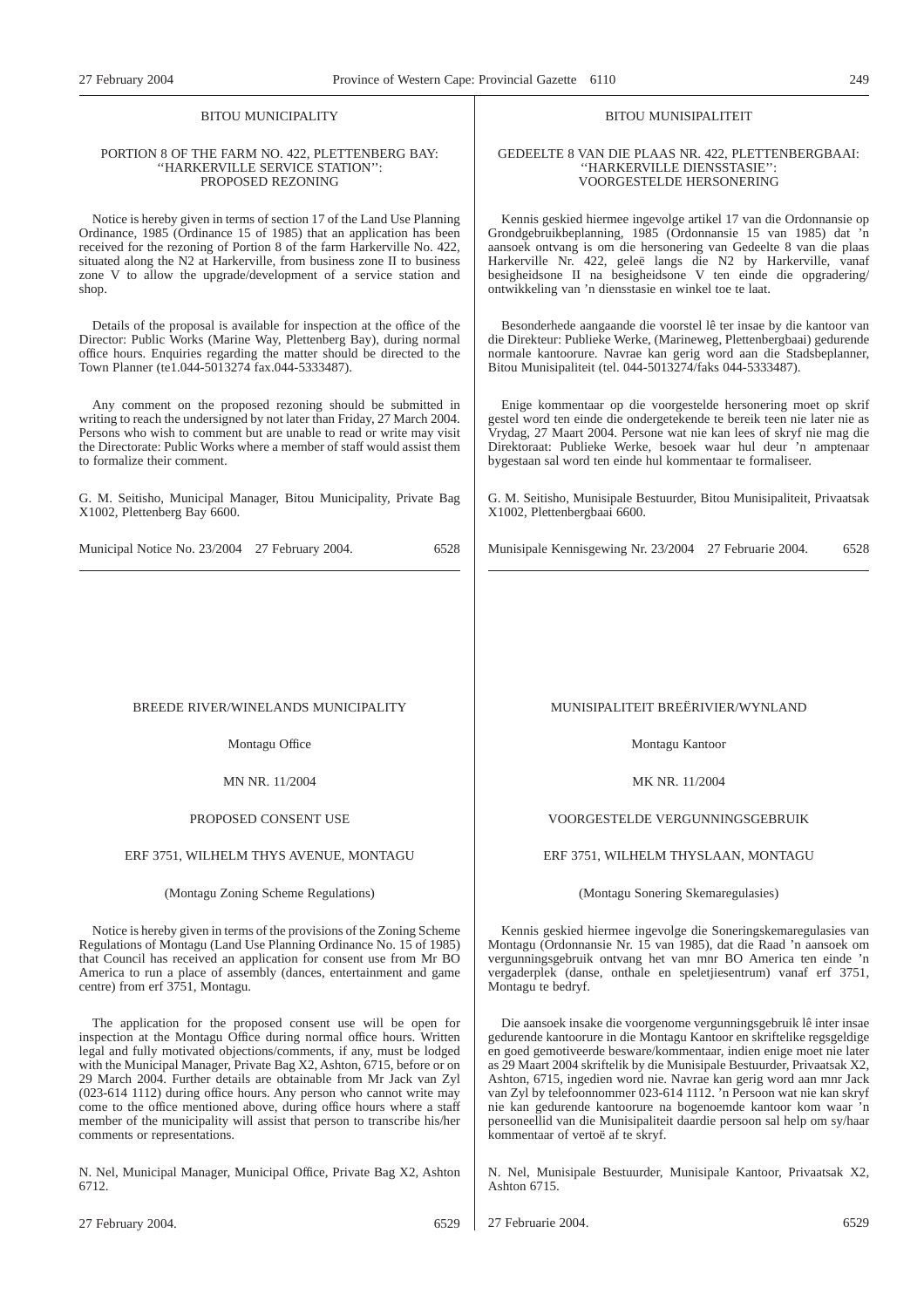BITOU MUNICIPALITY

PORTION 8 OF THE FARM NO. 422, PLETTENBERG BAY: ''HARKERVILLE SERVICE STATION'': PROPOSED REZONING

Notice is hereby given in terms of section 17 of the Land Use Planning Ordinance, 1985 (Ordinance 15 of 1985) that an application has been received for the rezoning of Portion 8 of the farm Harkerville No. 422, situated along the N2 at Harkerville, from business zone II to business zone V to allow the upgrade/development of a service station and shop.

Details of the proposal is available for inspection at the office of the Director: Public Works (Marine Way, Plettenberg Bay), during normal office hours. Enquiries regarding the matter should be directed to the Town Planner (te1.044-5013274 fax.044-5333487).

Any comment on the proposed rezoning should be submitted in writing to reach the undersigned by not later than Friday, 27 March 2004. Persons who wish to comment but are unable to read or write may visit the Directorate: Public Works where a member of staff would assist them to formalize their comment.

G. M. Seitisho, Municipal Manager, Bitou Municipality, Private Bag X1002, Plettenberg Bay 6600.

Municipal Notice No. 23/2004 27 February 2004. 6528

BITOU MUNISIPALITEIT

GEDEELTE 8 VAN DIE PLAAS NR. 422, PLETTENBERGBAAI: ''HARKERVILLE DIENSSTASIE'': VOORGESTELDE HERSONERING

Kennis geskied hiermee ingevolge artikel 17 van die Ordonnansie op Grondgebruikbeplanning, 1985 (Ordonnansie 15 van 1985) dat 'n aansoek ontvang is om die hersonering van Gedeelte 8 van die plaas Harkerville Nr. 422, geleë langs die N2 by Harkerville, vanaf besigheidsone II na besigheidsone V ten einde die opgradering/ontwikkeling van 'n diensstasie en winkel toe te laat.

Besonderhede aangaande die voorstel lê ter insae by die kantoor van die Direkteur: Publieke Werke, (Marineweg, Plettenbergbaai) gedurende normale kantoorure. Navrae kan gerig word aan die Stadsbeplanner, Bitou Munisipaliteit (tel. 044-5013274/faks 044-5333487).

Enige kommentaar op die voorgestelde hersonering moet op skrif gestel word ten einde die ondergetekende te bereik teen nie later nie as Vrydag, 27 Maart 2004. Persone wat nie kan lees of skryf nie mag die Direktoraat: Publieke Werke, besoek waar hul deur 'n amptenaar bygestaan sal word ten einde hul kommentaar te formaliseer.

G. M. Seitisho, Munisipale Bestuurder, Bitou Munisipaliteit, Privaatsak X1002, Plettenbergbaai 6600.

Munisipale Kennisgewing Nr. 23/2004 27 Februarie 2004. 6528

BREEDE RIVER/WINELANDS MUNICIPALITY

Montagu Office

MN NR. 11/2004

PROPOSED CONSENT USE

ERF 3751, WILHELM THYS AVENUE, MONTAGU

(Montagu Zoning Scheme Regulations)

Notice is hereby given in terms of the provisions of the Zoning Scheme Regulations of Montagu (Land Use Planning Ordinance No. 15 of 1985) that Council has received an application for consent use from Mr BO America to run a place of assembly (dances, entertainment and game centre) from erf 3751, Montagu.

The application for the proposed consent use will be open for inspection at the Montagu Office during normal office hours. Written legal and fully motivated objections/comments, if any, must be lodged with the Municipal Manager, Private Bag X2, Ashton, 6715, before or on 29 March 2004. Further details are obtainable from Mr Jack van Zyl (023-614 1112) during office hours. Any person who cannot write may come to the office mentioned above, during office hours where a staff member of the municipality will assist that person to transcribe his/her comments or representations.

N. Nel, Municipal Manager, Municipal Office, Private Bag X2, Ashton 6712.

27 February 2004. 6529

MUNISIPALITEIT BREËRIVIER/WYNLAND

Montagu Kantoor

MK NR. 11/2004

VOORGESTELDE VERGUNNINGSGEBRUIK

ERF 3751, WILHELM THYSLAAN, MONTAGU

(Montagu Sonering Skemaregulasies)

Kennis geskied hiermee ingevolge die Soneringskemaregulasies van Montagu (Ordonnansie Nr. 15 van 1985), dat die Raad 'n aansoek om vergunningsgebruik ontvang het van mnr BO America ten einde 'n vergaderplek (danse, onthale en speletjiesentrum) vanaf erf 3751, Montagu te bedryf.

Die aansoek insake die voorgenome vergunningsgebruik lê inter insae gedurende kantoorure in die Montagu Kantoor en skriftelike regsgeldige en goed gemotiveerde besware/kommentaar, indien enige moet nie later as 29 Maart 2004 skriftelik by die Munisipale Bestuurder, Privaatsak X2, Ashton, 6715, ingedien word nie. Navrae kan gerig word aan mnr Jack van Zyl by telefoonnommer 023-614 1112. 'n Persoon wat nie kan skryf nie kan gedurende kantoorure na bogenoemde kantoor kom waar 'n personeellid van die Munisipaliteit daardie persoon sal help om sy/haar kommentaar of vertoë af te skryf.

N. Nel, Munisipale Bestuurder, Munisipale Kantoor, Privaatsak X2, Ashton 6715.

27 Februarie 2004. 6529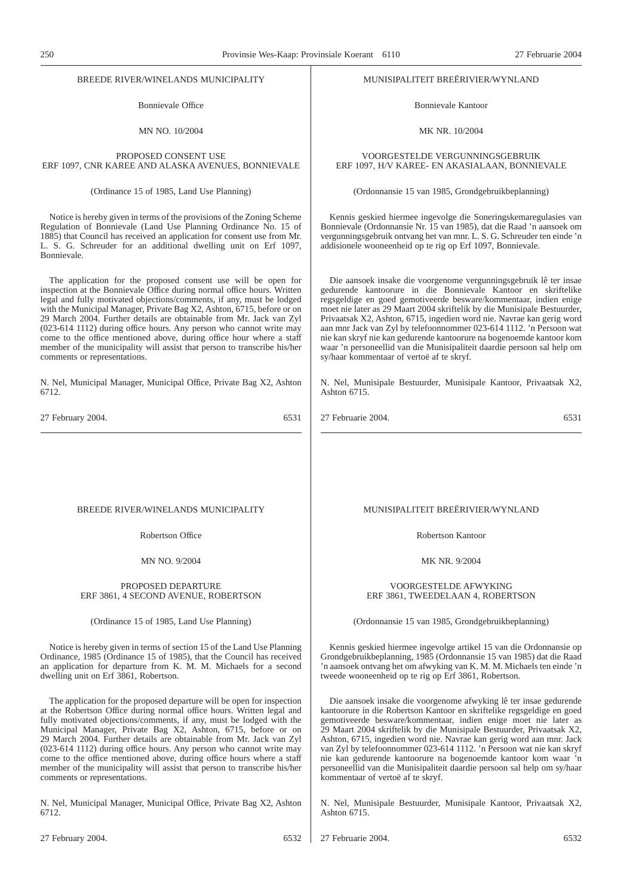BREEDE RIVER/WINELANDS MUNICIPALITY

Bonnievale Office

MN NO. 10/2004

PROPOSED CONSENT USE
ERF 1097, CNR KAREE AND ALASKA AVENUES, BONNIEVALE

(Ordinance 15 of 1985, Land Use Planning)

Notice is hereby given in terms of the provisions of the Zoning Scheme Regulation of Bonnievale (Land Use Planning Ordinance No. 15 of 1885) that Council has received an application for consent use from Mr. L. S. G. Schreuder for an additional dwelling unit on Erf 1097, Bonnievale.

The application for the proposed consent use will be open for inspection at the Bonnievale Office during normal office hours. Written legal and fully motivated objections/comments, if any, must be lodged with the Municipal Manager, Private Bag X2, Ashton, 6715, before or on 29 March 2004. Further details are obtainable from Mr. Jack van Zyl (023-614 1112) during office hours. Any person who cannot write may come to the office mentioned above, during office hour where a staff member of the municipality will assist that person to transcribe his/her comments or representations.

N. Nel, Municipal Manager, Municipal Office, Private Bag X2, Ashton 6712.

27 February 2004. 6531

---

MUNISIPALITEIT BREËRIVIER/WYNLAND

Bonnievale Kantoor

MK NR. 10/2004

VOORGESTELDE VERGUNNINGSGEBRUIK
ERF 1097, H/V KAREE- EN AKASIALAAN, BONNIEVALE

(Ordonnansie 15 van 1985, Grondgebruikbeplanning)

Kennis geskied hiermee ingevolge die Soneringskemaregulasies van Bonnievale (Ordonnansie Nr. 15 van 1985), dat die Raad 'n aansoek om vergunningsgebruik ontvang het van mnr. L. S. G. Schreuder ten einde 'n addisionele wooneenheid op te rig op Erf 1097, Bonnievale.

Die aansoek insake die voorgenome vergunningsgebruik lê ter insae gedurende kantoorure in die Bonnievale Kantoor en skriftelike regsgeldige en goed gemotiveerde besware/kommentaar, indien enige moet nie later as 29 Maart 2004 skriftelik by die Munisipale Bestuurder, Privaatsak X2, Ashton, 6715, ingedien word nie. Navrae kan gerig word aan mnr Jack van Zyl by telefoonnommer 023-614 1112. 'n Persoon wat nie kan skryf nie kan gedurende kantoorure na bogenoemde kantoor kom waar 'n personeellid van die Munisipaliteit daardie persoon sal help om sy/haar kommentaar of vertoë af te skryf.

N. Nel, Munisipale Bestuurder, Munisipale Kantoor, Privaatsak X2, Ashton 6715.

27 Februarie 2004. 6531

---

BREEDE RIVER/WINELANDS MUNICIPALITY

Robertson Office

MN NO. 9/2004

PROPOSED DEPARTURE
ERF 3861, 4 SECOND AVENUE, ROBERTSON

(Ordinance 15 of 1985, Land Use Planning)

Notice is hereby given in terms of section 15 of the Land Use Planning Ordinance, 1985 (Ordinance 15 of 1985), that the Council has received an application for departure from K. M. M. Michaels for a second dwelling unit on Erf 3861, Robertson.

The application for the proposed departure will be open for inspection at the Robertson Office during normal office hours. Written legal and fully motivated objections/comments, if any, must be lodged with the Municipal Manager, Private Bag X2, Ashton, 6715, before or on 29 March 2004. Further details are obtainable from Mr. Jack van Zyl (023-614 1112) during office hours. Any person who cannot write may come to the office mentioned above, during office hours where a staff member of the municipality will assist that person to transcribe his/her comments or representations.

N. Nel, Municipal Manager, Municipal Office, Private Bag X2, Ashton 6712.

27 February 2004. 6532

---

MUNISIPALITEIT BREËRIVIER/WYNLAND

Robertson Kantoor

MK NR. 9/2004

VOORGESTELDE AFWYKING
ERF 3861, TWEEDELAAN 4, ROBERTSON

(Ordonnansie 15 van 1985, Grondgebruikbeplanning)

Kennis geskied hiermee ingevolge artikel 15 van die Ordonnansie op Grondgebruikbeplanning, 1985 (Ordonnansie 15 van 1985) dat die Raad 'n aansoek ontvang het om afwyking van K. M. M. Michaels ten einde 'n tweede wooneenheid op te rig op Erf 3861, Robertson.

Die aansoek insake die voorgenome afwyking lê ter insae gedurende kantoorure in die Robertson Kantoor en skriftelike regsgeldige en goed gemotiveerde besware/kommentaar, indien enige moet nie later as 29 Maart 2004 skriftelik by die Munisipale Bestuurder, Privaatsak X2, Ashton, 6715, ingedien word nie. Navrae kan gerig word aan mnr. Jack van Zyl by telefoonnommer 023-614 1112. 'n Persoon wat nie kan skryf nie kan gedurende kantoorure na bogenoemde kantoor kom waar 'n personeellid van die Munisipaliteit daardie persoon sal help om sy/haar kommentaar of vertoë af te skryf.

N. Nel, Munisipale Bestuurder, Munisipale Kantoor, Privaatsak X2, Ashton 6715.

27 Februarie 2004. 6532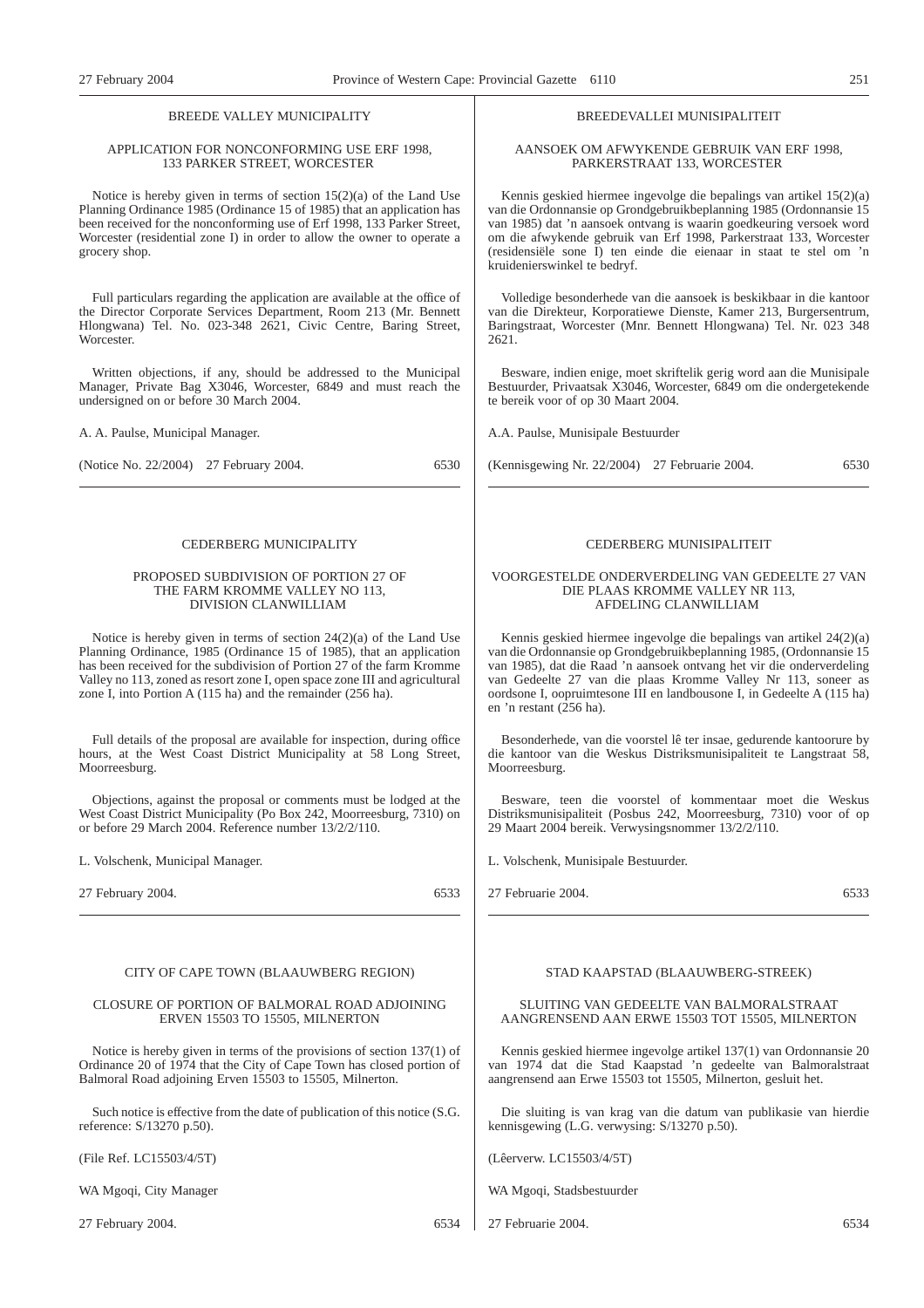BREEDE VALLEY MUNICIPALITY

APPLICATION FOR NONCONFORMING USE ERF 1998, 133 PARKER STREET, WORCESTER

Notice is hereby given in terms of section 15(2)(a) of the Land Use Planning Ordinance 1985 (Ordinance 15 of 1985) that an application has been received for the nonconforming use of Erf 1998, 133 Parker Street, Worcester (residential zone I) in order to allow the owner to operate a grocery shop.

Full particulars regarding the application are available at the office of the Director Corporate Services Department, Room 213 (Mr. Bennett Hlongwana) Tel. No. 023-348 2621, Civic Centre, Baring Street, Worcester.

Written objections, if any, should be addressed to the Municipal Manager, Private Bag X3046, Worcester, 6849 and must reach the undersigned on or before 30 March 2004.

A. A. Paulse, Municipal Manager.

(Notice No. 22/2004) 27 February 2004. 6530

---

BREEDEVALLEI MUNISIPALITEIT

AANSOEK OM AFWYKENDE GEBRUIK VAN ERF 1998, PARKERSTRAAT 133, WORCESTER

Kennis geskied hiermee ingevolge die bepalings van artikel 15(2)(a) van die Ordonnansie op Grondgebruikbeplanning 1985 (Ordonnansie 15 van 1985) dat 'n aansoek ontvang is waarin goedkeuring versoek word om die afwykende gebruik van Erf 1998, Parkerstraat 133, Worcester (residensiële sone I) ten einde die eienaar in staat te stel om 'n kruidenierswinkel te bedryf.

Volledige besonderhede van die aansoek is beskikbaar in die kantoor van die Direkteur, Korporatiewe Dienste, Kamer 213, Burgersentrum, Baringstraat, Worcester (Mnr. Bennett Hlongwana) Tel. Nr. 023 348 2621.

Besware, indien enige, moet skriftelik gerig word aan die Munisipale Bestuurder, Privaatsak X3046, Worcester, 6849 om die ondergetekende te bereik voor of op 30 Maart 2004.

A.A. Paulse, Munisipale Bestuurder

(Kennisgewing Nr. 22/2004) 27 Februarie 2004. 6530

---

CEDERBERG MUNICIPALITY

PROPOSED SUBDIVISION OF PORTION 27 OF THE FARM KROMME VALLEY NO 113, DIVISION CLANWILLIAM

Notice is hereby given in terms of section 24(2)(a) of the Land Use Planning Ordinance, 1985 (Ordinance 15 of 1985), that an application has been received for the subdivision of Portion 27 of the farm Kromme Valley no 113, zoned as resort zone I, open space zone III and agricultural zone I, into Portion A (115 ha) and the remainder (256 ha).

Full details of the proposal are available for inspection, during office hours, at the West Coast District Municipality at 58 Long Street, Moorreesburg.

Objections, against the proposal or comments must be lodged at the West Coast District Municipality (Po Box 242, Moorreesburg, 7310) on or before 29 March 2004. Reference number 13/2/2/110.

L. Volschenk, Municipal Manager.

27 February 2004. 6533

---

CEDERBERG MUNISIPALITEIT

VOORGESTELDE ONDERVERDELING VAN GEDEELTE 27 VAN DIE PLAAS KROMME VALLEY NR 113, AFDELING CLANWILLIAM

Kennis geskied hiermee ingevolge die bepalings van artikel 24(2)(a) van die Ordonnansie op Grondgebruikbeplanning 1985, (Ordonnansie 15 van 1985), dat die Raad 'n aansoek ontvang het vir die onderverdeling van Gedeelte 27 van die plaas Kromme Valley Nr 113, soneer as oordsone I, oopruimtesone III en landbousone I, in Gedeelte A (115 ha) en 'n restant (256 ha).

Besonderhede, van die voorstel lê ter insae, gedurende kantoorure by die kantoor van die Weskus Distriksmunisipaliteit te Langstraat 58, Moorreesburg.

Besware, teen die voorstel of kommentaar moet die Weskus Distriksmunisipaliteit (Posbus 242, Moorreesburg, 7310) voor of op 29 Maart 2004 bereik. Verwysingsnommer 13/2/2/110.

L. Volschenk, Munisipale Bestuurder.

27 Februarie 2004. 6533

---

CITY OF CAPE TOWN (BLAAUWBERG REGION)

CLOSURE OF PORTION OF BALMORAL ROAD ADJOINING ERVEN 15503 TO 15505, MILNERTON

Notice is hereby given in terms of the provisions of section 137(1) of Ordinance 20 of 1974 that the City of Cape Town has closed portion of Balmoral Road adjoining Erven 15503 to 15505, Milnerton.

Such notice is effective from the date of publication of this notice (S.G. reference: S/13270 p.50).

(File Ref. LC15503/4/5T)

WA Mgoqi, City Manager

27 February 2004. 6534

---

STAD KAAPSTAD (BLAAUWBERG-STREEK)

SLUITING VAN GEDEELTE VAN BALMORALSTRAAT AANGRENSEND AAN ERWE 15503 TOT 15505, MILNERTON

Kennis geskied hiermee ingevolge artikel 137(1) van Ordonnansie 20 van 1974 dat die Stad Kaapstad 'n gedeelte van Balmoralstraat aangrensend aan Erwe 15503 tot 15505, Milnerton, gesluit het.

Die sluiting is van krag van die datum van publikasie van hierdie kennisgewing (L.G. verwysing: S/13270 p.50).

(Lêerverw. LC15503/4/5T)

WA Mgoqi, Stadsbestuurder

27 Februarie 2004. 6534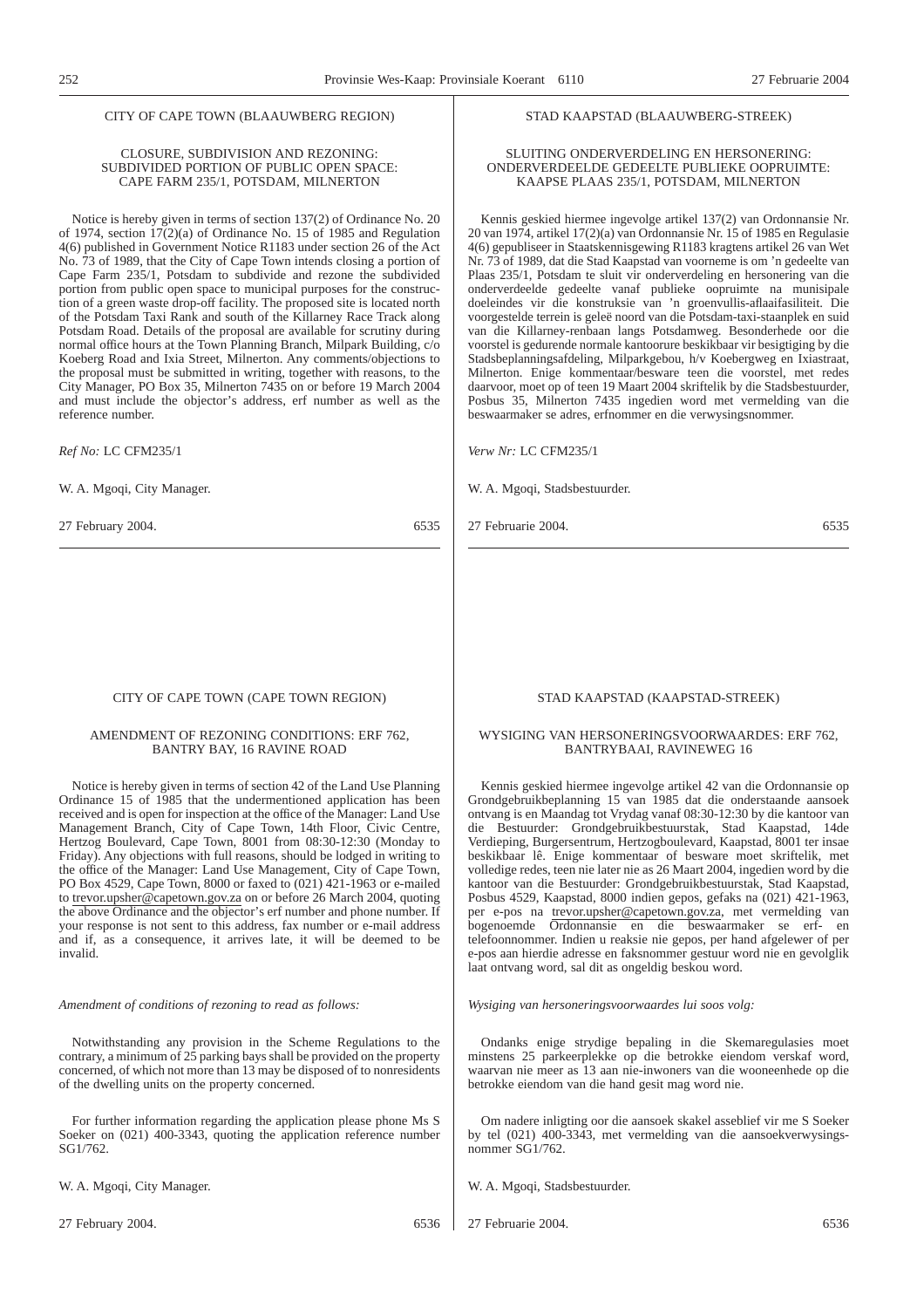CITY OF CAPE TOWN (BLAAUWBERG REGION)

CLOSURE, SUBDIVISION AND REZONING: SUBDIVIDED PORTION OF PUBLIC OPEN SPACE: CAPE FARM 235/1, POTSDAM, MILNERTON

Notice is hereby given in terms of section 137(2) of Ordinance No. 20 of 1974, section 17(2)(a) of Ordinance No. 15 of 1985 and Regulation 4(6) published in Government Notice R1183 under section 26 of the Act No. 73 of 1989, that the City of Cape Town intends closing a portion of Cape Farm 235/1, Potsdam to subdivide and rezone the subdivided portion from public open space to municipal purposes for the construction of a green waste drop-off facility. The proposed site is located north of the Potsdam Taxi Rank and south of the Killarney Race Track along Potsdam Road. Details of the proposal are available for scrutiny during normal office hours at the Town Planning Branch, Milpark Building, c/o Koeberg Road and Ixia Street, Milnerton. Any comments/objections to the proposal must be submitted in writing, together with reasons, to the City Manager, PO Box 35, Milnerton 7435 on or before 19 March 2004 and must include the objector's address, erf number as well as the reference number.

*Ref No:* LC CFM235/1

W. A. Mgoqi, City Manager.

27 February 2004. 6535

---

STAD KAAPSTAD (BLAAUWBERG-STREEK)

SLUITING ONDERVERDELING EN HERSONERING: ONDERVERDEELDE GEDEELTE PUBLIEKE OOPRUIMTE: KAAPSE PLAAS 235/1, POTSDAM, MILNERTON

Kennis geskied hiermee ingevolge artikel 137(2) van Ordonnansie Nr. 20 van 1974, artikel 17(2)(a) van Ordonnansie Nr. 15 of 1985 en Regulasie 4(6) gepubliseer in Staatskennisgewing R1183 kragtens artikel 26 van Wet Nr. 73 of 1989, dat die Stad Kaapstad van voorneme is om 'n gedeelte van Plaas 235/1, Potsdam te sluit vir onderverdeling en hersonering van die onderverdeelde gedeelte vanaf publieke oopruimte na munisipale doeleindes vir die konstruksie van 'n groenvullis-aflaaifasiliteit. Die voorgestelde terrein is geleë noord van die Potsdam-taxi-staanplek en suid van die Killarney-renbaan langs Potsdamweg. Besonderhede oor die voorstel is gedurende normale kantoorure beskikbaar vir besigtiging by die Stadsbeplanningsafdeling, Milparkgebou, h/v Koebergweg en Ixiastraat, Milnerton. Enige kommentaar/besware teen die voorstel, met redes daarvoor, moet op of teen 19 Maart 2004 skriftelik by die Stadsbestuurder, Posbus 35, Milnerton 7435 ingedien word met vermelding van die beswaarmaker se adres, erfnommer en die verwysingsnommer.

*Verw Nr:* LC CFM235/1

W. A. Mgoqi, Stadsbestuurder.

27 Februarie 2004. 6535

---

CITY OF CAPE TOWN (CAPE TOWN REGION)

AMENDMENT OF REZONING CONDITIONS: ERF 762, BANTRY BAY, 16 RAVINE ROAD

Notice is hereby given in terms of section 42 of the Land Use Planning Ordinance 15 of 1985 that the undermentioned application has been received and is open for inspection at the office of the Manager: Land Use Management Branch, City of Cape Town, 14th Floor, Civic Centre, Hertzog Boulevard, Cape Town, 8001 from 08:30-12:30 (Monday to Friday). Any objections with full reasons, should be lodged in writing to the office of the Manager: Land Use Management, City of Cape Town, PO Box 4529, Cape Town, 8000 or faxed to (021) 421-1963 or e-mailed to trevor.upsher@capetown.gov.za on or before 26 March 2004, quoting the above Ordinance and the objector's erf number and phone number. If your response is not sent to this address, fax number or e-mail address and if, as a consequence, it arrives late, it will be deemed to be invalid.

*Amendment of conditions of rezoning to read as follows:*

Notwithstanding any provision in the Scheme Regulations to the contrary, a minimum of 25 parking bays shall be provided on the property concerned, of which not more than 13 may be disposed of to nonresidents of the dwelling units on the property concerned.

For further information regarding the application please phone Ms S Soeker on (021) 400-3343, quoting the application reference number SG1/762.

W. A. Mgoqi, City Manager.

27 February 2004. 6536

---

STAD KAAPSTAD (KAAPSTAD-STREEK)

WYSIGING VAN HERSONERINGSVOORWAARDES: ERF 762, BANTRYBAAI, RAVINEWEG 16

Kennis geskied hiermee ingevolge artikel 42 van die Ordonnansie op Grondgebruikbeplanning 15 van 1985 dat die onderstaande aansoek ontvang is en Maandag tot Vrydag vanaf 08:30-12:30 by die kantoor van die Bestuurder: Grondgebruikbestuurstak, Stad Kaapstad, 14de Verdieping, Burgersentrum, Hertzogboulevard, Kaapstad, 8001 ter insae beskikbaar lê. Enige kommentaar of besware moet skriftelik, met volledige redes, teen nie later nie as 26 Maart 2004, ingedien word by die kantoor van die Bestuurder: Grondgebruikbestuurstak, Stad Kaapstad, Posbus 4529, Kaapstad, 8000 indien gepos, gefaks na (021) 421-1963, per e-pos na trevor.upsher@capetown.gov.za, met vermelding van bogenoemde Ordonnansie en die beswaarmaker se erf- en telefoonnommer. Indien u reaksie nie gepos, per hand afgelewer of per e-pos aan hierdie adresse en faksnommer gestuur word nie en gevolglik laat ontvang word, sal dit as ongeldig beskou word.

*Wysiging van hersoneringsvoorwaardes lui soos volg:*

Ondanks enige strydige bepaling in die Skemaregulasies moet minstens 25 parkeerplekke op die betrokke eiendom verskaf word, waarvan nie meer as 13 aan nie-inwoners van die wooneenhede op die betrokke eiendom van die hand gesit mag word nie.

Om nadere inligting oor die aansoek skakel asseblief vir me S Soeker by tel (021) 400-3343, met vermelding van die aansoekverwysingsnommer SG1/762.

W. A. Mgoqi, Stadsbestuurder.

27 Februarie 2004. 6536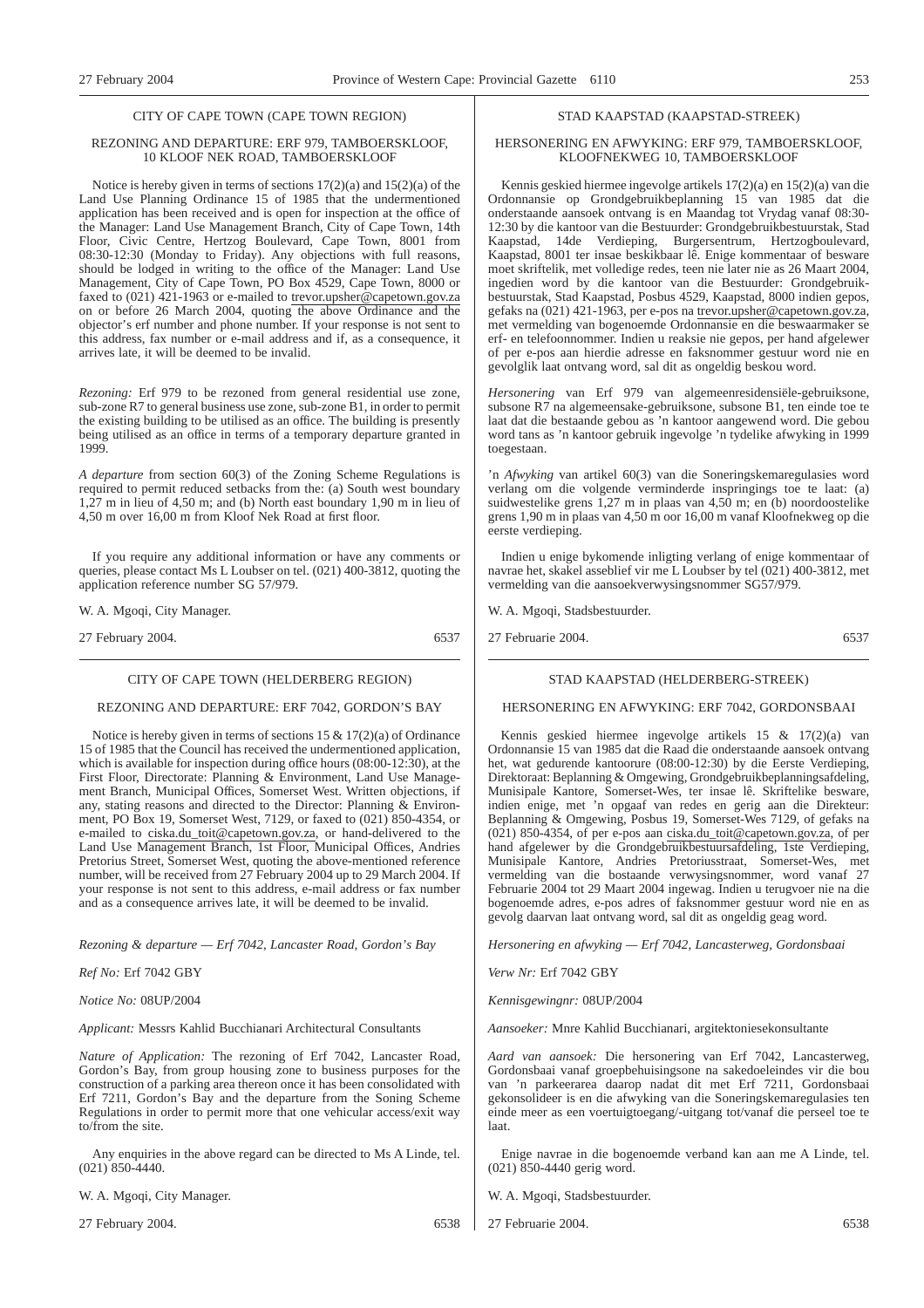## CITY OF CAPE TOWN (CAPE TOWN REGION)

### REZONING AND DEPARTURE: ERF 979, TAMBOERSKLOOF, 10 KLOOF NEK ROAD, TAMBOERSKLOOF

Notice is hereby given in terms of sections 17(2)(a) and 15(2)(a) of the Land Use Planning Ordinance 15 of 1985 that the undermentioned application has been received and is open for inspection at the office of the Manager: Land Use Management Branch, City of Cape Town, 14th Floor, Civic Centre, Hertzog Boulevard, Cape Town, 8001 from 08:30-12:30 (Monday to Friday). Any objections with full reasons, should be lodged in writing to the office of the Manager: Land Use Management, City of Cape Town, PO Box 4529, Cape Town, 8000 or faxed to (021) 421-1963 or e-mailed to trevor.upsher@capetown.gov.za on or before 26 March 2004, quoting the above Ordinance and the objector's erf number and phone number. If your response is not sent to this address, fax number or e-mail address and if, as a consequence, it arrives late, it will be deemed to be invalid.

*Rezoning:* Erf 979 to be rezoned from general residential use zone, sub-zone R7 to general business use zone, sub-zone B1, in order to permit the existing building to be utilised as an office. The building is presently being utilised as an office in terms of a temporary departure granted in 1999.

*A departure* from section 60(3) of the Zoning Scheme Regulations is required to permit reduced setbacks from the: (a) South west boundary 1,27 m in lieu of 4,50 m; and (b) North east boundary 1,90 m in lieu of 4,50 m over 16,00 m from Kloof Nek Road at first floor.

If you require any additional information or have any comments or queries, please contact Ms L Loubser on tel. (021) 400-3812, quoting the application reference number SG 57/979.

W. A. Mgoqi, City Manager.

27 February 2004. 6537

---

## STAD KAAPSTAD (KAAPSTAD-STREEK)

### HERSONERING EN AFWYKING: ERF 979, TAMBOERSKLOOF, KLOOFNEKWEG 10, TAMBOERSKLOOF

Kennis geskied hiermee ingevolge artikels 17(2)(a) en 15(2)(a) van die Ordonnansie op Grondgebruikbeplanning 15 van 1985 dat die onderstaande aansoek ontvang is en Maandag tot Vrydag vanaf 08:30-12:30 by die kantoor van die Bestuurder: Grondgebruikbestuurstak, Stad Kaapstad, 14de Verdieping, Burgersentrum, Hertzogboulevard, Kaapstad, 8001 ter insae beskikbaar lê. Enige kommentaar of besware moet skriftelik, met volledige redes, teen nie later nie as 26 Maart 2004, ingedien word by die kantoor van die Bestuurder: Grondgebruikbestuurstak, Stad Kaapstad, Posbus 4529, Kaapstad, 8000 indien gepos, gefaks na (021) 421-1963, per e-pos na trevor.upsher@capetown.gov.za, met vermelding van bogenoemde Ordonnansie en die beswaarmaker se erf- en telefoonnommer. Indien u reaksie nie gepos, per hand afgelewer of per e-pos aan hierdie adresse en faksnommer gestuur word nie en gevolglik laat ontvang word, sal dit as ongeldig beskou word.

*Hersonering* van Erf 979 van algemeenresidensiële-gebruiksone, subsone R7 na algemeensake-gebruiksone, subsone B1, ten einde toe te laat dat die bestaande gebou as 'n kantoor aangewend word. Die gebou word tans as 'n kantoor gebruik ingevolge 'n tydelike afwyking in 1999 toegestaan.

'n *Afwyking* van artikel 60(3) van die Soneringskemaregulasies word verlang om die volgende verminderde inspringings toe te laat: (a) suidwestelike grens 1,27 m in plaas van 4,50 m; en (b) noordoostelike grens 1,90 m in plaas van 4,50 m oor 16,00 m vanaf Kloofnekweg op die eerste verdieping.

Indien u enige bykomende inligting verlang of enige kommentaar of navrae het, skakel asseblief vir me L Loubser by tel (021) 400-3812, met vermelding van die aansoekverwysingsnommer SG57/979.

W. A. Mgoqi, Stadsbestuurder.

27 Februarie 2004. 6537

---

## CITY OF CAPE TOWN (HELDERBERG REGION)

### REZONING AND DEPARTURE: ERF 7042, GORDON'S BAY

Notice is hereby given in terms of sections 15 & 17(2)(a) of Ordinance 15 of 1985 that the Council has received the undermentioned application, which is available for inspection during office hours (08:00-12:30), at the First Floor, Directorate: Planning & Environment, Land Use Management Branch, Municipal Offices, Somerset West. Written objections, if any, stating reasons and directed to the Director: Planning & Environment, PO Box 19, Somerset West, 7129, or faxed to (021) 850-4354, or e-mailed to ciska.du_toit@capetown.gov.za, or hand-delivered to the Land Use Management Branch, 1st Floor, Municipal Offices, Andries Pretorius Street, Somerset West, quoting the above-mentioned reference number, will be received from 27 February 2004 up to 29 March 2004. If your response is not sent to this address, e-mail address or fax number and as a consequence arrives late, it will be deemed to be invalid.

*Rezoning & departure — Erf 7042, Lancaster Road, Gordon's Bay*

*Ref No:* Erf 7042 GBY

*Notice No:* 08UP/2004

*Applicant:* Messrs Kahlid Bucchianari Architectural Consultants

*Nature of Application:* The rezoning of Erf 7042, Lancaster Road, Gordon's Bay, from group housing zone to business purposes for the construction of a parking area thereon once it has been consolidated with Erf 7211, Gordon's Bay and the departure from the Soning Scheme Regulations in order to permit more that one vehicular access/exit way to/from the site.

Any enquiries in the above regard can be directed to Ms A Linde, tel. (021) 850-4440.

W. A. Mgoqi, City Manager.

27 February 2004. 6538

---

## STAD KAAPSTAD (HELDERBERG-STREEK)

### HERSONERING EN AFWYKING: ERF 7042, GORDONSBAAI

Kennis geskied hiermee ingevolge artikels 15 & 17(2)(a) van Ordonnansie 15 van 1985 dat die Raad die onderstaande aansoek ontvang het, wat gedurende kantoorure (08:00-12:30) by die Eerste Verdieping, Direktoraat: Beplanning & Omgewing, Grondgebruikbeplanningsafdeling, Munisipale Kantore, Somerset-Wes, ter insae lê. Skriftelike besware, indien enige, met 'n opgaaf van redes en gerig aan die Direkteur: Beplanning & Omgewing, Posbus 19, Somerset-Wes 7129, of gefaks na (021) 850-4354, of per e-pos aan ciska.du_toit@capetown.gov.za, of per hand afgelewer by die Grondgebruikbestuursafdeling, 1ste Verdieping, Munisipale Kantore, Andries Pretoriusstraat, Somerset-Wes, met vermelding van die bostaande verwysingsnommer, word vanaf 27 Februarie 2004 tot 29 Maart 2004 ingewag. Indien u terugvoer nie na die bogenoemde adres, e-pos adres of faksnommer gestuur word nie en as gevolg daarvan laat ontvang word, sal dit as ongeldig geag word.

*Hersonering en afwyking — Erf 7042, Lancasterweg, Gordonsbaai*

*Verw Nr:* Erf 7042 GBY

*Kennisgewingnr:* 08UP/2004

*Aansoeker:* Mnre Kahlid Bucchianari, argitektoniesekonsultante

*Aard van aansoek:* Die hersonering van Erf 7042, Lancasterweg, Gordonsbaai vanaf groepbehuisingsone na sakedoeleindes vir die bou van 'n parkeerarea daarop nadat dit met Erf 7211, Gordonsbaai gekonsolideer is en die afwyking van die Soneringskemaregulasies ten einde meer as een voertuigtoegang/-uitgang tot/vanaf die perseel toe te laat.

Enige navrae in die bogenoemde verband kan aan me A Linde, tel. (021) 850-4440 gerig word.

W. A. Mgoqi, Stadsbestuurder.

27 Februarie 2004. 6538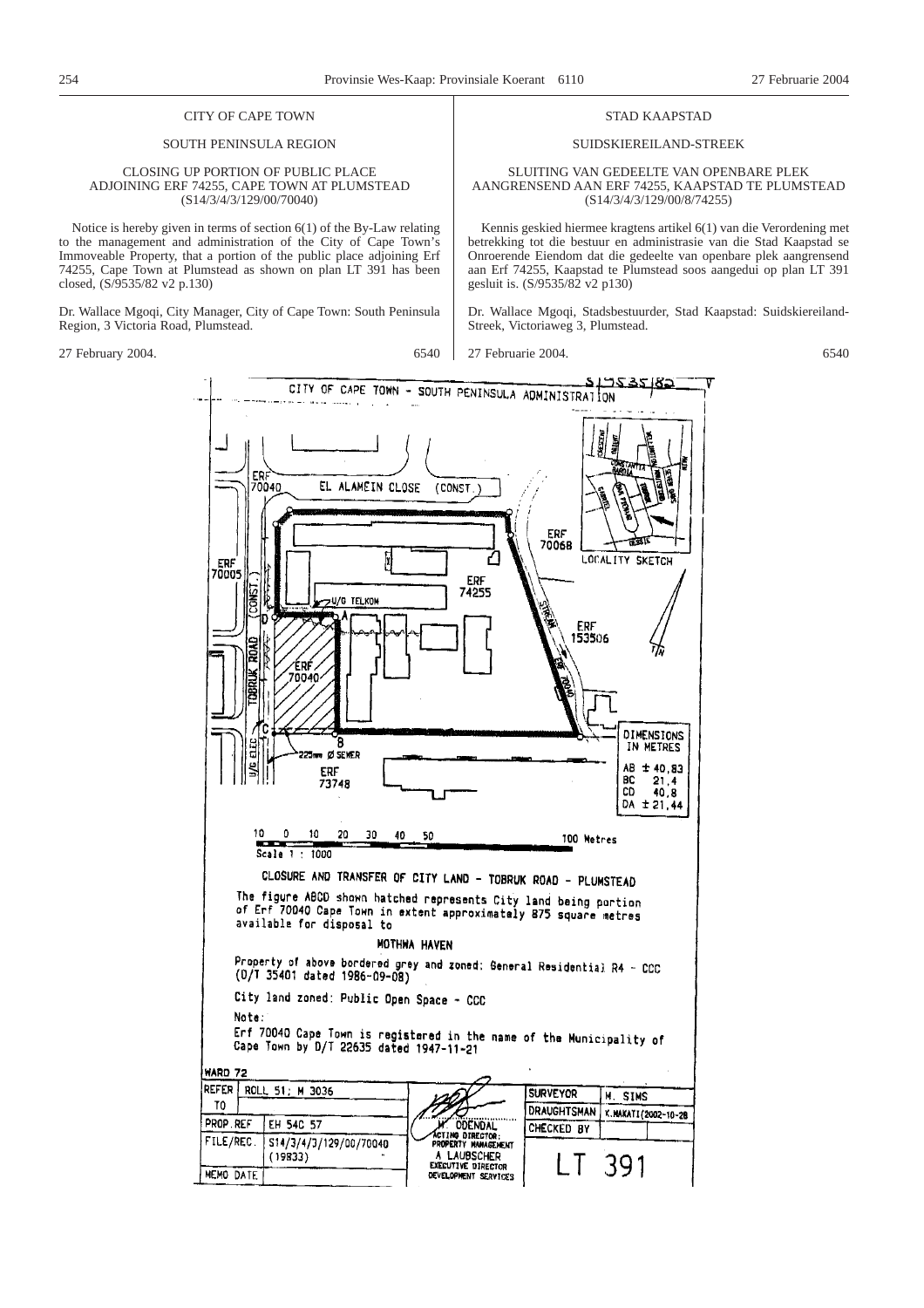CITY OF CAPE TOWN

SOUTH PENINSULA REGION

CLOSING UP PORTION OF PUBLIC PLACE ADJOINING ERF 74255, CAPE TOWN AT PLUMSTEAD (S14/3/4/3/129/00/70040)

Notice is hereby given in terms of section 6(1) of the By-Law relating to the management and administration of the City of Cape Town's Immoveable Property, that a portion of the public place adjoining Erf 74255, Cape Town at Plumstead as shown on plan LT 391 has been closed, (S/9535/82 v2 p.130)

Dr. Wallace Mgoqi, City Manager, City of Cape Town: South Peninsula Region, 3 Victoria Road, Plumstead.

27 February 2004. 6540

STAD KAAPSTAD

SUIDSKIEREILAND-STREEK

SLUITING VAN GEDEELTE VAN OPENBARE PLEK AANGRENSEND AAN ERF 74255, KAAPSTAD TE PLUMSTEAD (S14/3/4/3/129/00/8/74255)

Kennis geskied hiermee kragtens artikel 6(1) van die Verordening met betrekking tot die bestuur en administrasie van die Stad Kaapstad se Onroerende Eiendom dat die gedeelte van openbare plek aangrensend aan Erf 74255, Kaapstad te Plumstead soos aangedui op plan LT 391 gesluit is. (S/9535/82 v2 p130)

Dr. Wallace Mgoqi, Stadsbestuurder, Stad Kaapstad: Suidskiereiland-Streek, Victoriaweg 3, Plumstead.

27 Februarie 2004. 6540

S/9535/82

CITY OF CAPE TOWN - SOUTH PENINSULA ADMINISTRATION

ERF 70040 EL ALAMEIN CLOSE (CONST.)

ERF 70068

LOCALITY SKETCH

ERF 70005

ERF 74255

U/G TELKOM

TOBRUK ROAD (CONST.)

ERF 153506

ERF 70040

STREAM

DIMENSIONS IN METRES

AB ± 40,83
BC 21,4
CD 40,8
DA ± 21,44

225mm Ø SEWER

U/G ELEC

ERF 73748

Scale 1 : 1000 — 100 Metres

CLOSURE AND TRANSFER OF CITY LAND - TOBRUK ROAD - PLUMSTEAD

The figure ABCD shown hatched represents City land being portion of Erf 70040 Cape Town in extent approximately 875 square metres available for disposal to

MOTHWA HAVEN

Property of above bordered grey and zoned: General Residential R4 - CCC (D/T 35401 dated 1986-09-08)

City land zoned: Public Open Space - CCC

Note:

Erf 70040 Cape Town is registered in the name of the Municipality of Cape Town by D/T 22635 dated 1947-11-21

WARD 72

| REFER TO | ROLL 51; M 3036 | M. ODENDAL, ACTING DIRECTOR: PROPERTY MANAGEMENT / A LAUBSCHER, EXECUTIVE DIRECTOR DEVELOPMENT SERVICES | SURVEYOR | M. SIMS |
|---|---|---|---|---|
| | | | DRAUGHTSMAN | K.MAKATI(2002-10-28 |
| PROP.REF | EH 54C 57 | | CHECKED BY | |
| FILE/REC. | S14/3/4/3/129/00/70040 (19833) | | LT 391 | |
| MEMO DATE | | | | |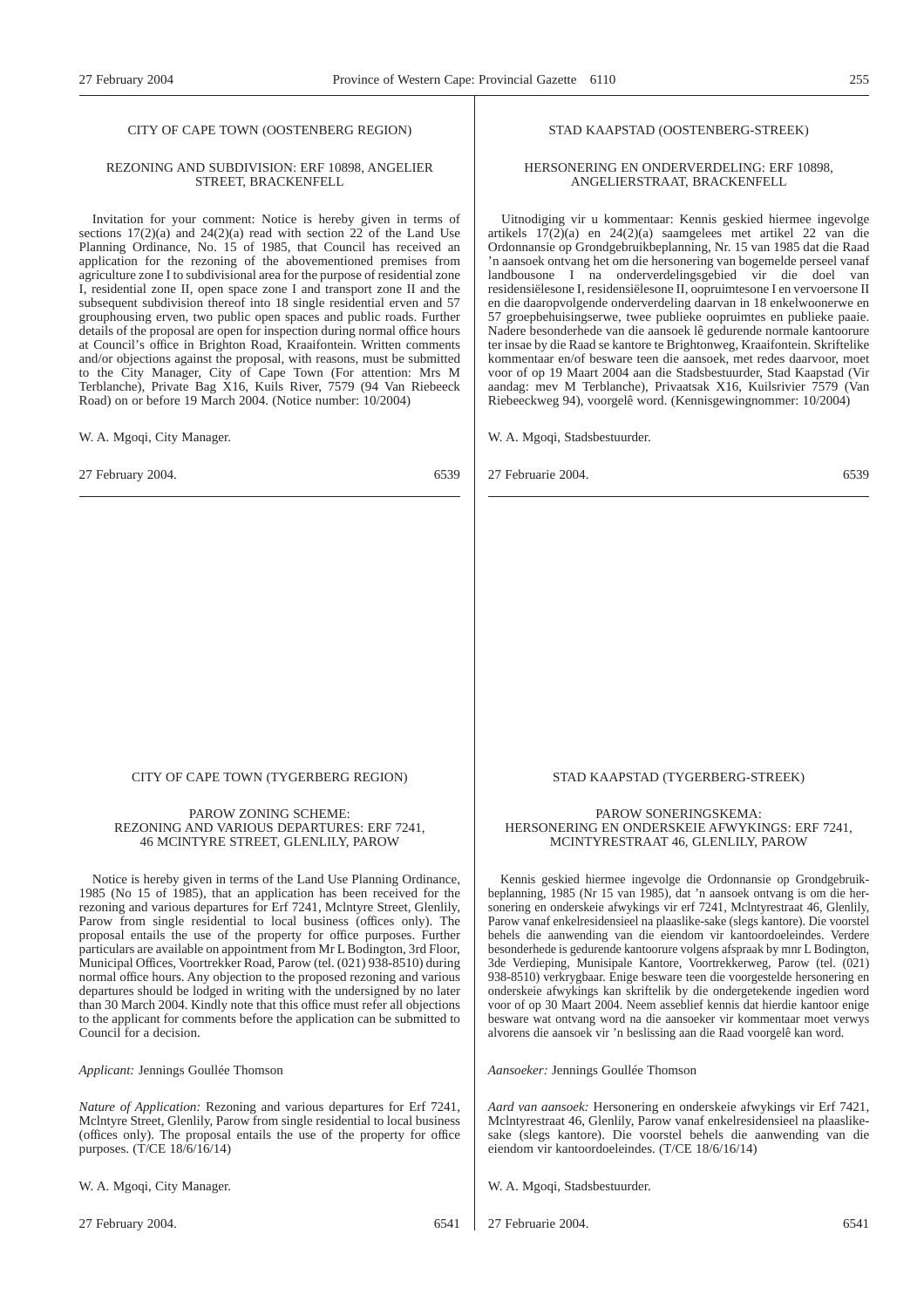CITY OF CAPE TOWN (OOSTENBERG REGION)

REZONING AND SUBDIVISION: ERF 10898, ANGELIER STREET, BRACKENFELL

Invitation for your comment: Notice is hereby given in terms of sections 17(2)(a) and 24(2)(a) read with section 22 of the Land Use Planning Ordinance, No. 15 of 1985, that Council has received an application for the rezoning of the abovementioned premises from agriculture zone I to subdivisional area for the purpose of residential zone I, residential zone II, open space zone I and transport zone II and the subsequent subdivision thereof into 18 single residential erven and 57 grouphousing erven, two public open spaces and public roads. Further details of the proposal are open for inspection during normal office hours at Council's office in Brighton Road, Kraaifontein. Written comments and/or objections against the proposal, with reasons, must be submitted to the City Manager, City of Cape Town (For attention: Mrs M Terblanche), Private Bag X16, Kuils River, 7579 (94 Van Riebeeck Road) on or before 19 March 2004. (Notice number: 10/2004)

W. A. Mgoqi, City Manager.

27 February 2004. 6539

---

STAD KAAPSTAD (OOSTENBERG-STREEK)

HERSONERING EN ONDERVERDELING: ERF 10898, ANGELIERSTRAAT, BRACKENFELL

Uitnodiging vir u kommentaar: Kennis geskied hiermee ingevolge artikels 17(2)(a) en 24(2)(a) saamgelees met artikel 22 van die Ordonnansie op Grondgebruikbeplanning, Nr. 15 van 1985 dat die Raad 'n aansoek ontvang het om die hersonering van bogemelde perseel vanaf landbousone I na onderverdelingsgebied vir die doel van residensiëlesone I, residensiëlesone II, oopruimtesone I en vervoersone II en die daaropvolgende onderverdeling daarvan in 18 enkelwoonerwe en 57 groepbehuisingserwe, twee publieke oopruimtes en publieke paaie. Nadere besonderhede van die aansoek lê gedurende normale kantoorure ter insae by die Raad se kantore te Brightonweg, Kraaifontein. Skriftelike kommentaar en/of besware teen die aansoek, met redes daarvoor, moet voor of op 19 Maart 2004 aan die Stadsbestuurder, Stad Kaapstad (Vir aandag: mev M Terblanche), Privaatsak X16, Kuilsrivier 7579 (Van Riebeeckweg 94), voorgelê word. (Kennisgewingnommer: 10/2004)

W. A. Mgoqi, Stadsbestuurder.

27 Februarie 2004. 6539

---

CITY OF CAPE TOWN (TYGERBERG REGION)

PAROW ZONING SCHEME:
REZONING AND VARIOUS DEPARTURES: ERF 7241,
46 MCINTYRE STREET, GLENLILY, PAROW

Notice is hereby given in terms of the Land Use Planning Ordinance, 1985 (No 15 of 1985), that an application has been received for the rezoning and various departures for Erf 7241, Mclntyre Street, Glenlily, Parow from single residential to local business (offices only). The proposal entails the use of the property for office purposes. Further particulars are available on appointment from Mr L Bodington, 3rd Floor, Municipal Offices, Voortrekker Road, Parow (tel. (021) 938-8510) during normal office hours. Any objection to the proposed rezoning and various departures should be lodged in writing with the undersigned by no later than 30 March 2004. Kindly note that this office must refer all objections to the applicant for comments before the application can be submitted to Council for a decision.

*Applicant:* Jennings Goullée Thomson

*Nature of Application:* Rezoning and various departures for Erf 7241, Mclntyre Street, Glenlily, Parow from single residential to local business (offices only). The proposal entails the use of the property for office purposes. (T/CE 18/6/16/14)

W. A. Mgoqi, City Manager.

27 February 2004. 6541

---

STAD KAAPSTAD (TYGERBERG-STREEK)

PAROW SONERINGSKEMA:
HERSONERING EN ONDERSKEIE AFWYKINGS: ERF 7241,
MCINTYRESTRAAT 46, GLENLILY, PAROW

Kennis geskied hiermee ingevolge die Ordonnansie op Grondgebruikbeplanning, 1985 (Nr 15 van 1985), dat 'n aansoek ontvang is om die hersonering en onderskeie afwykings vir erf 7241, Mclntyrestraat 46, Glenlily, Parow vanaf enkelresidensieel na plaaslike-sake (slegs kantore). Die voorstel behels die aanwending van die eiendom vir kantoordoeleindes. Verdere besonderhede is gedurende kantoorure volgens afspraak by mnr L Bodington, 3de Verdieping, Munisipale Kantore, Voortrekkerweg, Parow (tel. (021) 938-8510) verkrygbaar. Enige besware teen die voorgestelde hersonering en onderskeie afwykings kan skriftelik by die ondergetekende ingedien word voor of op 30 Maart 2004. Neem asseblief kennis dat hierdie kantoor enige besware wat ontvang word na die aansoeker vir kommentaar moet verwys alvorens die aansoek vir 'n beslissing aan die Raad voorgelê kan word.

*Aansoeker:* Jennings Goullée Thomson

*Aard van aansoek:* Hersonering en onderskeie afwykings vir Erf 7421, Mclntyrestraat 46, Glenlily, Parow vanaf enkelresidensieel na plaaslike-sake (slegs kantore). Die voorstel behels die aanwending van die eiendom vir kantoordoeleindes. (T/CE 18/6/16/14)

W. A. Mgoqi, Stadsbestuurder.

27 Februarie 2004. 6541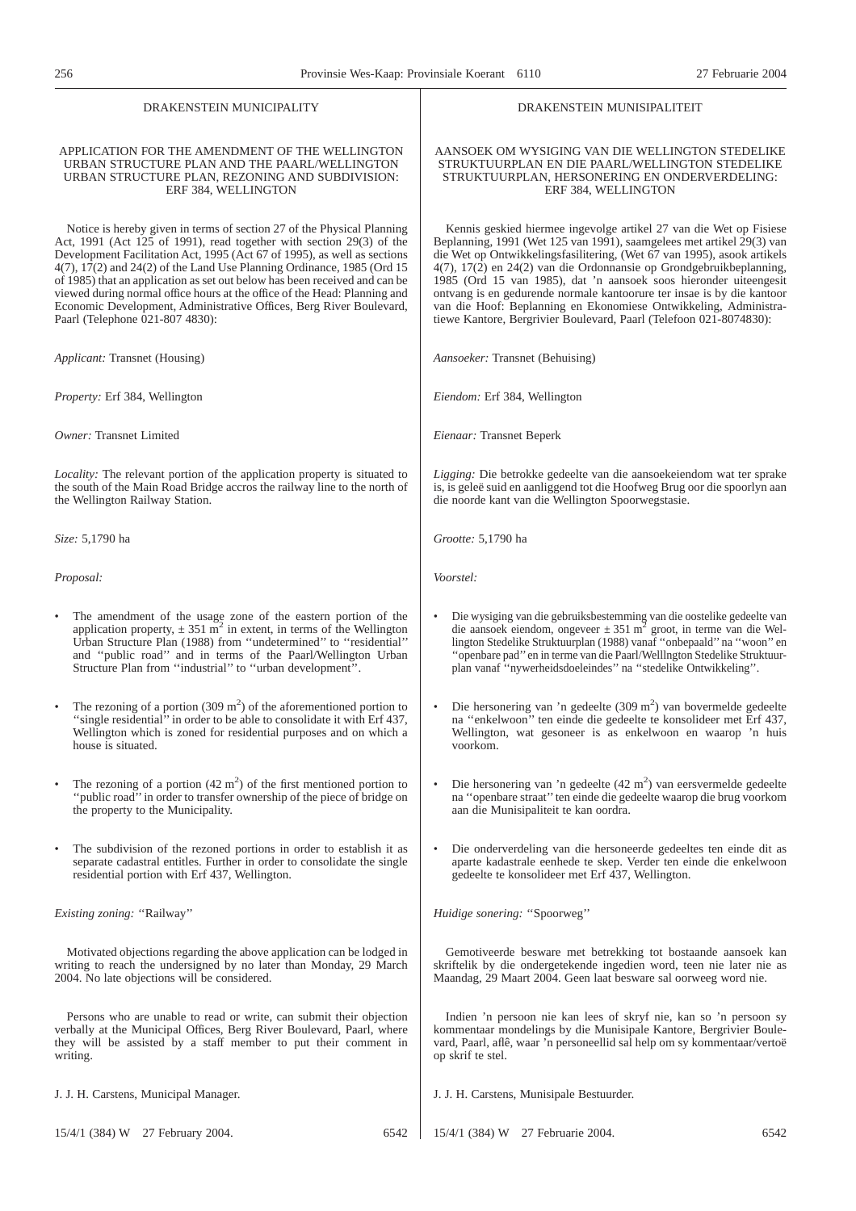## DRAKENSTEIN MUNICIPALITY

### APPLICATION FOR THE AMENDMENT OF THE WELLINGTON URBAN STRUCTURE PLAN AND THE PAARL/WELLINGTON URBAN STRUCTURE PLAN, REZONING AND SUBDIVISION: ERF 384, WELLINGTON

Notice is hereby given in terms of section 27 of the Physical Planning Act, 1991 (Act 125 of 1991), read together with section 29(3) of the Development Facilitation Act, 1995 (Act 67 of 1995), as well as sections 4(7), 17(2) and 24(2) of the Land Use Planning Ordinance, 1985 (Ord 15 of 1985) that an application as set out below has been received and can be viewed during normal office hours at the office of the Head: Planning and Economic Development, Administrative Offices, Berg River Boulevard, Paarl (Telephone 021-807 4830):

*Applicant:* Transnet (Housing)

*Property:* Erf 384, Wellington

*Owner:* Transnet Limited

*Locality:* The relevant portion of the application property is situated to the south of the Main Road Bridge accros the railway line to the north of the Wellington Railway Station.

*Size:* 5,1790 ha

*Proposal:*

- The amendment of the usage zone of the eastern portion of the application property, ± 351 m$^2$ in extent, in terms of the Wellington Urban Structure Plan (1988) from ''undetermined'' to ''residential'' and ''public road'' and in terms of the Paarl/Wellington Urban Structure Plan from ''industrial'' to ''urban development''.
- The rezoning of a portion (309 m$^2$) of the aforementioned portion to ''single residential'' in order to be able to consolidate it with Erf 437, Wellington which is zoned for residential purposes and on which a house is situated.
- The rezoning of a portion (42 m$^2$) of the first mentioned portion to ''public road'' in order to transfer ownership of the piece of bridge on the property to the Municipality.
- The subdivision of the rezoned portions in order to establish it as separate cadastral entitles. Further in order to consolidate the single residential portion with Erf 437, Wellington.

*Existing zoning:* ''Railway''

Motivated objections regarding the above application can be lodged in writing to reach the undersigned by no later than Monday, 29 March 2004. No late objections will be considered.

Persons who are unable to read or write, can submit their objection verbally at the Municipal Offices, Berg River Boulevard, Paarl, where they will be assisted by a staff member to put their comment in writing.

J. J. H. Carstens, Municipal Manager.

15/4/1 (384) W 27 February 2004. 6542

## DRAKENSTEIN MUNISIPALITEIT

### AANSOEK OM WYSIGING VAN DIE WELLINGTON STEDELIKE STRUKTUURPLAN EN DIE PAARL/WELLINGTON STEDELIKE STRUKTUURPLAN, HERSONERING EN ONDERVERDELING: ERF 384, WELLINGTON

Kennis geskied hiermee ingevolge artikel 27 van die Wet op Fisiese Beplanning, 1991 (Wet 125 van 1991), saamgelees met artikel 29(3) van die Wet op Ontwikkelingsfasilitering, (Wet 67 van 1995), asook artikels 4(7), 17(2) en 24(2) van die Ordonnansie op Grondgebruikbeplanning, 1985 (Ord 15 van 1985), dat 'n aansoek soos hieronder uiteengesit ontvang is en gedurende normale kantoorure ter insae is by die kantoor van die Hoof: Beplanning en Ekonomiese Ontwikkeling, Administratiewe Kantore, Bergrivier Boulevard, Paarl (Telefoon 021-8074830):

*Aansoeker:* Transnet (Behuising)

*Eiendom:* Erf 384, Wellington

*Eienaar:* Transnet Beperk

*Ligging:* Die betrokke gedeelte van die aansoekeiendom wat ter sprake is, is geleë suid en aanliggend tot die Hoofweg Brug oor die spoorlyn aan die noorde kant van die Wellington Spoorwegstasie.

*Grootte:* 5,1790 ha

*Voorstel:*

- Die wysiging van die gebruiksbestemming van die oostelike gedeelte van die aansoek eiendom, ongeveer ± 351 m$^2$ groot, in terme van die Wellington Stedelike Struktuurplan (1988) vanaf ''onbepaald'' na ''woon'' en ''openbare pad'' en in terme van die Paarl/Wellington Stedelike Struktuurplan vanaf ''nywerheidsdoeleindes'' na ''stedelike Ontwikkeling''.
- Die hersonering van 'n gedeelte (309 m$^2$) van bovermelde gedeelte na ''enkelwoon'' ten einde die gedeelte te konsolideer met Erf 437, Wellington, wat gesoneer is as enkelwoon en waarop 'n huis voorkom.
- Die hersonering van 'n gedeelte (42 m$^2$) van eersvermelde gedeelte na ''openbare straat'' ten einde die gedeelte waarop die brug voorkom aan die Munisipaliteit te kan oordra.
- Die onderverdeling van die hersoneerde gedeeltes ten einde dit as aparte kadastrale eenhede te skep. Verder ten einde die enkelwoon gedeelte te konsolideer met Erf 437, Wellington.

*Huidige sonering:* ''Spoorweg''

Gemotiveerde besware met betrekking tot bostaande aansoek kan skriftelik by die ondergetekende ingedien word, teen nie later nie as Maandag, 29 Maart 2004. Geen laat besware sal oorweeg word nie.

Indien 'n persoon nie kan lees of skryf nie, kan so 'n persoon sy kommentaar mondelings by die Munisipale Kantore, Bergrivier Boulevard, Paarl, aflê, waar 'n personeellid sal help om sy kommentaar/vertoë op skrif te stel.

J. J. H. Carstens, Munisipale Bestuurder.

15/4/1 (384) W 27 Februarie 2004. 6542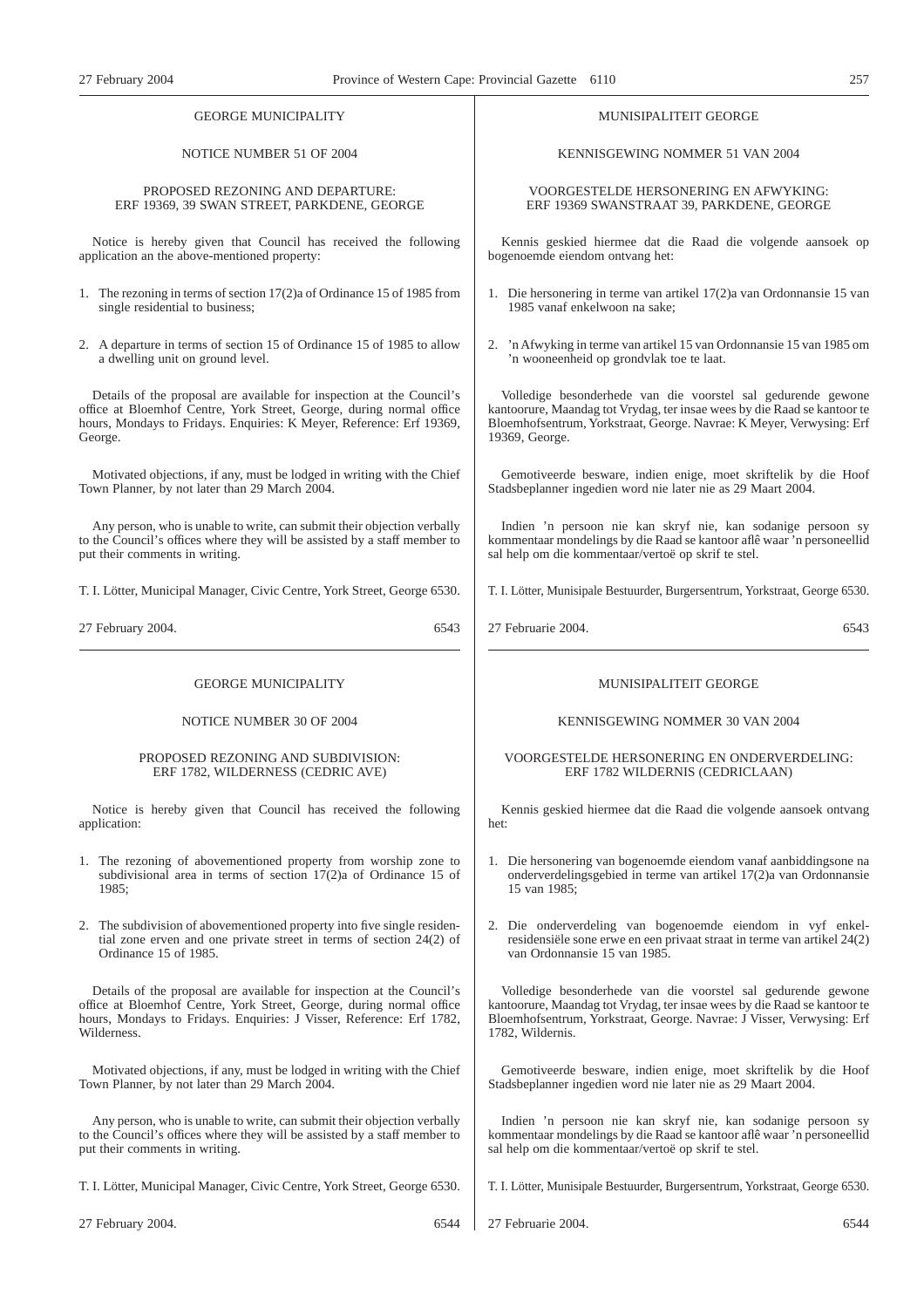GEORGE MUNICIPALITY

NOTICE NUMBER 51 OF 2004

PROPOSED REZONING AND DEPARTURE:
ERF 19369, 39 SWAN STREET, PARKDENE, GEORGE

Notice is hereby given that Council has received the following application an the above-mentioned property:

1. The rezoning in terms of section 17(2)a of Ordinance 15 of 1985 from single residential to business;
2. A departure in terms of section 15 of Ordinance 15 of 1985 to allow a dwelling unit on ground level.

Details of the proposal are available for inspection at the Council's office at Bloemhof Centre, York Street, George, during normal office hours, Mondays to Fridays. Enquiries: K Meyer, Reference: Erf 19369, George.

Motivated objections, if any, must be lodged in writing with the Chief Town Planner, by not later than 29 March 2004.

Any person, who is unable to write, can submit their objection verbally to the Council's offices where they will be assisted by a staff member to put their comments in writing.

T. I. Lötter, Municipal Manager, Civic Centre, York Street, George 6530.

27 February 2004. 6543

---

MUNISIPALITEIT GEORGE

KENNISGEWING NOMMER 51 VAN 2004

VOORGESTELDE HERSONERING EN AFWYKING:
ERF 19369 SWANSTRAAT 39, PARKDENE, GEORGE

Kennis geskied hiermee dat die Raad die volgende aansoek op bogenoemde eiendom ontvang het:

1. Die hersonering in terme van artikel 17(2)a van Ordonnansie 15 van 1985 vanaf enkelwoon na sake;
2. 'n Afwyking in terme van artikel 15 van Ordonnansie 15 van 1985 om 'n wooneenheid op grondvlak toe te laat.

Volledige besonderhede van die voorstel sal gedurende gewone kantoorure, Maandag tot Vrydag, ter insae wees by die Raad se kantoor te Bloemhofsentrum, Yorkstraat, George. Navrae: K Meyer, Verwysing: Erf 19369, George.

Gemotiveerde besware, indien enige, moet skriftelik by die Hoof Stadsbeplanner ingedien word nie later nie as 29 Maart 2004.

Indien 'n persoon nie kan skryf nie, kan sodanige persoon sy kommentaar mondelings by die Raad se kantoor aflê waar 'n personeellid sal help om die kommentaar/vertoë op skrif te stel.

T. I. Lötter, Munisipale Bestuurder, Burgersentrum, Yorkstraat, George 6530.

27 Februarie 2004. 6543

---

GEORGE MUNICIPALITY

NOTICE NUMBER 30 OF 2004

PROPOSED REZONING AND SUBDIVISION:
ERF 1782, WILDERNESS (CEDRIC AVE)

Notice is hereby given that Council has received the following application:

1. The rezoning of abovementioned property from worship zone to subdivisional area in terms of section 17(2)a of Ordinance 15 of 1985;
2. The subdivision of abovementioned property into five single residential zone erven and one private street in terms of section 24(2) of Ordinance 15 of 1985.

Details of the proposal are available for inspection at the Council's office at Bloemhof Centre, York Street, George, during normal office hours, Mondays to Fridays. Enquiries: J Visser, Reference: Erf 1782, Wilderness.

Motivated objections, if any, must be lodged in writing with the Chief Town Planner, by not later than 29 March 2004.

Any person, who is unable to write, can submit their objection verbally to the Council's offices where they will be assisted by a staff member to put their comments in writing.

T. I. Lötter, Municipal Manager, Civic Centre, York Street, George 6530.

27 February 2004. 6544

---

MUNISIPALITEIT GEORGE

KENNISGEWING NOMMER 30 VAN 2004

VOORGESTELDE HERSONERING EN ONDERVERDELING:
ERF 1782 WILDERNIS (CEDRICLAAN)

Kennis geskied hiermee dat die Raad die volgende aansoek ontvang het:

1. Die hersonering van bogenoemde eiendom vanaf aanbiddingsone na onderverdelingsgebied in terme van artikel 17(2)a van Ordonnansie 15 van 1985;
2. Die onderverdeling van bogenoemde eiendom in vyf enkelresidensiële sone erwe en een privaat straat in terme van artikel 24(2) van Ordonnansie 15 van 1985.

Volledige besonderhede van die voorstel sal gedurende gewone kantoorure, Maandag tot Vrydag, ter insae wees by die Raad se kantoor te Bloemhofsentrum, Yorkstraat, George. Navrae: J Visser, Verwysing: Erf 1782, Wildernis.

Gemotiveerde besware, indien enige, moet skriftelik by die Hoof Stadsbeplanner ingedien word nie later nie as 29 Maart 2004.

Indien 'n persoon nie kan skryf nie, kan sodanige persoon sy kommentaar mondelings by die Raad se kantoor aflê waar 'n personeellid sal help om die kommentaar/vertoë op skrif te stel.

T. I. Lötter, Munisipale Bestuurder, Burgersentrum, Yorkstraat, George 6530.

27 Februarie 2004. 6544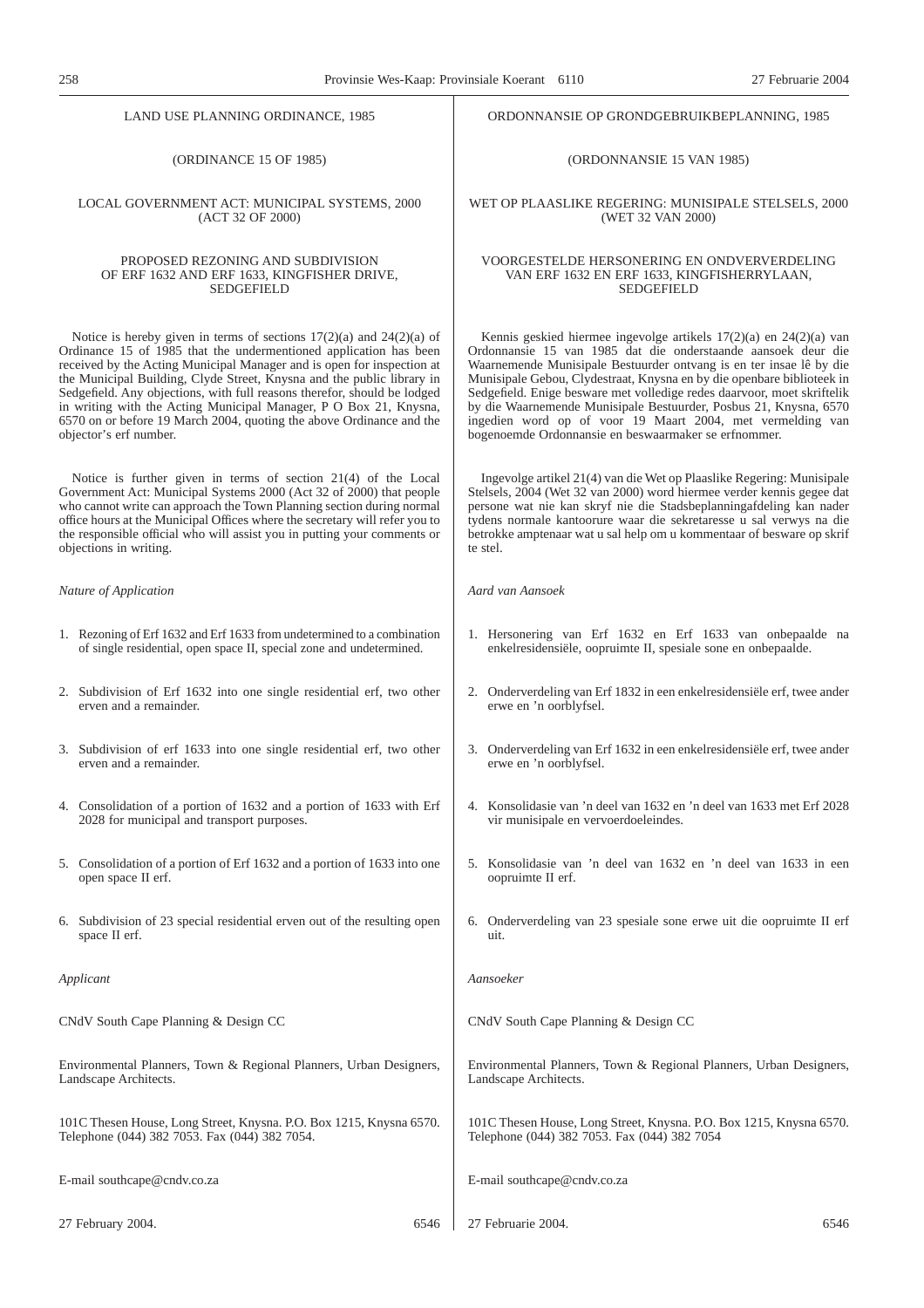LAND USE PLANNING ORDINANCE, 1985

(ORDINANCE 15 OF 1985)

LOCAL GOVERNMENT ACT: MUNICIPAL SYSTEMS, 2000
(ACT 32 OF 2000)

PROPOSED REZONING AND SUBDIVISION
OF ERF 1632 AND ERF 1633, KINGFISHER DRIVE,
SEDGEFIELD

Notice is hereby given in terms of sections 17(2)(a) and 24(2)(a) of Ordinance 15 of 1985 that the undermentioned application has been received by the Acting Municipal Manager and is open for inspection at the Municipal Building, Clyde Street, Knysna and the public library in Sedgefield. Any objections, with full reasons therefor, should be lodged in writing with the Acting Municipal Manager, P O Box 21, Knysna, 6570 on or before 19 March 2004, quoting the above Ordinance and the objector's erf number.

Notice is further given in terms of section 21(4) of the Local Government Act: Municipal Systems 2000 (Act 32 of 2000) that people who cannot write can approach the Town Planning section during normal office hours at the Municipal Offices where the secretary will refer you to the responsible official who will assist you in putting your comments or objections in writing.

*Nature of Application*

1. Rezoning of Erf 1632 and Erf 1633 from undetermined to a combination of single residential, open space II, special zone and undetermined.

2. Subdivision of Erf 1632 into one single residential erf, two other erven and a remainder.

3. Subdivision of erf 1633 into one single residential erf, two other erven and a remainder.

4. Consolidation of a portion of 1632 and a portion of 1633 with Erf 2028 for municipal and transport purposes.

5. Consolidation of a portion of Erf 1632 and a portion of 1633 into one open space II erf.

6. Subdivision of 23 special residential erven out of the resulting open space II erf.

*Applicant*

CNdV South Cape Planning & Design CC

Environmental Planners, Town & Regional Planners, Urban Designers, Landscape Architects.

101C Thesen House, Long Street, Knysna. P.O. Box 1215, Knysna 6570. Telephone (044) 382 7053. Fax (044) 382 7054.

E-mail southcape@cndv.co.za

27 February 2004. 6546

ORDONNANSIE OP GRONDGEBRUIKBEPLANNING, 1985

(ORDONNANSIE 15 VAN 1985)

WET OP PLAASLIKE REGERING: MUNISIPALE STELSELS, 2000
(WET 32 VAN 2000)

VOORGESTELDE HERSONERING EN ONDVERVERDELING
VAN ERF 1632 EN ERF 1633, KINGFISHERRYLAAN,
SEDGEFIELD

Kennis geskied hiermee ingevolge artikels 17(2)(a) en 24(2)(a) van Ordonnansie 15 van 1985 dat die onderstaande aansoek deur die Waarnemende Munisipale Bestuurder ontvang is en ter insae lê by die Munisipale Gebou, Clydestraat, Knysna en by die openbare biblioteek in Sedgefield. Enige besware met volledige redes daarvoor, moet skriftelik by die Waarnemende Munisipale Bestuurder, Posbus 21, Knysna, 6570 ingedien word op of voor 19 Maart 2004, met vermelding van bogenoemde Ordonnansie en beswaarmaker se erfnommer.

Ingevolge artikel 21(4) van die Wet op Plaaslike Regering: Munisipale Stelsels, 2004 (Wet 32 van 2000) word hiermee verder kennis gegee dat persone wat nie kan skryf nie die Stadsbeplanningafdeling kan nader tydens normale kantoorure waar die sekretaresse u sal verwys na die betrokke amptenaar wat u sal help om u kommentaar of besware op skrif te stel.

*Aard van Aansoek*

1. Hersonering van Erf 1632 en Erf 1633 van onbepaalde na enkelresidensiële, oopruimte II, spesiale sone en onbepaalde.

2. Onderverdeling van Erf 1832 in een enkelresidensiële erf, twee ander erwe en 'n oorblyfsel.

3. Onderverdeling van Erf 1632 in een enkelresidensiële erf, twee ander erwe en 'n oorblyfsel.

4. Konsolidasie van 'n deel van 1632 en 'n deel van 1633 met Erf 2028 vir munisipale en vervoerdoeleindes.

5. Konsolidasie van 'n deel van 1632 en 'n deel van 1633 in een oopruimte II erf.

6. Onderverdeling van 23 spesiale sone erwe uit die oopruimte II erf uit.

*Aansoeker*

CNdV South Cape Planning & Design CC

Environmental Planners, Town & Regional Planners, Urban Designers, Landscape Architects.

101C Thesen House, Long Street, Knysna. P.O. Box 1215, Knysna 6570. Telephone (044) 382 7053. Fax (044) 382 7054

E-mail southcape@cndv.co.za

27 Februarie 2004. 6546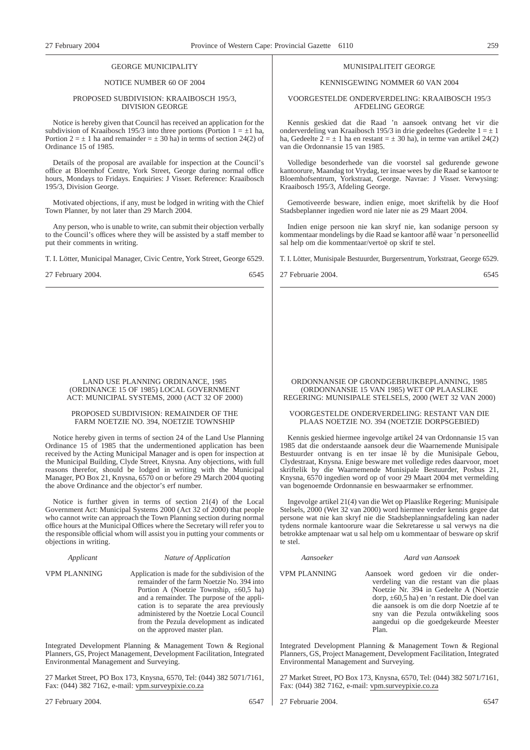GEORGE MUNICIPALITY

NOTICE NUMBER 60 OF 2004

PROPOSED SUBDIVISION: KRAAIBOSCH 195/3, DIVISION GEORGE

Notice is hereby given that Council has received an application for the subdivision of Kraaibosch 195/3 into three portions (Portion 1 = ±1 ha, Portion 2 = ± 1 ha and remainder = ± 30 ha) in terms of section 24(2) of Ordinance 15 of 1985.

Details of the proposal are available for inspection at the Council's office at Bloemhof Centre, York Street, George during normal office hours, Mondays to Fridays. Enquiries: J Visser. Reference: Kraaibosch 195/3, Division George.

Motivated objections, if any, must be lodged in writing with the Chief Town Planner, by not later than 29 March 2004.

Any person, who is unable to write, can submit their objection verbally to the Council's offices where they will be assisted by a staff member to put their comments in writing.

T. I. Lötter, Municipal Manager, Civic Centre, York Street, George 6529.

27 February 2004. 6545

---

MUNISIPALITEIT GEORGE

KENNISGEWING NOMMER 60 VAN 2004

VOORGESTELDE ONDERVERDELING: KRAAIBOSCH 195/3 AFDELING GEORGE

Kennis geskied dat die Raad 'n aansoek ontvang het vir die onderverdeling van Kraaibosch 195/3 in drie gedeeltes (Gedeelte 1 = ± 1 ha, Gedeelte 2 = ± 1 ha en restant = ± 30 ha), in terme van artikel 24(2) van die Ordonnansie 15 van 1985.

Volledige besonderhede van die voorstel sal gedurende gewone kantoorure, Maandag tot Vrydag, ter insae wees by die Raad se kantoor te Bloemhofsentrum, Yorkstraat, George. Navrae: J Visser. Verwysing: Kraaibosch 195/3, Afdeling George.

Gemotiveerde besware, indien enige, moet skriftelik by die Hoof Stadsbeplanner ingedien word nie later nie as 29 Maart 2004.

Indien enige persoon nie kan skryf nie, kan sodanige persoon sy kommentaar mondelings by die Raad se kantoor aflê waar 'n personeellid sal help om die kommentaar/vertoë op skrif te stel.

T. I. Lötter, Munisipale Bestuurder, Burgersentrum, Yorkstraat, George 6529.

27 Februarie 2004. 6545

---

LAND USE PLANNING ORDINANCE, 1985 (ORDINANCE 15 OF 1985) LOCAL GOVERNMENT ACT: MUNICIPAL SYSTEMS, 2000 (ACT 32 OF 2000)

PROPOSED SUBDIVISION: REMAINDER OF THE FARM NOETZIE NO. 394, NOETZIE TOWNSHIP

Notice hereby given in terms of section 24 of the Land Use Planning Ordinance 15 of 1985 that the undermentioned application has been received by the Acting Municipal Manager and is open for inspection at the Municipal Building, Clyde Street, Knysna. Any objections, with full reasons therefor, should be lodged in writing with the Municipal Manager, PO Box 21, Knysna, 6570 on or before 29 March 2004 quoting the above Ordinance and the objector's erf number.

Notice is further given in terms of section 21(4) of the Local Government Act: Municipal Systems 2000 (Act 32 of 2000) that people who cannot write can approach the Town Planning section during normal office hours at the Municipal Offices where the Secretary will refer you to the responsible official whom will assist you in putting your comments or objections in writing.

| *Applicant* | *Nature of Application* |
|---|---|
| VPM PLANNING | Application is made for the subdivision of the remainder of the farm Noetzie No. 394 into Portion A (Noetzie Township, ±60,5 ha) and a remainder. The purpose of the application is to separate the area previously administered by the Noetzie Local Council from the Pezula development as indicated on the approved master plan. |

Integrated Development Planning & Management Town & Regional Planners, GS, Project Management, Development Facilitation, Integrated Environmental Management and Surveying.

27 Market Street, PO Box 173, Knysna, 6570, Tel: (044) 382 5071/7161, Fax: (044) 382 7162, e-mail: vpm.surveypixie.co.za

27 February 2004. 6547

---

ORDONNANSIE OP GRONDGEBRUIKBEPLANNING, 1985 (ORDONNANSIE 15 VAN 1985) WET OP PLAASLIKE REGERING: MUNISIPALE STELSELS, 2000 (WET 32 VAN 2000)

VOORGESTELDE ONDERVERDELING: RESTANT VAN DIE PLAAS NOETZIE NO. 394 (NOETZIE DORPSGEBIED)

Kennis geskied hiermee ingevolge artikel 24 van Ordonnansie 15 van 1985 dat die onderstaande aansoek deur die Waarnemende Munisipale Bestuurder ontvang is en ter insae lê by die Munisipale Gebou, Clydestraat, Knysna. Enige besware met volledige redes daarvoor, moet skriftelik by die Waarnemende Munisipale Bestuurder, Posbus 21, Knysna, 6570 ingedien word op of voor 29 Maart 2004 met vermelding van bogenoemde Ordonnansie en beswaarmaker se erfnommer.

Ingevolge artikel 21(4) van die Wet op Plaaslike Regering: Munisipale Stelsels, 2000 (Wet 32 van 2000) word hiermee verder kennis gegee dat persone wat nie kan skryf nie die Stadsbeplanningsafdeling kan nader tydens normale kantoorure waar die Sekretaresse u sal verwys na die betrokke amptenaar wat u sal help om u kommentaar of besware op skrif te stel.

| *Aansoeker* | *Aard van Aansoek* |
|---|---|
| VPM PLANNING | Aansoek word gedoen vir die onderverdeling van die restant van die plaas Noetzie Nr. 394 in Gedeelte A (Noetzie dorp, ±60,5 ha) en 'n restant. Die doel van die aansoek is om die dorp Noetzie af te sny van die Pezula ontwikkeling soos aangedui op die goedgekeurde Meester Plan. |

Integrated Development Planning & Management Town & Regional Planners, GS, Project Management, Development Facilitation, Integrated Environmental Management and Surveying.

27 Market Street, PO Box 173, Knysna, 6570, Tel: (044) 382 5071/7161, Fax: (044) 382 7162, e-mail: vpm.surveypixie.co.za

27 Februarie 2004. 6547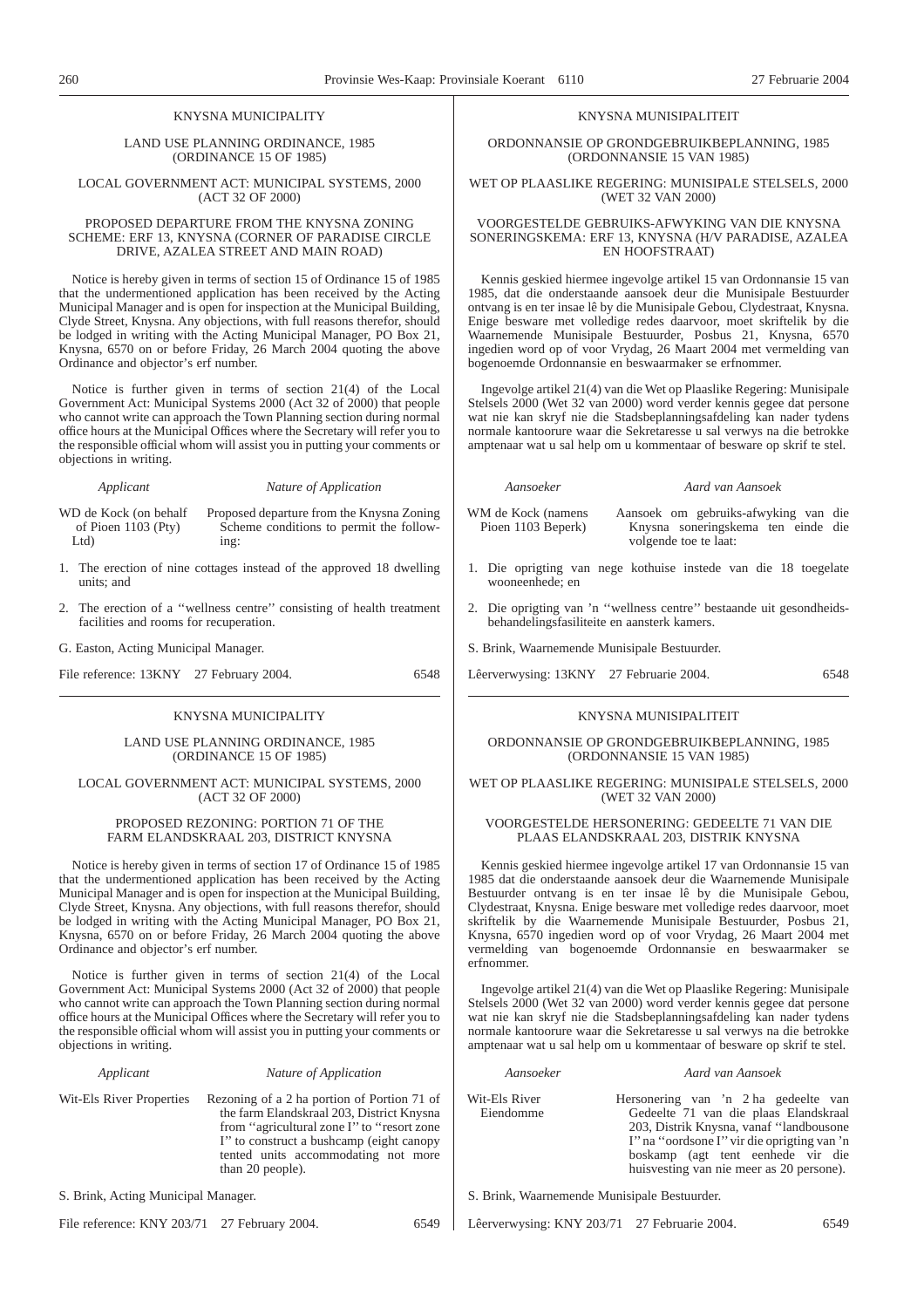KNYSNA MUNICIPALITY

LAND USE PLANNING ORDINANCE, 1985
(ORDINANCE 15 OF 1985)

LOCAL GOVERNMENT ACT: MUNICIPAL SYSTEMS, 2000
(ACT 32 OF 2000)

PROPOSED DEPARTURE FROM THE KNYSNA ZONING SCHEME: ERF 13, KNYSNA (CORNER OF PARADISE CIRCLE DRIVE, AZALEA STREET AND MAIN ROAD)

Notice is hereby given in terms of section 15 of Ordinance 15 of 1985 that the undermentioned application has been received by the Acting Municipal Manager and is open for inspection at the Municipal Building, Clyde Street, Knysna. Any objections, with full reasons therefor, should be lodged in writing with the Acting Municipal Manager, PO Box 21, Knysna, 6570 on or before Friday, 26 March 2004 quoting the above Ordinance and objector's erf number.

Notice is further given in terms of section 21(4) of the Local Government Act: Municipal Systems 2000 (Act 32 of 2000) that people who cannot write can approach the Town Planning section during normal office hours at the Municipal Offices where the Secretary will refer you to the responsible official whom will assist you in putting your comments or objections in writing.

| *Applicant* | *Nature of Application* |
|---|---|
| WD de Kock (on behalf of Pioen 1103 (Pty) Ltd) | Proposed departure from the Knysna Zoning Scheme conditions to permit the following: |

1. The erection of nine cottages instead of the approved 18 dwelling units; and
2. The erection of a ''wellness centre'' consisting of health treatment facilities and rooms for recuperation.

G. Easton, Acting Municipal Manager.

File reference: 13KNY 27 February 2004. 6548

---

KNYSNA MUNISIPALITEIT

ORDONNANSIE OP GRONDGEBRUIKBEPLANNING, 1985
(ORDONNANSIE 15 VAN 1985)

WET OP PLAASLIKE REGERING: MUNISIPALE STELSELS, 2000
(WET 32 VAN 2000)

VOORGESTELDE GEBRUIKS-AFWYKING VAN DIE KNYSNA SONERINGSKEMA: ERF 13, KNYSNA (H/V PARADISE, AZALEA EN HOOFSTRAAT)

Kennis geskied hiermee ingevolge artikel 15 van Ordonnansie 15 van 1985, dat die onderstaande aansoek deur die Munisipale Bestuurder ontvang is en ter insae lê by die Munisipale Gebou, Clydestraat, Knysna. Enige besware met volledige redes daarvoor, moet skriftelik by die Waarnemende Munisipale Bestuurder, Posbus 21, Knysna, 6570 ingedien word op of voor Vrydag, 26 Maart 2004 met vermelding van bogenoemde Ordonnansie en beswaarmaker se erfnommer.

Ingevolge artikel 21(4) van die Wet op Plaaslike Regering: Munisipale Stelsels 2000 (Wet 32 van 2000) word verder kennis gegee dat persone wat nie kan skryf nie die Stadsbeplanningsafdeling kan nader tydens normale kantoorure waar die Sekretaresse u sal verwys na die betrokke amptenaar wat u sal help om u kommentaar of besware op skrif te stel.

| *Aansoeker* | *Aard van Aansoek* |
|---|---|
| WM de Kock (namens Pioen 1103 Beperk) | Aansoek om gebruiks-afwyking van die Knysna soneringskema ten einde die volgende toe te laat: |

1. Die oprigting van nege kothuise instede van die 18 toegelate wooneenhede; en
2. Die oprigting van 'n ''wellness centre'' bestaande uit gesondheidsbehandelingsfasiliteite en aansterk kamers.

S. Brink, Waarnemende Munisipale Bestuurder.

Lêerverwysing: 13KNY 27 Februarie 2004. 6548

---

KNYSNA MUNICIPALITY

LAND USE PLANNING ORDINANCE, 1985
(ORDINANCE 15 OF 1985)

LOCAL GOVERNMENT ACT: MUNICIPAL SYSTEMS, 2000
(ACT 32 OF 2000)

PROPOSED REZONING: PORTION 71 OF THE FARM ELANDSKRAAL 203, DISTRICT KNYSNA

Notice is hereby given in terms of section 17 of Ordinance 15 of 1985 that the undermentioned application has been received by the Acting Municipal Manager and is open for inspection at the Municipal Building, Clyde Street, Knysna. Any objections, with full reasons therefor, should be lodged in writing with the Acting Municipal Manager, PO Box 21, Knysna, 6570 on or before Friday, 26 March 2004 quoting the above Ordinance and objector's erf number.

Notice is further given in terms of section 21(4) of the Local Government Act: Municipal Systems 2000 (Act 32 of 2000) that people who cannot write can approach the Town Planning section during normal office hours at the Municipal Offices where the Secretary will refer you to the responsible official whom will assist you in putting your comments or objections in writing.

| *Applicant* | *Nature of Application* |
|---|---|
| Wit-Els River Properties | Rezoning of a 2 ha portion of Portion 71 of the farm Elandskraal 203, District Knysna from ''agricultural zone I'' to ''resort zone I'' to construct a bushcamp (eight canopy tented units accommodating not more than 20 people). |

S. Brink, Acting Municipal Manager.

File reference: KNY 203/71 27 February 2004. 6549

---

KNYSNA MUNISIPALITEIT

ORDONNANSIE OP GRONDGEBRUIKBEPLANNING, 1985
(ORDONNANSIE 15 VAN 1985)

WET OP PLAASLIKE REGERING: MUNISIPALE STELSELS, 2000
(WET 32 VAN 2000)

VOORGESTELDE HERSONERING: GEDEELTE 71 VAN DIE PLAAS ELANDSKRAAL 203, DISTRIK KNYSNA

Kennis geskied hiermee ingevolge artikel 17 van Ordonnansie 15 van 1985 dat die onderstaande aansoek deur die Waarnemende Munisipale Bestuurder ontvang is en ter insae lê by die Munisipale Gebou, Clydestraat, Knysna. Enige besware met volledige redes daarvoor, moet skriftelik by die Waarnemende Munisipale Bestuurder, Posbus 21, Knysna, 6570 ingedien word op of voor Vrydag, 26 Maart 2004 met vermelding van bogenoemde Ordonnansie en beswaarmaker se erfnommer.

Ingevolge artikel 21(4) van die Wet op Plaaslike Regering: Munisipale Stelsels 2000 (Wet 32 van 2000) word verder kennis gegee dat persone wat nie kan skryf nie die Stadsbeplanningsafdeling kan nader tydens normale kantoorure waar die Sekretaresse u sal verwys na die betrokke amptenaar wat u sal help om u kommentaar of besware op skrif te stel.

| *Aansoeker* | *Aard van Aansoek* |
|---|---|
| Wit-Els River Eiendomme | Hersonering van 'n 2 ha gedeelte van Gedeelte 71 van die plaas Elandskraal 203, Distrik Knysna, vanaf ''landbousone I'' na ''oordsone I'' vir die oprigting van 'n boskamp (agt tent eenhede vir die huisvesting van nie meer as 20 persone). |

S. Brink, Waarnemende Munisipale Bestuurder.

Lêerverwysing: KNY 203/71 27 Februarie 2004. 6549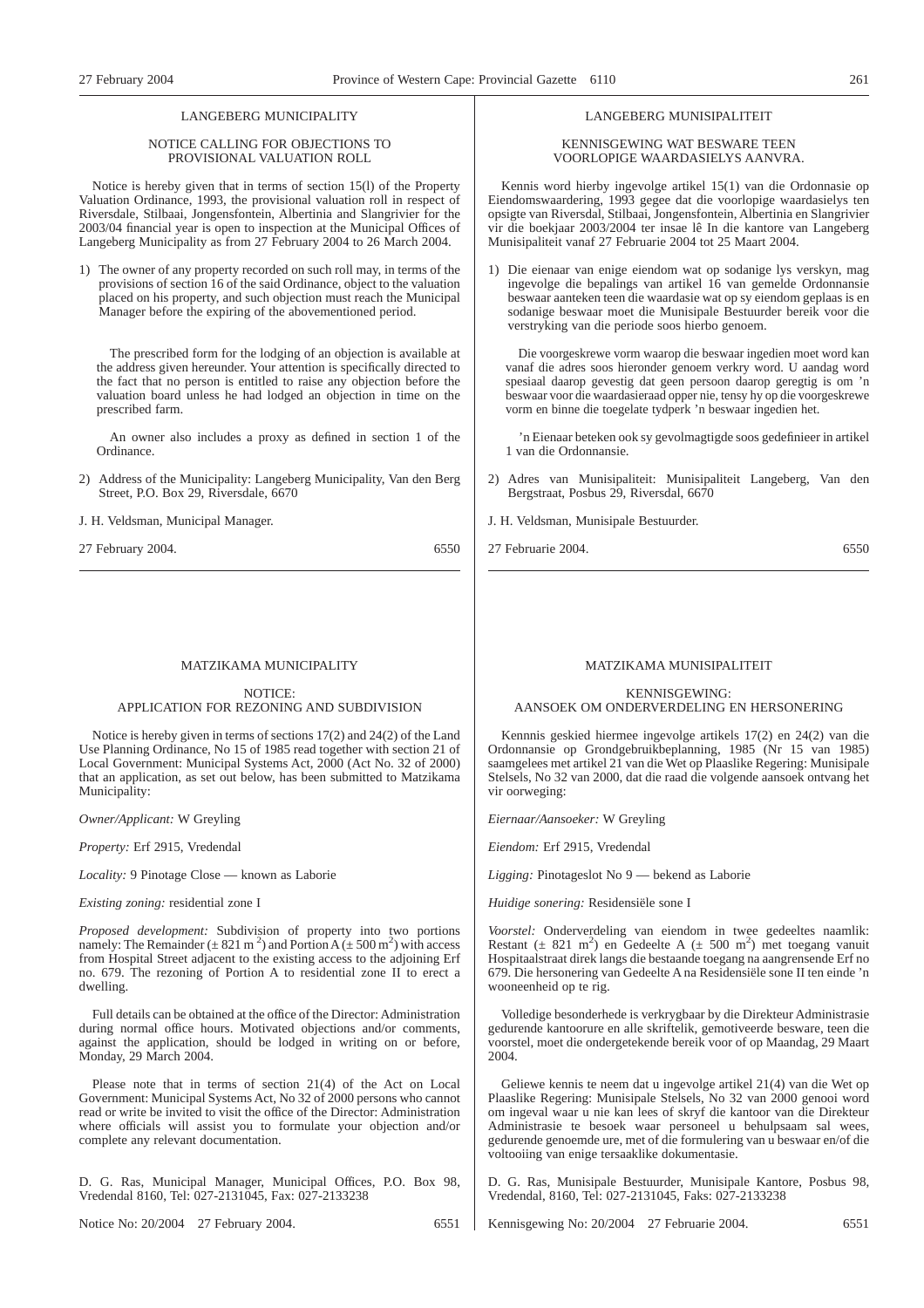## LANGEBERG MUNICIPALITY

### NOTICE CALLING FOR OBJECTIONS TO PROVISIONAL VALUATION ROLL

Notice is hereby given that in terms of section 15(l) of the Property Valuation Ordinance, 1993, the provisional valuation roll in respect of Riversdale, Stilbaai, Jongensfontein, Albertinia and Slangrivier for the 2003/04 financial year is open to inspection at the Municipal Offices of Langeberg Municipality as from 27 February 2004 to 26 March 2004.

1) The owner of any property recorded on such roll may, in terms of the provisions of section 16 of the said Ordinance, object to the valuation placed on his property, and such objection must reach the Municipal Manager before the expiring of the abovementioned period.

   The prescribed form for the lodging of an objection is available at the address given hereunder. Your attention is specifically directed to the fact that no person is entitled to raise any objection before the valuation board unless he had lodged an objection in time on the prescribed farm.

   An owner also includes a proxy as defined in section 1 of the Ordinance.

2) Address of the Municipality: Langeberg Municipality, Van den Berg Street, P.O. Box 29, Riversdale, 6670

J. H. Veldsman, Municipal Manager.

27 February 2004. 6550

## LANGEBERG MUNISIPALITEIT

### KENNISGEWING WAT BESWARE TEEN VOORLOPIGE WAARDASIELYS AANVRA.

Kennis word hierby ingevolge artikel 15(1) van die Ordonnasie op Eiendomswaardering, 1993 gegee dat die voorlopige waardasielys ten opsigte van Riversdal, Stilbaai, Jongensfontein, Albertinia en Slangrivier vir die boekjaar 2003/2004 ter insae lê In die kantore van Langeberg Munisipaliteit vanaf 27 Februarie 2004 tot 25 Maart 2004.

1) Die eienaar van enige eiendom wat op sodanige lys verskyn, mag ingevolge die bepalings van artikel 16 van gemelde Ordonnansie beswaar aanteken teen die waardasie wat op sy eiendom geplaas is en sodanige beswaar moet die Munisipale Bestuurder bereik voor die verstryking van die periode soos hierbo genoem.

   Die voorgeskrewe vorm waarop die beswaar ingedien moet word kan vanaf die adres soos hieronder genoem verkry word. U aandag word spesiaal daarop gevestig dat geen persoon daarop geregtig is om 'n beswaar voor die waardasieraad opper nie, tensy hy op die voorgeskrewe vorm en binne die toegelate tydperk 'n beswaar ingedien het.

   'n Eienaar beteken ook sy gevolmagtigde soos gedefinieer in artikel 1 van die Ordonnansie.

2) Adres van Munisipaliteit: Munisipaliteit Langeberg, Van den Bergstraat, Posbus 29, Riversdal, 6670

J. H. Veldsman, Munisipale Bestuurder.

27 Februarie 2004. 6550

## MATZIKAMA MUNICIPALITY

### NOTICE: APPLICATION FOR REZONING AND SUBDIVISION

Notice is hereby given in terms of sections 17(2) and 24(2) of the Land Use Planning Ordinance, No 15 of 1985 read together with section 21 of Local Government: Municipal Systems Act, 2000 (Act No. 32 of 2000) that an application, as set out below, has been submitted to Matzikama Municipality:

*Owner/Applicant:* W Greyling

*Property:* Erf 2915, Vredendal

*Locality:* 9 Pinotage Close — known as Laborie

*Existing zoning:* residential zone I

*Proposed development:* Subdivision of property into two portions namely: The Remainder (± 821 m$^2$) and Portion A (± 500 m$^2$) with access from Hospital Street adjacent to the existing access to the adjoining Erf no. 679. The rezoning of Portion A to residential zone II to erect a dwelling.

Full details can be obtained at the office of the Director: Administration during normal office hours. Motivated objections and/or comments, against the application, should be lodged in writing on or before, Monday, 29 March 2004.

Please note that in terms of section 21(4) of the Act on Local Government: Municipal Systems Act, No 32 of 2000 persons who cannot read or write be invited to visit the office of the Director: Administration where officials will assist you to formulate your objection and/or complete any relevant documentation.

D. G. Ras, Municipal Manager, Municipal Offices, P.O. Box 98, Vredendal 8160, Tel: 027-2131045, Fax: 027-2133238

Notice No: 20/2004 27 February 2004. 6551

## MATZIKAMA MUNISIPALITEIT

### KENNISGEWING: AANSOEK OM ONDERVERDELING EN HERSONERING

Kennnis geskied hiermee ingevolge artikels 17(2) en 24(2) van die Ordonnansie op Grondgebruikbeplanning, 1985 (Nr 15 van 1985) saamgelees met artikel 21 van die Wet op Plaaslike Regering: Munisipale Stelsels, No 32 van 2000, dat die raad die volgende aansoek ontvang het vir oorweging:

*Eiernaar/Aansoeker:* W Greyling

*Eiendom:* Erf 2915, Vredendal

*Ligging:* Pinotageslot No 9 — bekend as Laborie

*Huidige sonering:* Residensiële sone I

*Voorstel:* Onderverdeling van eiendom in twee gedeeltes naamlik: Restant (± 821 m$^2$) en Gedeelte A (± 500 m$^2$) met toegang vanuit Hospitaalstraat direk langs die bestaande toegang na aangrensende Erf no 679. Die hersonering van Gedeelte A na Residensiële sone II ten einde 'n wooneenheid op te rig.

Volledige besonderhede is verkrygbaar by die Direkteur Administrasie gedurende kantoorure en alle skriftelik, gemotiveerde besware, teen die voorstel, moet die ondergetekende bereik voor of op Maandag, 29 Maart 2004.

Geliewe kennis te neem dat u ingevolge artikel 21(4) van die Wet op Plaaslike Regering: Munisipale Stelsels, No 32 van 2000 genooi word om ingeval waar u nie kan lees of skryf die kantoor van die Direkteur Administrasie te besoek waar personeel u behulpsaam sal wees, gedurende genoemde ure, met of die formulering van u beswaar en/of die voltooiing van enige tersaaklike dokumentasie.

D. G. Ras, Munisipale Bestuurder, Munisipale Kantore, Posbus 98, Vredendal, 8160, Tel: 027-2131045, Faks: 027-2133238

Kennisgewing No: 20/2004 27 Februarie 2004. 6551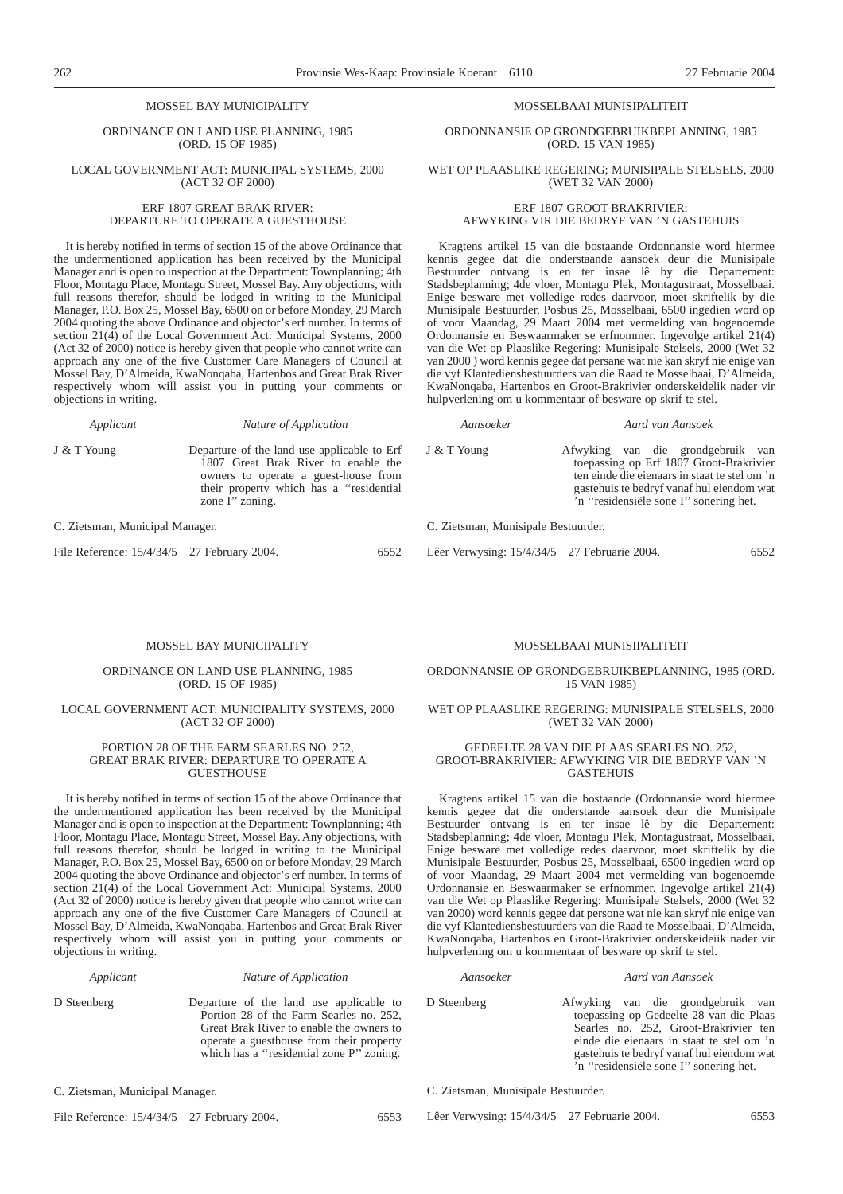MOSSEL BAY MUNICIPALITY

ORDINANCE ON LAND USE PLANNING, 1985 (ORD. 15 OF 1985)

LOCAL GOVERNMENT ACT: MUNICIPAL SYSTEMS, 2000 (ACT 32 OF 2000)

ERF 1807 GREAT BRAK RIVER: DEPARTURE TO OPERATE A GUESTHOUSE

It is hereby notified in terms of section 15 of the above Ordinance that the undermentioned application has been received by the Municipal Manager and is open to inspection at the Department: Townplanning; 4th Floor, Montagu Place, Montagu Street, Mossel Bay. Any objections, with full reasons therefor, should be lodged in writing to the Municipal Manager, P.O. Box 25, Mossel Bay, 6500 on or before Monday, 29 March 2004 quoting the above Ordinance and objector's erf number. In terms of section 21(4) of the Local Government Act: Municipal Systems, 2000 (Act 32 of 2000) notice is hereby given that people who cannot write can approach any one of the five Customer Care Managers of Council at Mossel Bay, D'Almeida, KwaNonqaba, Hartenbos and Great Brak River respectively whom will assist you in putting your comments or objections in writing.

| *Applicant* | *Nature of Application* |
|---|---|
| J & T Young | Departure of the land use applicable to Erf 1807 Great Brak River to enable the owners to operate a guest-house from their property which has a ''residential zone I'' zoning. |

C. Zietsman, Municipal Manager.

File Reference: 15/4/34/5 27 February 2004. 6552

MOSSELBAAI MUNISIPALITEIT

ORDONNANSIE OP GRONDGEBRUIKBEPLANNING, 1985 (ORD. 15 VAN 1985)

WET OP PLAASLIKE REGERING; MUNISIPALE STELSELS, 2000 (WET 32 VAN 2000)

ERF 1807 GROOT-BRAKRIVIER: AFWYKING VIR DIE BEDRYF VAN 'N GASTEHUIS

Kragtens artikel 15 van die bostaande Ordonnansie word hiermee kennis gegee dat die onderstaande aansoek deur die Munisipale Bestuurder ontvang is en ter insae lê by die Departement: Stadsbeplanning; 4de vloer, Montagu Plek, Montagustraat, Mosselbaai. Enige besware met volledige redes daarvoor, moet skriftelik by die Munisipale Bestuurder, Posbus 25, Mosselbaai, 6500 ingedien word op of voor Maandag, 29 Maart 2004 met vermelding van bogenoemde Ordonnansie en Beswaarmaker se erfnommer. Ingevolge artikel 21(4) van die Wet op Plaaslike Regering: Munisipale Stelsels, 2000 (Wet 32 van 2000 ) word kennis gegee dat persane wat nie kan skryf nie enige van die vyf Klantediensbestuurders van die Raad te Mosselbaai, D'Almeida, KwaNonqaba, Hartenbos en Groot-Brakrivier onderskeidelik nader vir hulpverlening om u kommentaar of besware op skrif te stel.

| *Aansoeker* | *Aard van Aansoek* |
|---|---|
| J & T Young | Afwyking van die grondgebruik van toepassing op Erf 1807 Groot-Brakrivier ten einde die eienaars in staat te stel om 'n gastehuis te bedryf vanaf hul eiendom wat 'n ''residensiële sone I'' sonering het. |

C. Zietsman, Munisipale Bestuurder.

Lêer Verwysing: 15/4/34/5 27 Februarie 2004. 6552

MOSSEL BAY MUNICIPALITY

ORDINANCE ON LAND USE PLANNING, 1985 (ORD. 15 OF 1985)

LOCAL GOVERNMENT ACT: MUNICIPALITY SYSTEMS, 2000 (ACT 32 OF 2000)

PORTION 28 OF THE FARM SEARLES NO. 252, GREAT BRAK RIVER: DEPARTURE TO OPERATE A GUESTHOUSE

It is hereby notified in terms of section 15 of the above Ordinance that the undermentioned application has been received by the Municipal Manager and is open to inspection at the Department: Townplanning; 4th Floor, Montagu Place, Montagu Street, Mossel Bay. Any objections, with full reasons therefor, should be lodged in writing to the Municipal Manager, P.O. Box 25, Mossel Bay, 6500 on or before Monday, 29 March 2004 quoting the above Ordinance and objector's erf number. In terms of section 21(4) of the Local Government Act: Municipal Systems, 2000 (Act 32 of 2000) notice is hereby given that people who cannot write can approach any one of the five Customer Care Managers of Council at Mossel Bay, D'Almeida, KwaNonqaba, Hartenbos and Great Brak River respectively whom will assist you in putting your comments or objections in writing.

| *Applicant* | *Nature of Application* |
|---|---|
| D Steenberg | Departure of the land use applicable to Portion 28 of the Farm Searles no. 252, Great Brak River to enable the owners to operate a guesthouse from their property which has a ''residential zone P'' zoning. |

C. Zietsman, Municipal Manager.

File Reference: 15/4/34/5 27 February 2004. 6553

MOSSELBAAI MUNISIPALITEIT

ORDONNANSIE OP GRONDGEBRUIKBEPLANNING, 1985 (ORD. 15 VAN 1985)

WET OP PLAASLIKE REGERING: MUNISIPALE STELSELS, 2000 (WET 32 VAN 2000)

GEDEELTE 28 VAN DIE PLAAS SEARLES NO. 252, GROOT-BRAKRIVIER: AFWYKING VIR DIE BEDRYF VAN 'N GASTEHUIS

Kragtens artikel 15 van die bostaande (Ordonnansie word hiermee kennis gegee dat die onderstande aansoek deur die Munisipale Bestuurder ontvang is en ter insae lê by die Departement: Stadsbeplanning; 4de vloer, Montagu Plek, Montagustraat, Mosselbaai. Enige besware met volledige redes daarvoor, moet skriftelik by die Munisipale Bestuurder, Posbus 25, Mosselbaai, 6500 ingedien word op of voor Maandag, 29 Maart 2004 met vermelding van bogenoemde Ordonnansie en Beswaarmaker se erfnommer. Ingevolge artikel 21(4) van die Wet op Plaaslike Regering: Munisipale Stelsels, 2000 (Wet 32 van 2000) word kennis gegee dat persone wat nie kan skryf nie enige van die vyf Klantediensbestuurders van die Raad te Mosselbaai, D'Almeida, KwaNonqaba, Hartenbos en Groot-Brakrivier onderskeideiik nader vir hulpverlening om u kommentaar of besware op skrif te stel.

| *Aansoeker* | *Aard van Aansoek* |
|---|---|
| D Steenberg | Afwyking van die grondgebruik van toepassing op Gedeelte 28 van die Plaas Searles no. 252, Groot-Brakrivier ten einde die eienaars in staat te stel om 'n gastehuis te bedryf vanaf hul eiendom wat 'n ''residensiële sone I'' sonering het. |

C. Zietsman, Munisipale Bestuurder.

Lêer Verwysing: 15/4/34/5 27 Februarie 2004. 6553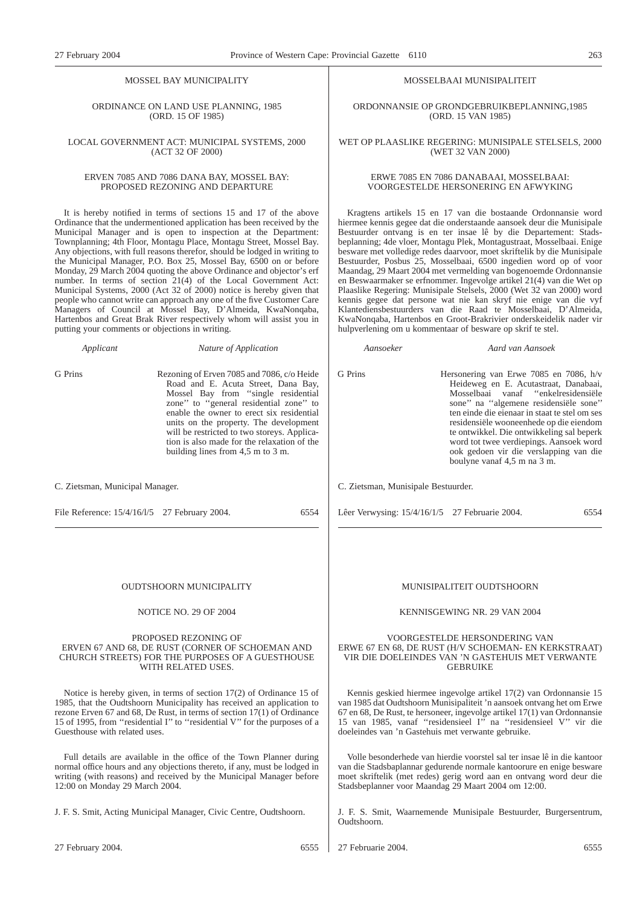MOSSEL BAY MUNICIPALITY

ORDINANCE ON LAND USE PLANNING, 1985
(ORD. 15 OF 1985)

LOCAL GOVERNMENT ACT: MUNICIPAL SYSTEMS, 2000
(ACT 32 OF 2000)

ERVEN 7085 AND 7086 DANA BAY, MOSSEL BAY:
PROPOSED REZONING AND DEPARTURE

It is hereby notified in terms of sections 15 and 17 of the above Ordinance that the undermentioned application has been received by the Municipal Manager and is open to inspection at the Department: Townplanning; 4th Floor, Montagu Place, Montagu Street, Mossel Bay. Any objections, with full reasons therefor, should be lodged in writing to the Municipal Manager, P.O. Box 25, Mossel Bay, 6500 on or before Monday, 29 March 2004 quoting the above Ordinance and objector's erf number. In terms of section 21(4) of the Local Government Act: Municipal Systems, 2000 (Act 32 of 2000) notice is hereby given that people who cannot write can approach any one of the five Customer Care Managers of Council at Mossel Bay, D'Almeida, KwaNonqaba, Hartenbos and Great Brak River respectively whom will assist you in putting your comments or objections in writing.

| *Applicant* | *Nature of Application* |
|---|---|
| G Prins | Rezoning of Erven 7085 and 7086, c/o Heide Road and E. Acuta Street, Dana Bay, Mossel Bay from ''single residential zone'' to ''general residential zone'' to enable the owner to erect six residential units on the property. The development will be restricted to two storeys. Application is also made for the relaxation of the building lines from 4,5 m to 3 m. |

C. Zietsman, Municipal Manager.

File Reference: 15/4/16/l/5 27 February 2004. 6554

MOSSELBAAI MUNISIPALITEIT

ORDONNANSIE OP GRONDGEBRUIKBEPLANNING,1985
(ORD. 15 VAN 1985)

WET OP PLAASLIKE REGERING: MUNISIPALE STELSELS, 2000
(WET 32 VAN 2000)

ERWE 7085 EN 7086 DANABAAI, MOSSELBAAI:
VOORGESTELDE HERSONERING EN AFWYKING

Kragtens artikels 15 en 17 van die bostaande Ordonnansie word hiermee kennis gegee dat die onderstaande aansoek deur die Munisipale Bestuurder ontvang is en ter insae lê by die Departement: Stadsbeplanning; 4de vloer, Montagu Plek, Montagustraat, Mosselbaai. Enige besware met volledige redes daarvoor, moet skriftelik by die Munisipale Bestuurder, Posbus 25, Mosselbaai, 6500 ingedien word op of voor Maandag, 29 Maart 2004 met vermelding van bogenoemde Ordonnansie en Beswaarmaker se erfnommer. Ingevolge artikel 21(4) van die Wet op Plaaslike Regering: Munisipale Stelsels, 2000 (Wet 32 van 2000) word kennis gegee dat persone wat nie kan skryf nie enige van die vyf Klantediensbestuurders van die Raad te Mosselbaai, D'Almeida, KwaNonqaba, Hartenbos en Groot-Brakrivier onderskeidelik nader vir hulpverlening om u kommentaar of besware op skrif te stel.

| *Aansoeker* | *Aard van Aansoek* |
|---|---|
| G Prins | Hersonering van Erwe 7085 en 7086, h/v Heideweg en E. Acutastraat, Danabaai, Mosselbaai vanaf ''enkelresidensiële sone'' na ''algemene residensiële sone'' ten einde die eienaar in staat te stel om ses residensiële wooneenhede op die eiendom te ontwikkel. Die ontwikkeling sal beperk word tot twee verdiepings. Aansoek word ook gedoen vir die verslapping van die boulyne vanaf 4,5 m na 3 m. |

C. Zietsman, Munisipale Bestuurder.

Lêer Verwysing: 15/4/16/1/5 27 Februarie 2004. 6554

OUDTSHOORN MUNICIPALITY

NOTICE NO. 29 OF 2004

PROPOSED REZONING OF
ERVEN 67 AND 68, DE RUST (CORNER OF SCHOEMAN AND CHURCH STREETS) FOR THE PURPOSES OF A GUESTHOUSE WITH RELATED USES.

Notice is hereby given, in terms of section 17(2) of Ordinance 15 of 1985, that the Oudtshoorn Municipality has received an application to rezone Erven 67 and 68, De Rust, in terms of section 17(1) of Ordinance 15 of 1995, from ''residential I'' to ''residential V'' for the purposes of a Guesthouse with related uses.

Full details are available in the office of the Town Planner during normal office hours and any objections thereto, if any, must be lodged in writing (with reasons) and received by the Municipal Manager before 12:00 on Monday 29 March 2004.

J. F. S. Smit, Acting Municipal Manager, Civic Centre, Oudtshoorn.

27 February 2004. 6555

MUNISIPALITEIT OUDTSHOORN

KENNISGEWING NR. 29 VAN 2004

VOORGESTELDE HERSONDERING VAN
ERWE 67 EN 68, DE RUST (H/V SCHOEMAN- EN KERKSTRAAT) VIR DIE DOELEINDES VAN 'N GASTEHUIS MET VERWANTE GEBRUIKE

Kennis geskied hiermee ingevolge artikel 17(2) van Ordonnansie 15 van 1985 dat Oudtshoorn Munisipaliteit 'n aansoek ontvang het om Erwe 67 en 68, De Rust, te hersoneer, ingevolge artikel 17(1) van Ordonnansie 15 van 1985, vanaf ''residensieel I'' na ''residensieel V'' vir die doeleindes van 'n Gastehuis met verwante gebruike.

Volle besonderhede van hierdie voorstel sal ter insae lê in die kantoor van die Stadsbaplannar gedurende normale kantoorure en enige besware moet skriftelik (met redes) gerig word aan en ontvang word deur die Stadsbeplanner voor Maandag 29 Maart 2004 om 12:00.

J. F. S. Smit, Waarnemende Munisipale Bestuurder, Burgersentrum, Oudtshoorn.

27 Februarie 2004. 6555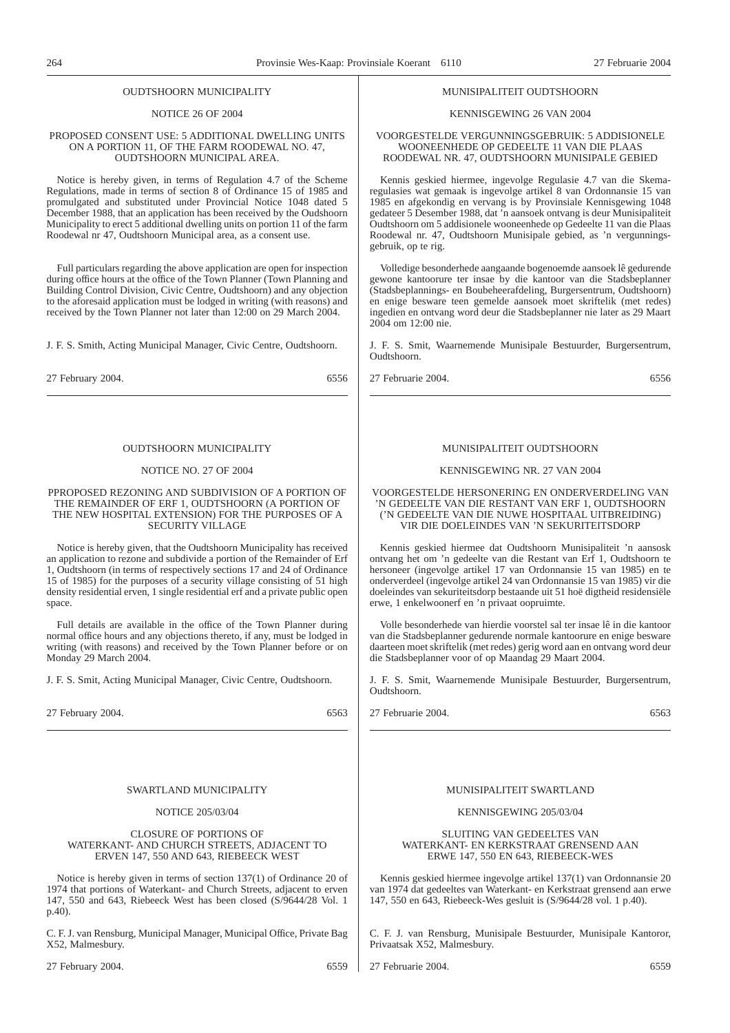OUDTSHOORN MUNICIPALITY

NOTICE 26 OF 2004

PROPOSED CONSENT USE: 5 ADDITIONAL DWELLING UNITS ON A PORTION 11, OF THE FARM ROODEWAL NO. 47, OUDTSHOORN MUNICIPAL AREA.

Notice is hereby given, in terms of Regulation 4.7 of the Scheme Regulations, made in terms of section 8 of Ordinance 15 of 1985 and promulgated and substituted under Provincial Notice 1048 dated 5 December 1988, that an application has been received by the Oudshoorn Municipality to erect 5 additional dwelling units on portion 11 of the farm Roodewal nr 47, Oudtshoorn Municipal area, as a consent use.

Full particulars regarding the above application are open for inspection during office hours at the office of the Town Planner (Town Planning and Building Control Division, Civic Centre, Oudtshoorn) and any objection to the aforesaid application must be lodged in writing (with reasons) and received by the Town Planner not later than 12:00 on 29 March 2004.

J. F. S. Smith, Acting Municipal Manager, Civic Centre, Oudtshoorn.

27 February 2004. 6556

---

MUNISIPALITEIT OUDTSHOORN

KENNISGEWING 26 VAN 2004

VOORGESTELDE VERGUNNINGSGEBRUIK: 5 ADDISIONELE WOONEENHEDE OP GEDEELTE 11 VAN DIE PLAAS ROODEWAL NR. 47, OUDTSHOORN MUNISIPALE GEBIED

Kennis geskied hiermee, ingevolge Regulasie 4.7 van die Skema-regulasies wat gemaak is ingevolge artikel 8 van Ordonnansie 15 van 1985 en afgekondig en vervang is by Provinsiale Kennisgewing 1048 gedateer 5 Desember 1988, dat 'n aansoek ontvang is deur Munisipaliteit Oudtshoorn om 5 addisionele wooneenhede op Gedeelte 11 van die Plaas Roodewal nr. 47, Oudtshoorn Munisipale gebied, as 'n vergunnings-gebruik, op te rig.

Volledige besonderhede aangaande bogenoemde aansoek lê gedurende gewone kantoorure ter insae by die kantoor van die Stadsbeplanner (Stadsbeplannings- en Boubeheerafdeling, Burgersentrum, Oudtshoorn) en enige besware teen gemelde aansoek moet skriftelik (met redes) ingedien en ontvang word deur die Stadsbeplanner nie later as 29 Maart 2004 om 12:00 nie.

J. F. S. Smit, Waarnemende Munisipale Bestuurder, Burgersentrum, Oudtshoorn.

27 Februarie 2004. 6556

---

OUDTSHOORN MUNICIPALITY

NOTICE NO. 27 OF 2004

PPROPOSED REZONING AND SUBDIVISION OF A PORTION OF THE REMAINDER OF ERF 1, OUDTSHOORN (A PORTION OF THE NEW HOSPITAL EXTENSION) FOR THE PURPOSES OF A SECURITY VILLAGE

Notice is hereby given, that the Oudtshoorn Municipality has received an application to rezone and subdivide a portion of the Remainder of Erf 1, Oudtshoorn (in terms of respectively sections 17 and 24 of Ordinance 15 of 1985) for the purposes of a security village consisting of 51 high density residential erven, 1 single residential erf and a private public open space.

Full details are available in the office of the Town Planner during normal office hours and any objections thereto, if any, must be lodged in writing (with reasons) and received by the Town Planner before or on Monday 29 March 2004.

J. F. S. Smit, Acting Municipal Manager, Civic Centre, Oudtshoorn.

27 February 2004. 6563

---

MUNISIPALITEIT OUDTSHOORN

KENNISGEWING NR. 27 VAN 2004

VOORGESTELDE HERSONERING EN ONDERVERDELING VAN 'N GEDEELTE VAN DIE RESTANT VAN ERF 1, OUDTSHOORN ('N GEDEELTE VAN DIE NUWE HOSPITAAL UITBREIDING) VIR DIE DOELEINDES VAN 'N SEKURITEITSDORP

Kennis geskied hiermee dat Oudtshoorn Munisipaliteit 'n aansosk ontvang het om 'n gedeelte van die Restant van Erf 1, Oudtshoorn te hersoneer (ingevolge artikel 17 van Ordonnansie 15 van 1985) en te onderverdeel (ingevolge artikel 24 van Ordonnansie 15 van 1985) vir die doeleindes van sekuriteitsdorp bestaande uit 51 hoë digtheid residensiële erwe, 1 enkelwoonerf en 'n privaat oopruimte.

Volle besonderhede van hierdie voorstel sal ter insae lê in die kantoor van die Stadsbeplanner gedurende normale kantoorure en enige besware daarteen moet skriftelik (met redes) gerig word aan en ontvang word deur die Stadsbeplanner voor of op Maandag 29 Maart 2004.

J. F. S. Smit, Waarnemende Munisipale Bestuurder, Burgersentrum, Oudtshoorn.

27 Februarie 2004. 6563

---

SWARTLAND MUNICIPALITY

NOTICE 205/03/04

CLOSURE OF PORTIONS OF WATERKANT- AND CHURCH STREETS, ADJACENT TO ERVEN 147, 550 AND 643, RIEBEECK WEST

Notice is hereby given in terms of section 137(1) of Ordinance 20 of 1974 that portions of Waterkant- and Church Streets, adjacent to erven 147, 550 and 643, Riebeeck West has been closed (S/9644/28 Vol. 1 p.40).

C. F. J. van Rensburg, Municipal Manager, Municipal Office, Private Bag X52, Malmesbury.

27 February 2004. 6559

---

MUNISIPALITEIT SWARTLAND

KENNISGEWING 205/03/04

SLUITING VAN GEDEELTES VAN WATERKANT- EN KERKSTRAAT GRENSEND AAN ERWE 147, 550 EN 643, RIEBEECK-WES

Kennis geskied hiermee ingevolge artikel 137(1) van Ordonnansie 20 van 1974 dat gedeeltes van Waterkant- en Kerkstraat grensend aan erwe 147, 550 en 643, Riebeeck-Wes gesluit is (S/9644/28 vol. 1 p.40).

C. F. J. van Rensburg, Munisipale Bestuurder, Munisipale Kantoror, Privaatsak X52, Malmesbury.

27 Februarie 2004. 6559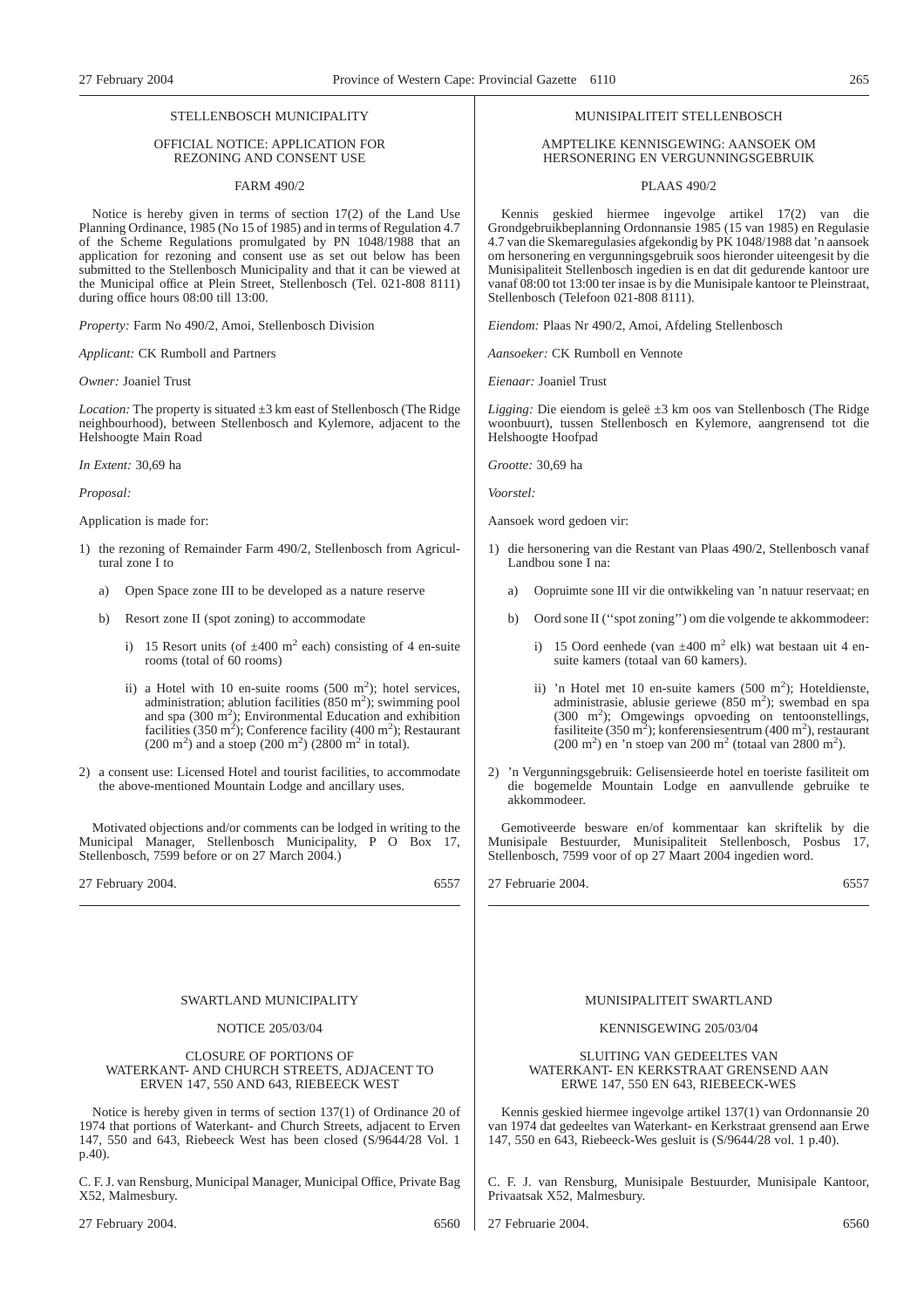## STELLENBOSCH MUNICIPALITY

### OFFICIAL NOTICE: APPLICATION FOR REZONING AND CONSENT USE

### FARM 490/2

Notice is hereby given in terms of section 17(2) of the Land Use Planning Ordinance, 1985 (No 15 of 1985) and in terms of Regulation 4.7 of the Scheme Regulations promulgated by PN 1048/1988 that an application for rezoning and consent use as set out below has been submitted to the Stellenbosch Municipality and that it can be viewed at the Municipal office at Plein Street, Stellenbosch (Tel. 021-808 8111) during office hours 08:00 till 13:00.

*Property:* Farm No 490/2, Amoi, Stellenbosch Division

*Applicant:* CK Rumboll and Partners

*Owner:* Joaniel Trust

*Location:* The property is situated ±3 km east of Stellenbosch (The Ridge neighbourhood), between Stellenbosch and Kylemore, adjacent to the Helshoogte Main Road

*In Extent:* 30,69 ha

*Proposal:*

Application is made for:

1) the rezoning of Remainder Farm 490/2, Stellenbosch from Agricultural zone I to
   a) Open Space zone III to be developed as a nature reserve
   b) Resort zone II (spot zoning) to accommodate
      i) 15 Resort units (of ±400 $m^2$ each) consisting of 4 en-suite rooms (total of 60 rooms)
      ii) a Hotel with 10 en-suite rooms (500 $m^2$); hotel services, administration; ablution facilities (850 $m^2$); swimming pool and spa (300 $m^2$); Environmental Education and exhibition facilities (350 $m^2$); Conference facility (400 $m^2$); Restaurant (200 $m^2$) and a stoep (200 $m^2$) (2800 $m^2$ in total).
2) a consent use: Licensed Hotel and tourist facilities, to accommodate the above-mentioned Mountain Lodge and ancillary uses.

Motivated objections and/or comments can be lodged in writing to the Municipal Manager, Stellenbosch Municipality, P O Box 17, Stellenbosch, 7599 before or on 27 March 2004.)

27 February 2004. 6557

## MUNISIPALITEIT STELLENBOSCH

### AMPTELIKE KENNISGEWING: AANSOEK OM HERSONERING EN VERGUNNINGSGEBRUIK

### PLAAS 490/2

Kennis geskied hiermee ingevolge artikel 17(2) van die Grondgebruikbeplanning Ordonnansie 1985 (15 van 1985) en Regulasie 4.7 van die Skemaregulasies afgekondig by PK 1048/1988 dat 'n aansoek om hersonering en vergunningsgebruik soos hieronder uiteengesit by die Munisipaliteit Stellenbosch ingedien is en dat dit gedurende kantoor ure vanaf 08:00 tot 13:00 ter insae is by die Munisipale kantoor te Pleinstraat, Stellenbosch (Telefoon 021-808 8111).

*Eiendom:* Plaas Nr 490/2, Amoi, Afdeling Stellenbosch

*Aansoeker:* CK Rumboll en Vennote

*Eienaar:* Joaniel Trust

*Ligging:* Die eiendom is geleë ±3 km oos van Stellenbosch (The Ridge woonbuurt), tussen Stellenbosch en Kylemore, aangrensend tot die Helshoogte Hoofpad

*Grootte:* 30,69 ha

*Voorstel:*

Aansoek word gedoen vir:

1) die hersonering van die Restant van Plaas 490/2, Stellenbosch vanaf Landbou sone I na:
   a) Oopruimte sone III vir die ontwikkeling van 'n natuur reservaat; en
   b) Oord sone II (''spot zoning'') om die volgende te akkommodeer:
      i) 15 Oord eenhede (van ±400 $m^2$ elk) wat bestaan uit 4 en-suite kamers (totaal van 60 kamers).
      ii) 'n Hotel met 10 en-suite kamers (500 $m^2$); Hoteldienste, administrasie, ablusie geriewe (850 $m^2$); swembad en spa (300 $m^2$); Omgewings opvoeding on tentoonstellings, fasiliteite (350 $m^2$); konferensiesentrum (400 $m^2$), restaurant (200 $m^2$) en 'n stoep van 200 $m^2$ (totaal van 2800 $m^2$).
2) 'n Vergunningsgebruik: Gelisensieerde hotel en toeriste fasiliteit om die bogemelde Mountain Lodge en aanvullende gebruike te akkommodeer.

Gemotiveerde besware en/of kommentaar kan skriftelik by die Munisipale Bestuurder, Munisipaliteit Stellenbosch, Posbus 17, Stellenbosch, 7599 voor of op 27 Maart 2004 ingedien word.

27 Februarie 2004. 6557

## SWARTLAND MUNICIPALITY

### NOTICE 205/03/04

### CLOSURE OF PORTIONS OF WATERKANT- AND CHURCH STREETS, ADJACENT TO ERVEN 147, 550 AND 643, RIEBEECK WEST

Notice is hereby given in terms of section 137(1) of Ordinance 20 of 1974 that portions of Waterkant- and Church Streets, adjacent to Erven 147, 550 and 643, Riebeeck West has been closed (S/9644/28 Vol. 1 p.40).

C. F. J. van Rensburg, Municipal Manager, Municipal Office, Private Bag X52, Malmesbury.

27 February 2004. 6560

## MUNISIPALITEIT SWARTLAND

### KENNISGEWING 205/03/04

### SLUITING VAN GEDEELTES VAN WATERKANT- EN KERKSTRAAT GRENSEND AAN ERWE 147, 550 EN 643, RIEBEECK-WES

Kennis geskied hiermee ingevolge artikel 137(1) van Ordonnansie 20 van 1974 dat gedeeltes van Waterkant- en Kerkstraat grensend aan Erwe 147, 550 en 643, Riebeeck-Wes gesluit is (S/9644/28 vol. 1 p.40).

C. F. J. van Rensburg, Munisipale Bestuurder, Munisipale Kantoor, Privaatsak X52, Malmesbury.

27 Februarie 2004. 6560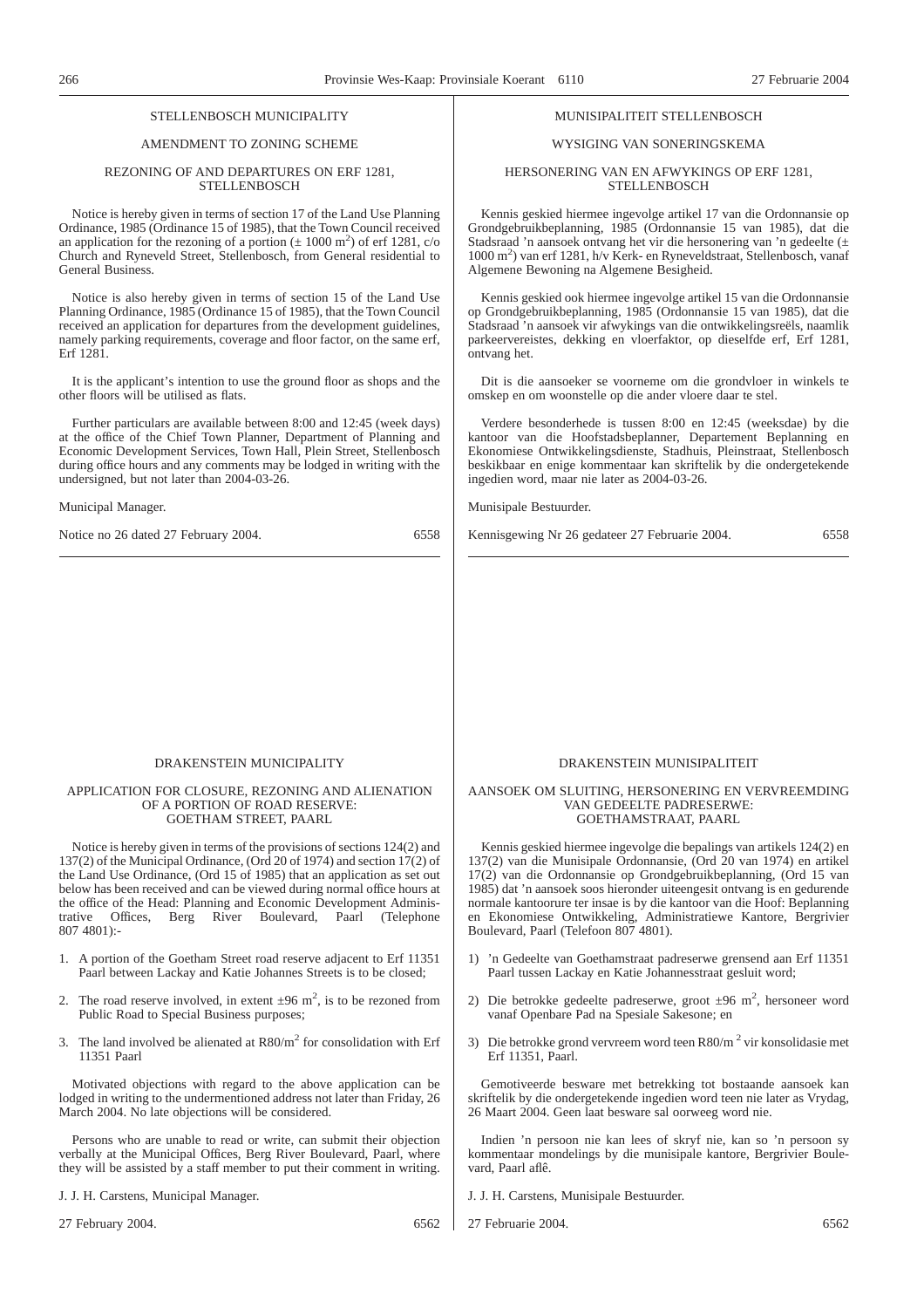## STELLENBOSCH MUNICIPALITY

### AMENDMENT TO ZONING SCHEME

### REZONING OF AND DEPARTURES ON ERF 1281, STELLENBOSCH

Notice is hereby given in terms of section 17 of the Land Use Planning Ordinance, 1985 (Ordinance 15 of 1985), that the Town Council received an application for the rezoning of a portion (± 1000 $m^2$) of erf 1281, c/o Church and Ryneveld Street, Stellenbosch, from General residential to General Business.

Notice is also hereby given in terms of section 15 of the Land Use Planning Ordinance, 1985 (Ordinance 15 of 1985), that the Town Council received an application for departures from the development guidelines, namely parking requirements, coverage and floor factor, on the same erf, Erf 1281.

It is the applicant's intention to use the ground floor as shops and the other floors will be utilised as flats.

Further particulars are available between 8:00 and 12:45 (week days) at the office of the Chief Town Planner, Department of Planning and Economic Development Services, Town Hall, Plein Street, Stellenbosch during office hours and any comments may be lodged in writing with the undersigned, but not later than 2004-03-26.

Municipal Manager.

Notice no 26 dated 27 February 2004. 6558

## MUNISIPALITEIT STELLENBOSCH

### WYSIGING VAN SONERINGSKEMA

### HERSONERING VAN EN AFWYKINGS OP ERF 1281, STELLENBOSCH

Kennis geskied hiermee ingevolge artikel 17 van die Ordonnansie op Grondgebruikbeplanning, 1985 (Ordonnansie 15 van 1985), dat die Stadsraad 'n aansoek ontvang het vir die hersonering van 'n gedeelte (± 1000 $m^2$) van erf 1281, h/v Kerk- en Ryneveldstraat, Stellenbosch, vanaf Algemene Bewoning na Algemene Besigheid.

Kennis geskied ook hiermee ingevolge artikel 15 van die Ordonnansie op Grondgebruikbeplanning, 1985 (Ordonnansie 15 van 1985), dat die Stadsraad 'n aansoek vir afwykings van die ontwikkelingsreëls, naamlik parkeervereistes, dekking en vloerfaktor, op dieselfde erf, Erf 1281, ontvang het.

Dit is die aansoeker se voorneme om die grondvloer in winkels te omskep en om woonstelle op die ander vloere daar te stel.

Verdere besonderhede is tussen 8:00 en 12:45 (weeksdae) by die kantoor van die Hoofstadsbeplanner, Departement Beplanning en Ekonomiese Ontwikkelingsdienste, Stadhuis, Pleinstraat, Stellenbosch beskikbaar en enige kommentaar kan skriftelik by die ondergetekende ingedien word, maar nie later as 2004-03-26.

Munisipale Bestuurder.

Kennisgewing Nr 26 gedateer 27 Februarie 2004. 6558

## DRAKENSTEIN MUNICIPALITY

### APPLICATION FOR CLOSURE, REZONING AND ALIENATION OF A PORTION OF ROAD RESERVE: GOETHAM STREET, PAARL

Notice is hereby given in terms of the provisions of sections 124(2) and 137(2) of the Municipal Ordinance, (Ord 20 of 1974) and section 17(2) of the Land Use Ordinance, (Ord 15 of 1985) that an application as set out below has been received and can be viewed during normal office hours at the office of the Head: Planning and Economic Development Administrative Offices, Berg River Boulevard, Paarl (Telephone 807 4801):-

1. A portion of the Goetham Street road reserve adjacent to Erf 11351 Paarl between Lackay and Katie Johannes Streets is to be closed;
2. The road reserve involved, in extent ±96 $m^2$, is to be rezoned from Public Road to Special Business purposes;
3. The land involved be alienated at R80/$m^2$ for consolidation with Erf 11351 Paarl

Motivated objections with regard to the above application can be lodged in writing to the undermentioned address not later than Friday, 26 March 2004. No late objections will be considered.

Persons who are unable to read or write, can submit their objection verbally at the Municipal Offices, Berg River Boulevard, Paarl, where they will be assisted by a staff member to put their comment in writing.

J. J. H. Carstens, Municipal Manager.

27 February 2004. 6562

## DRAKENSTEIN MUNISIPALITEIT

### AANSOEK OM SLUITING, HERSONERING EN VERVREEMDING VAN GEDEELTE PADRESERWE: GOETHAMSTRAAT, PAARL

Kennis geskied hiermee ingevolge die bepalings van artikels 124(2) en 137(2) van die Munisipale Ordonnansie, (Ord 20 van 1974) en artikel 17(2) van die Ordonnansie op Grondgebruikbeplanning, (Ord 15 van 1985) dat 'n aansoek soos hieronder uiteengesit ontvang is en gedurende normale kantoorure ter insae is by die kantoor van die Hoof: Beplanning en Ekonomiese Ontwikkeling, Administratiewe Kantore, Bergrivier Boulevard, Paarl (Telefoon 807 4801).

1) 'n Gedeelte van Goethamstraat padreserwe grensend aan Erf 11351 Paarl tussen Lackay en Katie Johannesstraat gesluit word;
2) Die betrokke gedeelte padreserwe, groot ±96 $m^2$, hersoneer word vanaf Openbare Pad na Spesiale Sakesone; en
3) Die betrokke grond vervreem word teen R80/m $^2$ vir konsolidasie met Erf 11351, Paarl.

Gemotiveerde besware met betrekking tot bostaande aansoek kan skriftelik by die ondergetekende ingedien word teen nie later as Vrydag, 26 Maart 2004. Geen laat besware sal oorweeg word nie.

Indien 'n persoon nie kan lees of skryf nie, kan so 'n persoon sy kommentaar mondelings by die munisipale kantore, Bergrivier Boulevard, Paarl aflê.

J. J. H. Carstens, Munisipale Bestuurder.

27 Februarie 2004. 6562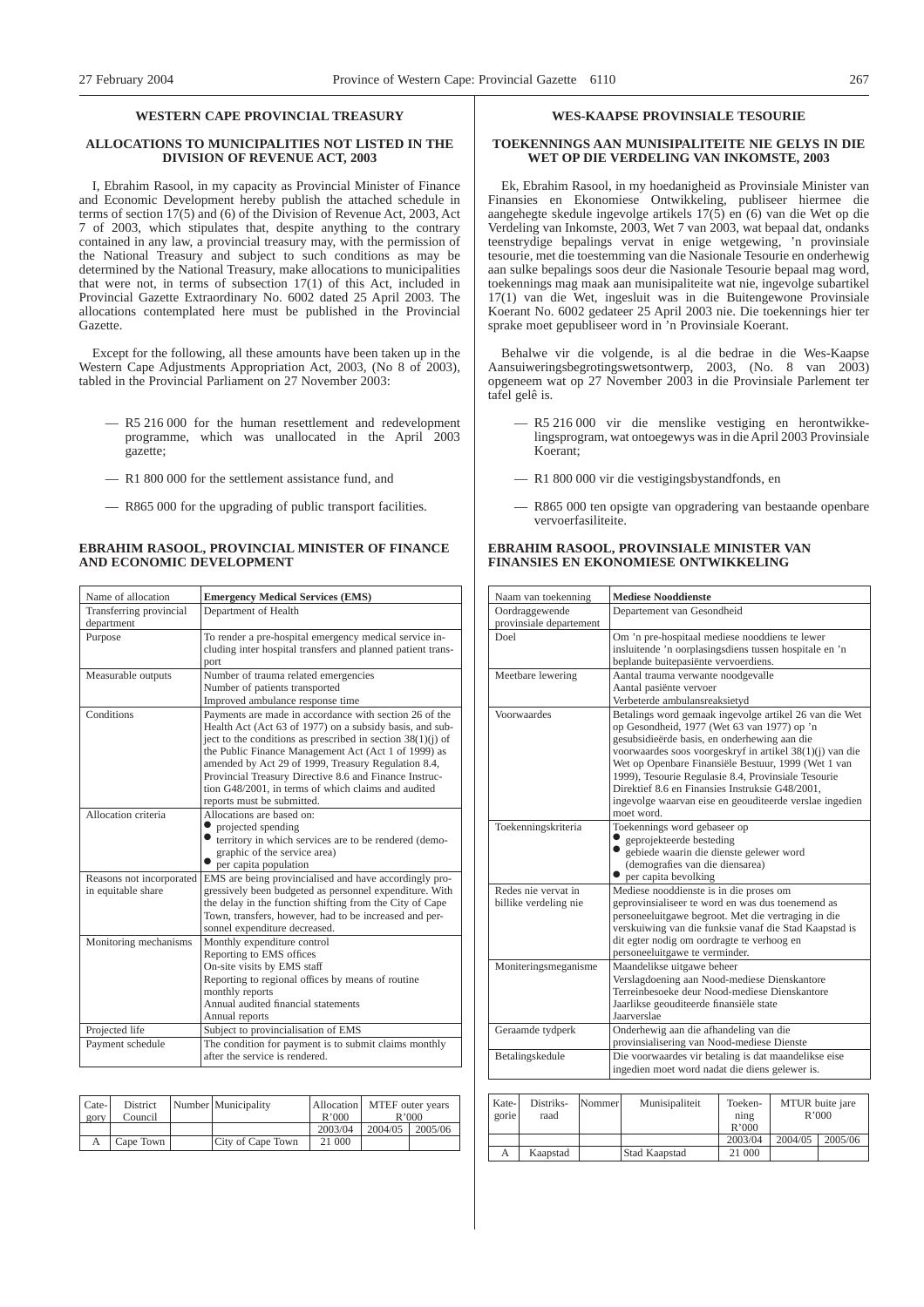## WESTERN CAPE PROVINCIAL TREASURY

### ALLOCATIONS TO MUNICIPALITIES NOT LISTED IN THE DIVISION OF REVENUE ACT, 2003

I, Ebrahim Rasool, in my capacity as Provincial Minister of Finance and Economic Development hereby publish the attached schedule in terms of section 17(5) and (6) of the Division of Revenue Act, 2003, Act 7 of 2003, which stipulates that, despite anything to the contrary contained in any law, a provincial treasury may, with the permission of the National Treasury and subject to such conditions as may be determined by the National Treasury, make allocations to municipalities that were not, in terms of subsection 17(1) of this Act, included in Provincial Gazette Extraordinary No. 6002 dated 25 April 2003. The allocations contemplated here must be published in the Provincial Gazette.

Except for the following, all these amounts have been taken up in the Western Cape Adjustments Appropriation Act, 2003, (No 8 of 2003), tabled in the Provincial Parliament on 27 November 2003:

- R5 216 000 for the human resettlement and redevelopment programme, which was unallocated in the April 2003 gazette;
- R1 800 000 for the settlement assistance fund, and
- R865 000 for the upgrading of public transport facilities.

**EBRAHIM RASOOL, PROVINCIAL MINISTER OF FINANCE AND ECONOMIC DEVELOPMENT**

| Name of allocation | **Emergency Medical Services (EMS)** |
|---|---|
| Transferring provincial department | Department of Health |
| Purpose | To render a pre-hospital emergency medical service including inter hospital transfers and planned patient transport |
| Measurable outputs | Number of trauma related emergencies<br>Number of patients transported<br>Improved ambulance response time |
| Conditions | Payments are made in accordance with section 26 of the Health Act (Act 63 of 1977) on a subsidy basis, and subject to the conditions as prescribed in section 38(1)(j) of the Public Finance Management Act (Act 1 of 1999) as amended by Act 29 of 1999, Treasury Regulation 8.4, Provincial Treasury Directive 8.6 and Finance Instruction G48/2001, in terms of which claims and audited reports must be submitted. |
| Allocation criteria | Allocations are based on:<br>● projected spending<br>● territory in which services are to be rendered (demographic of the service area)<br>● per capita population |
| Reasons not incorporated in equitable share | EMS are being provincialised and have accordingly progressively been budgeted as personnel expenditure. With the delay in the function shifting from the City of Cape Town, transfers, however, had to be increased and personnel expenditure decreased. |
| Monitoring mechanisms | Monthly expenditure control<br>Reporting to EMS offices<br>On-site visits by EMS staff<br>Reporting to regional offices by means of routine monthly reports<br>Annual audited financial statements<br>Annual reports |
| Projected life | Subject to provincialisation of EMS |
| Payment schedule | The condition for payment is to submit claims monthly after the service is rendered. |

| Category | District Council | Number | Municipality | Allocation R'000 | MTEF outer years R'000 | |
|---|---|---|---|---|---|---|
| | | | | 2003/04 | 2004/05 | 2005/06 |
| A | Cape Town | | City of Cape Town | 21 000 | | |

## WES-KAAPSE PROVINSIALE TESOURIE

### TOEKENNINGS AAN MUNISIPALITEITE NIE GELYS IN DIE WET OP DIE VERDELING VAN INKOMSTE, 2003

Ek, Ebrahim Rasool, in my hoedanigheid as Provinsiale Minister van Finansies en Ekonomiese Ontwikkeling, publiseer hiermee die aangehegte skedule ingevolge artikels 17(5) en (6) van die Wet op die Verdeling van Inkomste, 2003, Wet 7 van 2003, wat bepaal dat, ondanks teenstrydige bepalings vervat in enige wetgewing, 'n provinsiale tesourie, met die toestemming van die Nasionale Tesourie en onderhewig aan sulke bepalings soos deur die Nasionale Tesourie bepaal mag word, toekennings mag maak aan munisipaliteite wat nie, ingevolge subartikel 17(1) van die Wet, ingesluit was in die Buitengewone Provinsiale Koerant No. 6002 gedateer 25 April 2003 nie. Die toekennings hier ter sprake moet gepubliseer word in 'n Provinsiale Koerant.

Behalwe vir die volgende, is al die bedrae in die Wes-Kaapse Aansuiweringsbegrotingswetsontwerp, 2003, (No. 8 van 2003) opgeneem wat op 27 November 2003 in die Provinsiale Parlement ter tafel gelê is.

- R5 216 000 vir die menslike vestiging en herontwikkelingsprogram, wat ontoegewys was in die April 2003 Provinsiale Koerant;
- R1 800 000 vir die vestigingsbystandfonds, en
- R865 000 ten opsigte van opgradering van bestaande openbare vervoerfasiliteite.

**EBRAHIM RASOOL, PROVINSIALE MINISTER VAN FINANSIES EN EKONOMIESE ONTWIKKELING**

| Naam van toekenning | **Mediese Nooddienste** |
|---|---|
| Oordraggewende provinsiale departement | Departement van Gesondheid |
| Doel | Om 'n pre-hospitaal mediese nooddiens te lewer insluitende 'n oorplasingsdiens tussen hospitale en 'n beplande buitepasiënte vervoerdiens. |
| Meetbare lewering | Aantal trauma verwante noodgevalle<br>Aantal pasiënte vervoer<br>Verbeterde ambulansreaksietyd |
| Voorwaardes | Betalings word gemaak ingevolge artikel 26 van die Wet op Gesondheid, 1977 (Wet 63 van 1977) op 'n gesubsidieërde basis, en onderhewig aan die voorwaardes soos voorgeskryf in artikel 38(1)(j) van die Wet op Openbare Finansiële Bestuur, 1999 (Wet 1 van 1999), Tesourie Regulasie 8.4, Provinsiale Tesourie Direktief 8.6 en Finansies Instruksie G48/2001, ingevolge waarvan eise en geouditeerde verslae ingedien moet word. |
| Toekenningskriteria | Toekennings word gebaseer op<br>● geprojekteerde besteding<br>● gebiede waarin die dienste gelewer word (demografies van die diensarea)<br>● per capita bevolking |
| Redes nie vervat in billike verdeling nie | Mediese nooddienste is in die proses om geprovinsialiseer te word en was dus toenemend as personeeluitgawe begroot. Met die vertraging in die verskuiwing van die funksie vanaf die Stad Kaapstad is dit egter nodig om oordragte te verhoog en personeeluitgawe te verminder. |
| Moniteringsmeganisme | Maandelikse uitgawe beheer<br>Verslagdoening aan Nood-mediese Dienskantore<br>Terreinbesoeke deur Nood-mediese Dienskantore<br>Jaarlikse geouditeerde finansiële state<br>Jaarverslae |
| Geraamde tydperk | Onderhewig aan die afhandeling van die provinsialisering van Nood-mediese Dienste |
| Betalingskedule | Die voorwaardes vir betaling is dat maandelikse eise ingedien moet word nadat die diens gelewer is. |

| Kategorie | Distriksraad | Nommer | Munisipaliteit | Toekenning R'000 | MTUR buite jare R'000 | |
|---|---|---|---|---|---|---|
| | | | | 2003/04 | 2004/05 | 2005/06 |
| A | Kaapstad | | Stad Kaapstad | 21 000 | | |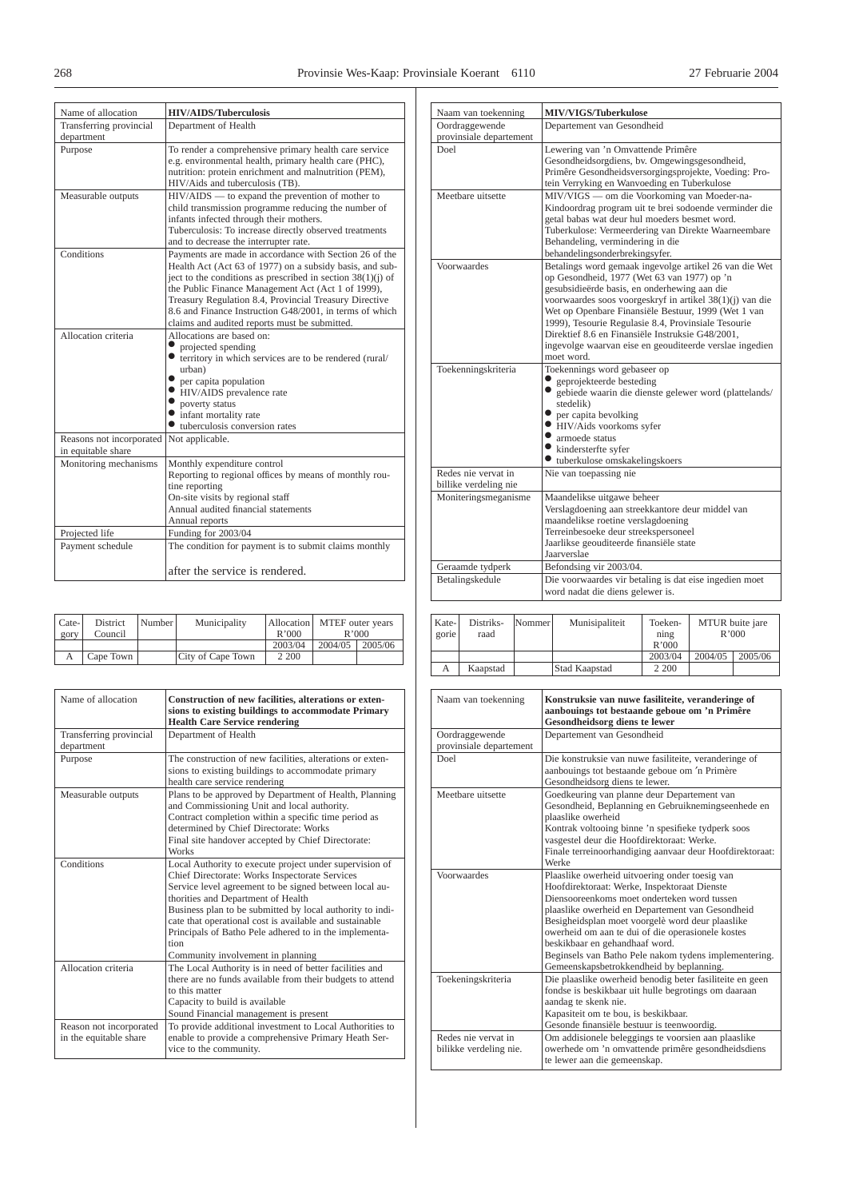| Name of allocation | HIV/AIDS/Tuberculosis |
|---|---|
| Transferring provincial department | Department of Health |
| Purpose | To render a comprehensive primary health care service e.g. environmental health, primary health care (PHC), nutrition: protein enrichment and malnutrition (PEM), HIV/Aids and tuberculosis (TB). |
| Measurable outputs | HIV/AIDS — to expand the prevention of mother to child transmission programme reducing the number of infants infected through their mothers. Tuberculosis: To increase directly observed treatments and to decrease the interrupter rate. |
| Conditions | Payments are made in accordance with Section 26 of the Health Act (Act 63 of 1977) on a subsidy basis, and subject to the conditions as prescribed in section 38(1)(j) of the Public Finance Management Act (Act 1 of 1999), Treasury Regulation 8.4, Provincial Treasury Directive 8.6 and Finance Instruction G48/2001, in terms of which claims and audited reports must be submitted. |
| Allocation criteria | Allocations are based on: <br>• projected spending <br>• territory in which services are to be rendered (rural/urban) <br>• per capita population <br>• HIV/AIDS prevalence rate <br>• poverty status <br>• infant mortality rate <br>• tuberculosis conversion rates |
| Reasons not incorporated in equitable share | Not applicable. |
| Monitoring mechanisms | Monthly expenditure control <br>Reporting to regional offices by means of monthly routine reporting <br>On-site visits by regional staff <br>Annual audited financial statements <br>Annual reports |
| Projected life | Funding for 2003/04 |
| Payment schedule | The condition for payment is to submit claims monthly after the service is rendered. |

| Category | District Council | Number | Municipality | Allocation R'000 | MTEF outer years R'000 | |
|---|---|---|---|---|---|---|
| | | | | 2003/04 | 2004/05 | 2005/06 |
| A | Cape Town | | City of Cape Town | 2 200 | | |

| Name of allocation | **Construction of new facilities, alterations or extensions to existing buildings to accommodate Primary Health Care Service rendering** |
|---|---|
| Transferring provincial department | Department of Health |
| Purpose | The construction of new facilities, alterations or extensions to existing buildings to accommodate primary health care service rendering |
| Measurable outputs | Plans to be approved by Department of Health, Planning and Commissioning Unit and local authority. <br>Contract completion within a specific time period as determined by Chief Directorate: Works <br>Final site handover accepted by Chief Directorate: Works |
| Conditions | Local Authority to execute project under supervision of Chief Directorate: Works Inspectorate Services <br>Service level agreement to be signed between local authorities and Department of Health <br>Business plan to be submitted by local authority to indicate that operational cost is available and sustainable <br>Principals of Batho Pele adhered to in the implementation <br>Community involvement in planning |
| Allocation criteria | The Local Authority is in need of better facilities and there are no funds available from their budgets to attend to this matter <br>Capacity to build is available <br>Sound Financial management is present |
| Reason not incorporated in the equitable share | To provide additional investment to Local Authorities to enable to provide a comprehensive Primary Heath Service to the community. |

| Naam van toekenning | **MIV/VIGS/Tuberkulose** |
|---|---|
| Oordraggewende provinsiale departement | Departement van Gesondheid |
| Doel | Lewering van 'n Omvattende Primêre Gesondheidsorgdiens, bv. Omgewingsgesondheid, Primêre Gesondheidsversorgingsprojekte, Voeding: Protein Verryking en Wanvoeding en Tuberkulose |
| Meetbare uitsette | MIV/VIGS — om die Voorkoming van Moeder-na-Kindoordrag program uit te brei sodoende verminder die getal babas wat deur hul moeders besmet word. <br>Tuberkulose: Vermeerdering van Direkte Waarneembare Behandeling, vermindering in die behandelingsonderbrekingsyfer. |
| Voorwaardes | Betalings word gemaak ingevolge artikel 26 van die Wet op Gesondheid, 1977 (Wet 63 van 1977) op 'n gesubsidieërde basis, en onderhewing aan die voorwaardes soos voorgeskryf in artikel 38(1)(j) van die Wet op Openbare Finansiële Bestuur, 1999 (Wet 1 van 1999), Tesourie Regulasie 8.4, Provinsiale Tesourie Direktief 8.6 en Finansiële Instruksie G48/2001, ingevolge waarvan eise en geouditeerde verslae ingedien moet word. |
| Toekenningskriteria | Toekennings word gebaseer op <br>• geprojekteerde besteding <br>• gebiede waarin die dienste gelewer word (plattelands/stedelik) <br>• per capita bevolking <br>• HIV/Aids voorkoms syfer <br>• armoede status <br>• kindersterfte syfer <br>• tuberkulose omskakelingskoers |
| Redes nie vervat in billike verdeling nie | Nie van toepassing nie |
| Moniteringsmeganisme | Maandelikse uitgawe beheer <br>Verslagdoening aan streekkantore deur middel van maandelikse roetine verslagdoening <br>Terreinbesoeke deur streekspersoneel <br>Jaarlikse geouditeerde finansiële state <br>Jaarverslae |
| Geraamde tydperk | Befondsing vir 2003/04. |
| Betalingskedule | Die voorwaardes vir betaling is dat eise ingedien moet word nadat die diens gelewer is. |

| Kategorie | Distriksraad | Nommer | Munisipaliteit | Toekenning R'000 | MTUR buite jare R'000 | |
|---|---|---|---|---|---|---|
| | | | | 2003/04 | 2004/05 | 2005/06 |
| A | Kaapstad | | Stad Kaapstad | 2 200 | | |

| Naam van toekenning | **Konstruksie van nuwe fasiliteite, veranderinge of aanbouings tot bestaande geboue om 'n Primêre Gesondheidsorg diens te lewer** |
|---|---|
| Oordraggewende provinsiale departement | Departement van Gesondheid |
| Doel | Die konstruksie van nuwe fasiliteite, veranderinge of aanbouings tot bestaande geboue om 'n Primêre Gesondheidsorg diens te lewer. |
| Meetbare uitsette | Goedkeuring van planne deur Departement van Gesondheid, Beplanning en Gebruiknemingseenhede en plaaslike owerheid <br>Kontrak voltooiing binne 'n spesifieke tydperk soos vasgestel deur die Hoofdirektoraat: Werke. <br>Finale terreinoorhandiging aanvaar deur Hoofdirektoraat: Werke |
| Voorwaardes | Plaaslike owerheid uitvoering onder toesig van Hoofdirektoraat: Werke, Inspektoraat Dienste <br>Diensooreenkoms moet onderteken word tussen plaaslike owerheid en Departement van Gesondheid <br>Besigheidsplan moet voorgelê word deur plaaslike owerheid om aan te dui of die operasionele kostes beskikbaar en gehandhaaf word. <br>Beginsels van Batho Pele nakom tydens implementering. <br>Gemeenskapsbetrokkendheid by beplanning. |
| Toekenningskriteria | Die plaaslike owerheid benodig beter fasiliteite en geen fondse is beskikbaar uit hulle begrotings om daaraan aandag te skenk nie. <br>Kapasiteit om te bou, is beskikbaar. <br>Gesonde finansiële bestuur is teenwoordig. |
| Redes nie vervat in bilikke verdeling nie. | Om addisionele beleggings te voorsien aan plaaslike owerhede om 'n omvattende primêre gesondheidsdiens te lewer aan die gemeenskap. |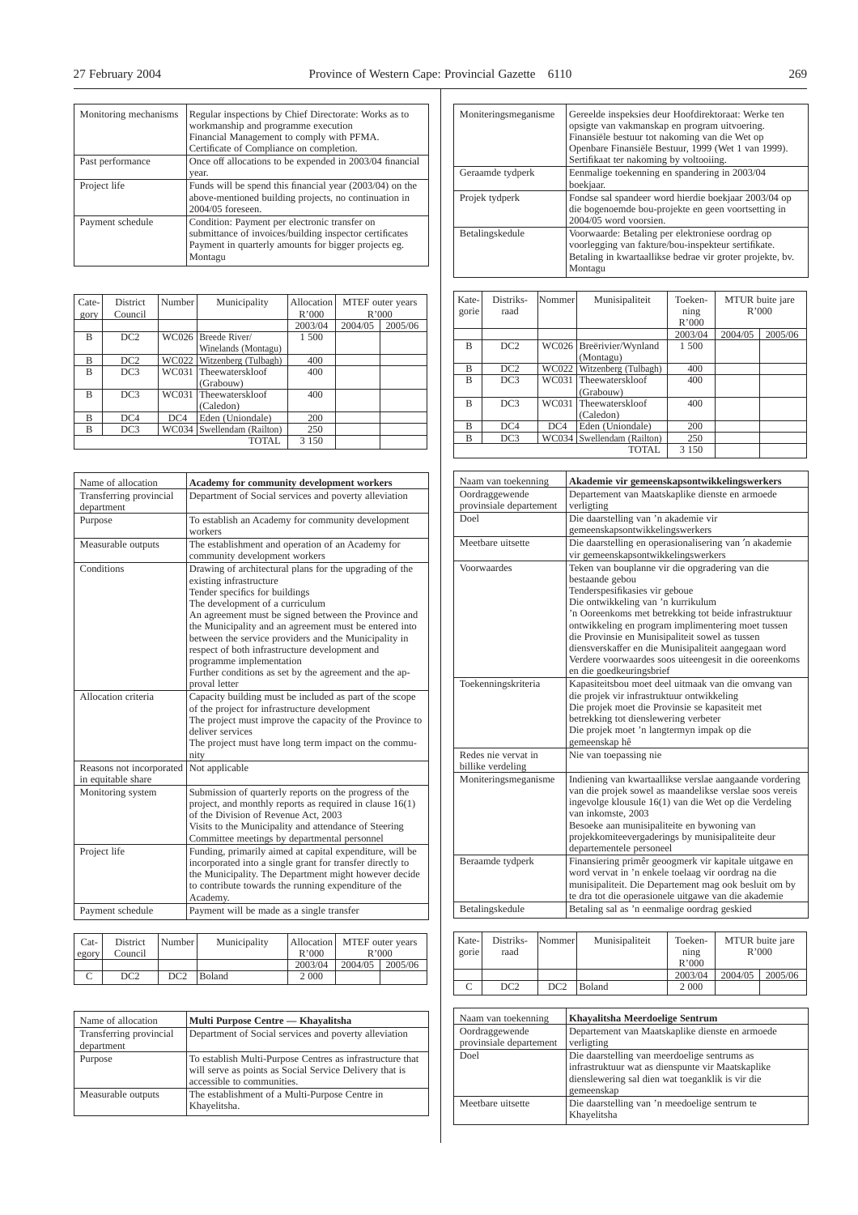| Monitoring mechanisms | Regular inspections by Chief Directorate: Works as to workmanship and programme execution<br>Financial Management to comply with PFMA.<br>Certificate of Compliance on completion. |
|---|---|
| Past performance | Once off allocations to be expended in 2003/04 financial year. |
| Project life | Funds will be spend this financial year (2003/04) on the above-mentioned building projects, no continuation in 2004/05 foreseen. |
| Payment schedule | Condition: Payment per electronic transfer on submittance of invoices/building inspector certificates<br>Payment in quarterly amounts for bigger projects eg. Montagu |

| Cate-gory | District Council | Number | Municipality | Allocation R'000 | MTEF outer years R'000 | |
|---|---|---|---|---|---|---|
| | | | | 2003/04 | 2004/05 | 2005/06 |
| B | DC2 | WC026 | Breede River/ Winelands (Montagu) | 1 500 | | |
| B | DC2 | WC022 | Witzenberg (Tulbagh) | 400 | | |
| B | DC3 | WC031 | Theewaterskloof (Grabouw) | 400 | | |
| B | DC3 | WC031 | Theewaterskloof (Caledon) | 400 | | |
| B | DC4 | DC4 | Eden (Uniondale) | 200 | | |
| B | DC3 | WC034 | Swellendam (Railton) | 250 | | |
| | | | TOTAL | 3 150 | | |

| Name of allocation | **Academy for community development workers** |
|---|---|
| Transferring provincial department | Department of Social services and poverty alleviation |
| Purpose | To establish an Academy for community development workers |
| Measurable outputs | The establishment and operation of an Academy for community development workers |
| Conditions | Drawing of architectural plans for the upgrading of the existing infrastructure<br>Tender specifics for buildings<br>The development of a curriculum<br>An agreement must be signed between the Province and the Municipality and an agreement must be entered into between the service providers and the Municipality in respect of both infrastructure development and programme implementation<br>Further conditions as set by the agreement and the approval letter |
| Allocation criteria | Capacity building must be included as part of the scope of the project for infrastructure development<br>The project must improve the capacity of the Province to deliver services<br>The project must have long term impact on the community |
| Reasons not incorporated in equitable share | Not applicable |
| Monitoring system | Submission of quarterly reports on the progress of the project, and monthly reports as required in clause 16(1) of the Division of Revenue Act, 2003<br>Visits to the Municipality and attendance of Steering Committee meetings by departmental personnel |
| Project life | Funding, primarily aimed at capital expenditure, will be incorporated into a single grant for transfer directly to the Municipality. The Department might however decide to contribute towards the running expenditure of the Academy. |
| Payment schedule | Payment will be made as a single transfer |

| Cat-egory | District Council | Number | Municipality | Allocation R'000 | MTEF outer years R'000 | |
|---|---|---|---|---|---|---|
| | | | | 2003/04 | 2004/05 | 2005/06 |
| C | DC2 | DC2 | Boland | 2 000 | | |

| Name of allocation | **Multi Purpose Centre — Khayalitsha** |
|---|---|
| Transferring provincial department | Department of Social services and poverty alleviation |
| Purpose | To establish Multi-Purpose Centres as infrastructure that will serve as points as Social Service Delivery that is accessible to communities. |
| Measurable outputs | The establishment of a Multi-Purpose Centre in Khayelitsha. |

| Moniteringsmeganisme | Gereelde inspeksies deur Hoofdirektoraat: Werke ten opsigte van vakmanskap en program uitvoering.<br>Finansiële bestuur tot nakoming van die Wet op Openbare Finansiële Bestuur, 1999 (Wet 1 van 1999).<br>Sertifikaat ter nakoming by voltooiing. |
|---|---|
| Geraamde tydperk | Eenmalige toekenning en spandering in 2003/04 boekjaar. |
| Projek tydperk | Fondse sal spandeer word hierdie boekjaar 2003/04 op die bogenoemde bou-projekte en geen voortsetting in 2004/05 word voorsien. |
| Betalingskedule | Voorwaarde: Betaling per elektroniese oordrag op voorlegging van fakture/bou-inspekteur sertifikate.<br>Betaling in kwartaallikse bedrae vir groter projekte, bv. Montagu |

| Kate-gorie | Distriks-raad | Nommer | Munisipaliteit | Toeken-ning R'000 | MTUR buite jare R'000 | |
|---|---|---|---|---|---|---|
| | | | | 2003/04 | 2004/05 | 2005/06 |
| B | DC2 | WC026 | Breërivier/Wynland (Montagu) | 1 500 | | |
| B | DC2 | WC022 | Witzenberg (Tulbagh) | 400 | | |
| B | DC3 | WC031 | Theewaterskloof (Grabouw) | 400 | | |
| B | DC3 | WC031 | Theewaterskloof (Caledon) | 400 | | |
| B | DC4 | DC4 | Eden (Uniondale) | 200 | | |
| B | DC3 | WC034 | Swellendam (Railton) | 250 | | |
| | | | TOTAL | 3 150 | | |

| Naam van toekenning | **Akademie vir gemeenskapsontwikkelingswerkers** |
|---|---|
| Oordraggewende provinsiale departement | Departement van Maatskaplike dienste en armoede verligting |
| Doel | Die daarstelling van 'n akademie vir gemeenskapsontwikkelingswerkers |
| Meetbare uitsette | Die daarstelling en operasionalisering van 'n akademie vir gemeenskapsontwikkelingswerkers |
| Voorwaardes | Teken van bouplanne vir die opgradering van die bestaande gebou<br>Tenderspesifikasies vir geboue<br>Die ontwikkeling van 'n kurrikulum<br>'n Ooreenkoms met betrekking tot beide infrastruktuur ontwikkeling en program implimentering moet tussen die Provinsie en Munisipaliteit sowel as tussen diensverskaffer en die Munisipaliteit aangegaan word<br>Verdere voorwaardes soos uiteengesit in die ooreenkoms en die goedkeuringsbrief |
| Toekenningskriteria | Kapasiteitsbou moet deel uitmaak van die omvang van die projek vir infrastruktuur ontwikkeling<br>Die projek moet die Provinsie se kapasiteit met betrekking tot dienslewering verbeter<br>Die projek moet 'n langtermyn impak op die gemeenskap hê |
| Redes nie vervat in billike verdeling | Nie van toepassing nie |
| Moniteringsmeganisme | Indiening van kwartaallikse verslae aangaande vordering van die projek sowel as maandelikse verslae soos vereis ingevolge klousule 16(1) van die Wet op die Verdeling van inkomste, 2003<br>Besoeke aan munisipaliteite en bywoning van projekkomiteevergaderings by munisipaliteite deur departementele personeel |
| Beraamde tydperk | Finansiering primêr geoogmerk vir kapitale uitgawe en word vervat in 'n enkele toelaag vir oordrag na die munisipaliteit. Die Departement mag ook besluit om by te dra tot die operasionele uitgawe van die akademie |
| Betalingskedule | Betaling sal as 'n eenmalige oordrag geskied |

| Kate-gorie | Distriks-raad | Nommer | Munisipaliteit | Toeken-ning R'000 | MTUR buite jare R'000 | |
|---|---|---|---|---|---|---|
| | | | | 2003/04 | 2004/05 | 2005/06 |
| C | DC2 | DC2 | Boland | 2 000 | | |

| Naam van toekenning | **Khayalitsha Meerdoelige Sentrum** |
|---|---|
| Oordraggewende provinsiale departement | Departement van Maatskaplike dienste en armoede verligting |
| Doel | Die daarstelling van meerdoelige sentrums as infrastruktuur wat as dienspunte vir Maatskaplike dienslewering sal dien wat toeganklik is vir die gemeenskap |
| Meetbare uitsette | Die daarstelling van 'n meedoelige sentrum te Khayelitsha |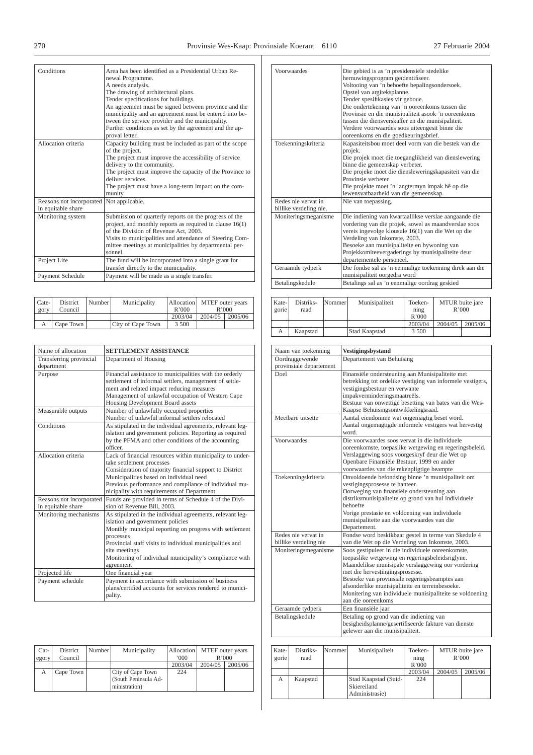| Conditions | Area has been identified as a Presidential Urban Renewal Programme.<br>A needs analysis.<br>The drawing of architectural plans.<br>Tender specifications for buildings.<br>An agreement must be signed between province and the municipality and an agreement must be entered into between the service provider and the municipality.<br>Further conditions as set by the agreement and the approval letter. |
|---|---|
| Allocation criteria | Capacity building must be included as part of the scope of the project.<br>The project must improve the accessibility of service delivery to the community.<br>The project must improve the capacity of the Province to deliver services.<br>The project must have a long-term impact on the community. |
| Reasons not incorporated in equitable share | Not applicable. |
| Monitoring system | Submission of quarterly reports on the progress of the project, and monthly reports as required in clause 16(1) of the Division of Revenue Act, 2003.<br>Visits to municipalities and attendance of Steering Committee meetings at municipalities by departmental personnel. |
| Project Life | The fund will be incorporated into a single grant for transfer directly to the municipality. |
| Payment Schedule | Payment will be made as a single transfer. |

| Category | District Council | Number | Municipality | Allocation R'000 | MTEF outer years R'000 | |
|---|---|---|---|---|---|---|
| | | | | 2003/04 | 2004/05 | 2005/06 |
| A | Cape Town | | City of Cape Town | 3 500 | | |

| Name of allocation | **SETTLEMENT ASSISTANCE** |
|---|---|
| Transferring provincial department | Department of Housing |
| Purpose | Financial assistance to municipalities with the orderly settlement of informal settlers, management of settlement and related impact reducing measures<br>Management of unlawful occupation of Western Cape Housing Development Board assets |
| Measurable outputs | Number of unlawfully occupied properties<br>Number of unlawful informal settlers relocated |
| Conditions | As stipulated in the individual agreements, relevant legislation and government policies. Reporting as required by the PFMA and other conditions of the accounting officer. |
| Allocation criteria | Lack of financial resources within municipality to undertake settlement processes<br>Consideration of majority financial support to District Municipalities based on individual need<br>Previous performance and compliance of individual municipality with requirements of Department |
| Reasons not incorporated in equitable share | Funds are provided in terms of Schedule 4 of the Division of Revenue Bill, 2003. |
| Monitoring mechanisms | As stipulated in the individual agreements, relevant legislation and government policies<br>Monthly municipal reporting on progress with settlement processes<br>Provincial staff visits to individual municipalities and site meetings<br>Monitoring of individual municipality's compliance with agreement |
| Projected life | One financial year |
| Payment schedule | Payment in accordance with submission of business plans/certified accounts for services rendered to municipality. |

| Category | District Council | Number | Municipality | Allocation '000 | MTEF outer years R'000 | |
|---|---|---|---|---|---|---|
| | | | | 2003/04 | 2004/05 | 2005/06 |
| A | Cape Town | | City of Cape Town (South Peninsula Administration) | 224 | | |

| Voorwaardes | Die gebied is as 'n presidensiële stedelike hernuwingsprogram geïdentifiseer.<br>Voltooiing van 'n behoefte bepalingsondersoek.<br>Opstel van argiteksplanne.<br>Tender spesifikasies vir geboue.<br>Die ondertekening van 'n ooreenkoms tussen die Provinsie en die munisipaliteit asook 'n ooreenkoms tussen die diensverskaffer en die munisipaliteit.<br>Verdere voorwaardes soos uiteengesit binne die ooreenkoms en die goedkeuringsbrief. |
|---|---|
| Toekenningskriteria | Kapasiteitsbou moet deel vorm van die bestek van die projek.<br>Die projek moet die toeganglikheid van dienslewering binne die gemeenskap verbeter.<br>Die projeke moet die diensleweringskapasiteit van die Provinsie verbeter.<br>Die projekte moet 'n langtermyn impak hê op die lewensvatbaarheid van die gemeenskap. |
| Redes nie vervat in billike verdeling nie. | Nie van toepassing. |
| Moniteringsmeganisme | Die indiening van kwartaallikse verslae aangaande die vordering van die projek, sowel as maandverslae soos vereis ingevolge klousule 16(1) van die Wet op die Verdeling van Inkomste, 2003.<br>Besoeke aan munisipaliteite en bywoning van Projekkomiteevergaderings by munisipaliteite deur departementele personeel. |
| Geraamde tydperk | Die fondse sal as 'n eenmalige toekenning direk aan die munisipaliteit oorgedra word |
| Betalingskedule | Betalings sal as 'n eenmalige oordrag geskied |

| Kategorie | Distriksraad | Nommer | Munisipaliteit | Toekenning R'000 | MTUR buite jare R'000 | |
|---|---|---|---|---|---|---|
| | | | | 2003/04 | 2004/05 | 2005/06 |
| A | Kaapstad | | Stad Kaapstad | 3 500 | | |

| Naam van toekenning | **Vestigingsbystand** |
|---|---|
| Oordraggewende provinsiale departement | Departement van Behuising |
| Doel | Finansiële ondersteuning aan Munisipaliteite met betrekking tot ordelike vestiging van informele vestigers, vestigingsbestuur en verwante impakverminderingsmaatreëls.<br>Bestuur van onwettige besetting van bates van die Wes-Kaapse Behuisingsontwikkelingsraad. |
| Meetbare uitsette | Aantal eiendomme wat ongemagtig beset word.<br>Aantal ongemagtigde informele vestigers wat hervestig word. |
| Voorwaardes | Die voorwaardes soos vervat in die individuele ooreenkomste, toepaslike wetgewing en regeringsbeleid. Verslaggewing soos voorgeskryf deur die Wet op Openbare Finansiële Bestuur, 1999 en ander voorwaardes van die rekenpligtige beampte |
| Toekenningskriteria | Onvoldoende befondsing binne 'n munisipaliteit om vestigingsprosesse te hanteer.<br>Oorweging van finansiële ondersteuning aan distriksmunisipaliteite op grond van hul individuele behoefte<br>Vorige prestasie en voldoening van individuele munisipaliteite aan die voorwaardes van die Departement. |
| Redes nie vervat in billike verdeling nie | Fondse word beskikbaar gestel in terme van Skedule 4 van die Wet op die Verdeling van Inkomste, 2003. |
| Moniteringsmeganisme | Soos gestipuleer in die individuele ooreenkomste, toepaslike wetgewing en regeringsbeleidsriglyne.<br>Maandelikse munisipale verslaggewing oor vordering met die hervestingingsprosesse.<br>Besoeke van provinsiale regeringsbeamptes aan afsonderlike munisipaliteite en terreinbesoeke.<br>Monitering van individuele munisipaliteite se voldoening aan die ooreenkoms |
| Geraamde tydperk | Een finansiële jaar |
| Betalingskedule | Betaling op grond van die indiening van besigheidsplanne/gesertifiseerde fakture van dienste gelewer aan die munisipaliteit. |

| Kategorie | Distriksraad | Nommer | Munisipaliteit | Toekenning R'000 | MTUR buite jare R'000 | |
|---|---|---|---|---|---|---|
| | | | | 2003/04 | 2004/05 | 2005/06 |
| A | Kaapstad | | Stad Kaapstad (Suid-Skiereiland Administrasie) | 224 | | |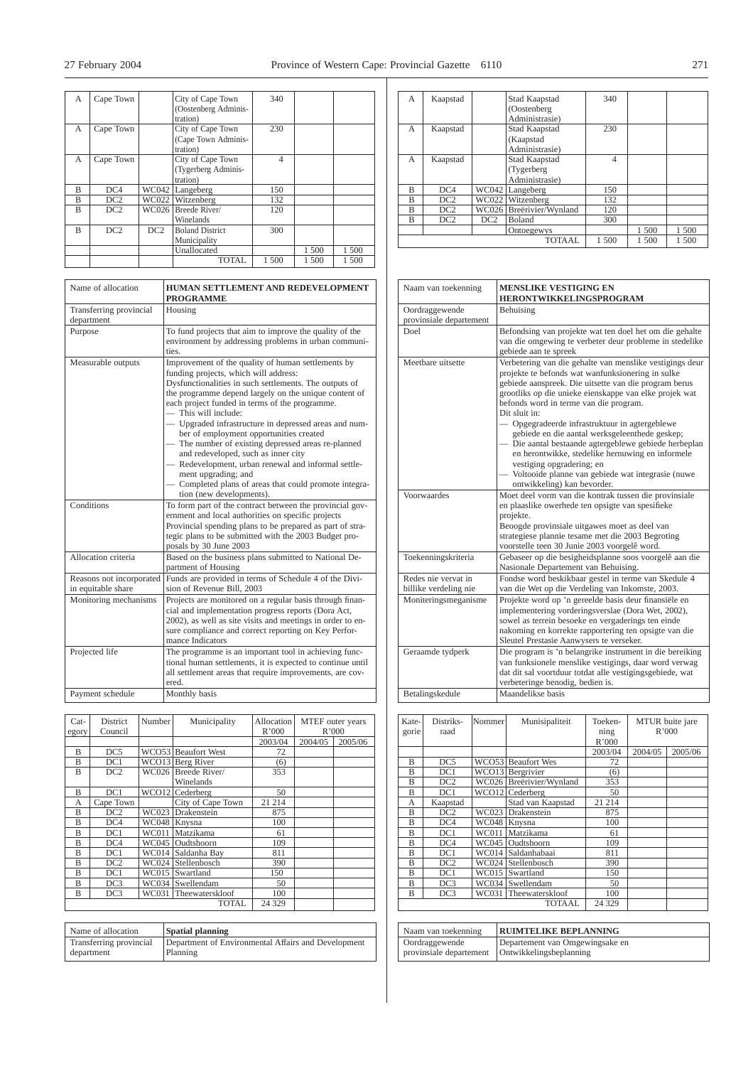| A | Cape Town | | City of Cape Town (Oostenberg Administration) | 340 | | |
|---|---|---|---|---|---|---|
| A | Cape Town | | City of Cape Town (Cape Town Administration) | 230 | | |
| A | Cape Town | | City of Cape Town (Tygerberg Administration) | 4 | | |
| B | DC4 | WC042 | Langeberg | 150 | | |
| B | DC2 | WC022 | Witzenberg | 132 | | |
| B | DC2 | WC026 | Breede River/ Winelands | 120 | | |
| B | DC2 | DC2 | Boland District Municipality | 300 | | |
| | | | Unallocated | | 1 500 | 1 500 |
| | | | TOTAL | 1 500 | 1 500 | 1 500 |

| Name of allocation | HUMAN SETTLEMENT AND REDEVELOPMENT PROGRAMME |
|---|---|
| Transferring provincial department | Housing |
| Purpose | To fund projects that aim to improve the quality of the environment by addressing problems in urban communities. |
| Measurable outputs | Improvement of the quality of human settlements by funding projects, which will address: Dysfunctionalities in such settlements. The outputs of the programme depend largely on the unique content of each project funded in terms of the programme. — This will include: — Upgraded infrastructure in depressed areas and number of employment opportunities created — The number of existing depressed areas re-planned and redeveloped, such as inner city — Redevelopment, urban renewal and informal settlement upgrading; and — Completed plans of areas that could promote integration (new developments). |
| Conditions | To form part of the contract between the provincial government and local authorities on specific projects Provincial spending plans to be prepared as part of strategic plans to be submitted with the 2003 Budget proposals by 30 June 2003 |
| Allocation criteria | Based on the business plans submitted to National Department of Housing |
| Reasons not incorporated in equitable share | Funds are provided in terms of Schedule 4 of the Division of Revenue Bill, 2003 |
| Monitoring mechanisms | Projects are monitored on a regular basis through financial and implementation progress reports (Dora Act, 2002), as well as site visits and meetings in order to ensure compliance and correct reporting on Key Performance Indicators |
| Projected life | The programme is an important tool in achieving functional human settlements, it is expected to continue until all settlement areas that require improvements, are covered. |
| Payment schedule | Monthly basis |

| Category | District Council | Number | Municipality | Allocation R'000 | MTEF outer years R'000 | |
|---|---|---|---|---|---|---|
| | | | | 2003/04 | 2004/05 | 2005/06 |
| B | DC5 | WCO53 | Beaufort West | 72 | | |
| B | DC1 | WCO13 | Berg River | (6) | | |
| B | DC2 | WC026 | Breede River/ Winelands | 353 | | |
| B | DC1 | WCO12 | Cederberg | 50 | | |
| A | Cape Town | | City of Cape Town | 21 214 | | |
| B | DC2 | WC023 | Drakenstein | 875 | | |
| B | DC4 | WC048 | Knysna | 100 | | |
| B | DC1 | WC011 | Matzikama | 61 | | |
| B | DC4 | WC045 | Oudtshoorn | 109 | | |
| B | DC1 | WC014 | Saldanha Bay | 811 | | |
| B | DC2 | WC024 | Stellenbosch | 390 | | |
| B | DC1 | WC015 | Swartland | 150 | | |
| B | DC3 | WC034 | Swellendam | 50 | | |
| B | DC3 | WC031 | Theewaterskloof | 100 | | |
| | | | TOTAL | 24 329 | | |

| Name of allocation | Spatial planning |
|---|---|
| Transferring provincial department | Department of Environmental Affairs and Development Planning |

| A | Kaapstad | | Stad Kaapstad (Oostenberg Administrasie) | 340 | | |
|---|---|---|---|---|---|---|
| A | Kaapstad | | Stad Kaapstad (Kaapstad Administrasie) | 230 | | |
| A | Kaapstad | | Stad Kaapstad (Tygerberg Administrasie) | 4 | | |
| B | DC4 | WC042 | Langeberg | 150 | | |
| B | DC2 | WC022 | Witzenberg | 132 | | |
| B | DC2 | WC026 | Breërivier/Wynland | 120 | | |
| B | DC2 | DC2 | Boland | 300 | | |
| | | | Ontoegewys | | 1 500 | 1 500 |
| | | | TOTAAL | 1 500 | 1 500 | 1 500 |

| Naam van toekenning | MENSLIKE VESTIGING EN HERONTWIKKELINGSPROGRAM |
|---|---|
| Oordraggewende provinsiale departement | Behuising |
| Doel | Befondsing van projekte wat ten doel het om die gehalte van die omgewing te verbeter deur probleme in stedelike gebiede aan te spreek |
| Meetbare uitsette | Verbetering van die gehalte van menslike vestigings deur projekte te befonds wat wanfunksionering in sulke gebiede aanspreek. Die uitsette van die program berus grootliks op die unieke eienskappe van elke projek wat befonds word in terme van die program. Dit sluit in: — Opgegradeerde infrastruktuur in agtergeblewe gebiede en die aantal werksgeleenthede geskep; — Die aantal bestaande agtergeblewe gebiede herbeplan en herontwikke, stedelike hernuwing en informele vestiging opgradering; en — Voltooide planne van gebiede wat integrasie (nuwe ontwikkeling) kan bevorder. |
| Voorwaardes | Moet deel vorm van die kontrak tussen die provinsiale en plaaslike owerhede ten opsigte van spesifieke projekte. Beoogde provinsiale uitgawes moet as deel van strategiese plannie tesame met die 2003 Begroting voorstelle teen 30 Junie 2003 voorgelê word. |
| Toekenningskriteria | Gebaseer op die besigheidsplanne soos voorgelê aan die Nasionale Departement van Behuising. |
| Redes nie vervat in billike verdeling nie | Fondse word beskikbaar gestel in terme van Skedule 4 van die Wet op die Verdeling van Inkomste, 2003. |
| Moniteringsmeganisme | Projekte word op 'n gereelde basis deur finansiële en implementering vorderingsverslae (Dora Wet, 2002), sowel as terrein besoeke en vergaderings ten einde nakoming en korrekte rapportering ten opsigte van die Sleutel Prestasie Aanwysers te verseker. |
| Geraamde tydperk | Die program is 'n belangrike instrument in die bereiking van funksionele menslike vestigings, daar word verwag dat dit sal voortduur totdat alle vestigingsgebiede, wat verbeteringe benodig, bedien is. |
| Betalingskedule | Maandelikse basis |

| Kategorie | Distriksraad | Nommer | Munisipaliteit | Toekenning R'000 | MTUR buite jare R'000 | |
|---|---|---|---|---|---|---|
| | | | | 2003/04 | 2004/05 | 2005/06 |
| B | DC5 | WCO53 | Beaufort Wes | 72 | | |
| B | DC1 | WCO13 | Bergrivier | (6) | | |
| B | DC2 | WC026 | Breërivier/Wynland | 353 | | |
| B | DC1 | WCO12 | Cederberg | 50 | | |
| A | Kaapstad | | Stad van Kaapstad | 21 214 | | |
| B | DC2 | WC023 | Drakenstein | 875 | | |
| B | DC4 | WC048 | Knysna | 100 | | |
| B | DC1 | WC011 | Matzikama | 61 | | |
| B | DC4 | WC045 | Oudtshoorn | 109 | | |
| B | DC1 | WC014 | Saldanhabaai | 811 | | |
| B | DC2 | WC024 | Stellenbosch | 390 | | |
| B | DC1 | WC015 | Swartland | 150 | | |
| B | DC3 | WC034 | Swellendam | 50 | | |
| B | DC3 | WC031 | Theewaterskloof | 100 | | |
| | | | TOTAAL | 24 329 | | |

| Naam van toekenning | RUIMTELIKE BEPLANNING |
|---|---|
| Oordraggewende provinsiale departement | Departement van Omgewingsake en Ontwikkelingsbeplanning |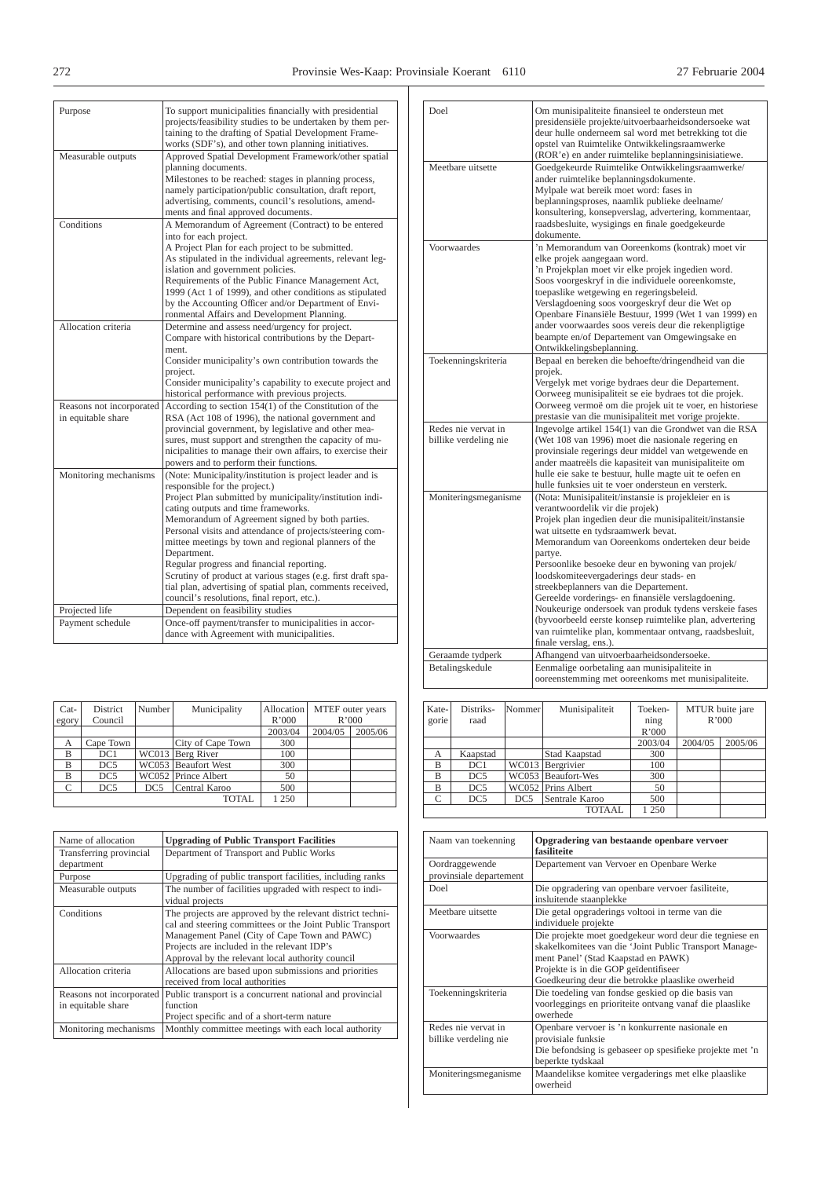| | |
|---|---|
| Purpose | To support municipalities financially with presidential projects/feasibility studies to be undertaken by them pertaining to the drafting of Spatial Development Frameworks (SDF's), and other town planning initiatives. |
| Measurable outputs | Approved Spatial Development Framework/other spatial planning documents. Milestones to be reached: stages in planning process, namely participation/public consultation, draft report, advertising, comments, council's resolutions, amendments and final approved documents. |
| Conditions | A Memorandum of Agreement (Contract) to be entered into for each project. A Project Plan for each project to be submitted. As stipulated in the individual agreements, relevant legislation and government policies. Requirements of the Public Finance Management Act, 1999 (Act 1 of 1999), and other conditions as stipulated by the Accounting Officer and/or Department of Environmental Affairs and Development Planning. |
| Allocation criteria | Determine and assess need/urgency for project. Compare with historical contributions by the Department. Consider municipality's own contribution towards the project. Consider municipality's capability to execute project and historical performance with previous projects. |
| Reasons not incorporated in equitable share | According to section 154(1) of the Constitution of the RSA (Act 108 of 1996), the national government and provincial government, by legislative and other measures, must support and strengthen the capacity of municipalities to manage their own affairs, to exercise their powers and to perform their functions. |
| Monitoring mechanisms | (Note: Municipality/institution is project leader and is responsible for the project.) Project Plan submitted by municipality/institution indicating outputs and time frameworks. Memorandum of Agreement signed by both parties. Personal visits and attendance of projects/steering committee meetings by town and regional planners of the Department. Regular progress and financial reporting. Scrutiny of product at various stages (e.g. first draft spatial plan, advertising of spatial plan, comments received, council's resolutions, final report, etc.). |
| Projected life | Dependent on feasibility studies |
| Payment schedule | Once-off payment/transfer to municipalities in accordance with Agreement with municipalities. |

| Category | District Council | Number | Municipality | Allocation R'000 | MTEF outer years R'000 | |
|---|---|---|---|---|---|---|
| | | | | 2003/04 | 2004/05 | 2005/06 |
| A | Cape Town | | City of Cape Town | 300 | | |
| B | DC1 | WC013 | Berg River | 100 | | |
| B | DC5 | WC053 | Beaufort West | 300 | | |
| B | DC5 | WC052 | Prince Albert | 50 | | |
| C | DC5 | DC5 | Central Karoo | 500 | | |
| | | | TOTAL | 1 250 | | |

| Name of allocation | **Upgrading of Public Transport Facilities** |
|---|---|
| Transferring provincial department | Department of Transport and Public Works |
| Purpose | Upgrading of public transport facilities, including ranks |
| Measurable outputs | The number of facilities upgraded with respect to individual projects |
| Conditions | The projects are approved by the relevant district technical and steering committees or the Joint Public Transport Management Panel (City of Cape Town and PAWC) Projects are included in the relevant IDP's Approval by the relevant local authority council |
| Allocation criteria | Allocations are based upon submissions and priorities received from local authorities |
| Reasons not incorporated in equitable share | Public transport is a concurrent national and provincial function Project specific and of a short-term nature |
| Monitoring mechanisms | Monthly committee meetings with each local authority |

| | |
|---|---|
| Doel | Om munisipaliteite finansieel te ondersteun met presidensiële projekte/uitvoerbaarheidsondersoeke wat deur hulle onderneem sal word met betrekking tot die opstel van Ruimtelike Ontwikkelingsraamwerke (ROR'e) en ander ruimtelike beplanningsinisiatiewe. |
| Meetbare uitsette | Goedgekeurde Ruimtelike Ontwikkelingsraamwerke/ander ruimtelike beplanningsdokumente. Mylpale wat bereik moet word: fases in beplanningsproses, naamlik publieke deelname/konsultering, konsepverslag, advertering, kommentaar, raadsbesluite, wysigings en finale goedgekeurde dokumente. |
| Voorwaardes | 'n Memorandum van Ooreenkoms (kontrak) moet vir elke projek aangegaan word. 'n Projekplan moet vir elke projek ingedien word. Soos voorgeskryf in die individuele ooreenkomste, toepaslike wetgewing en regeringsbeleid. Verslagdoening soos voorgeskryf deur die Wet op Openbare Finansiële Bestuur, 1999 (Wet 1 van 1999) en ander voorwaardes soos vereis deur die rekenpligtige beampte en/of Departement van Omgewingsake en Ontwikkelingsbeplanning. |
| Toekenningskriteria | Bepaal en bereken die behoefte/dringendheid van die projek. Vergelyk met vorige bydraes deur die Departement. Oorweeg munisipaliteit se eie bydraes tot die projek. Oorweeg vermoë om die projek uit te voer, en historiese prestasie van die munisipaliteit met vorige projekte. |
| Redes nie vervat in billike verdeling nie | Ingevolge artikel 154(1) van die Grondwet van die RSA (Wet 108 van 1996) moet die nasionale regering en provinsiale regerings deur middel van wetgewende en ander maatreëls die kapasiteit van munisipaliteite om hulle eie sake te bestuur, hulle magte uit te oefen en hulle funksies uit te voer ondersteun en versterk. |
| Moniteringsmeganisme | (Nota: Munisipaliteit/instansie is projekleier en is verantwoordelik vir die projek) Projek plan ingedien deur die munisipaliteit/instansie wat uitsette en tydsraamwerk bevat. Memorandum van Ooreenkoms onderteken deur beide partye. Persoonlike besoeke deur en bywoning van projek/loodskomiteevergaderings deur stads- en streekbeplanners van die Departement. Gereelde vorderings- en finansiële verslagdoening. Noukeurige ondersoek van produk tydens verskeie fases (byvoorbeeld eerste konsep ruimtelike plan, advertering van ruimtelike plan, kommentaar ontvang, raadsbesluit, finale verslag, ens.). |
| Geraamde tydperk | Afhangend van uitvoerbaarheidsondersoeke. |
| Betalingskedule | Eenmalige oorbetaling aan munisipaliteite in ooreenstemming met ooreenkoms met munisipaliteite. |

| Kategorie | Distriksraad | Nommer | Munisipaliteit | Toekenning R'000 | MTUR buite jare R'000 | |
|---|---|---|---|---|---|---|
| | | | | 2003/04 | 2004/05 | 2005/06 |
| A | Kaapstad | | Stad Kaapstad | 300 | | |
| B | DC1 | WC013 | Bergrivier | 100 | | |
| B | DC5 | WC053 | Beaufort-Wes | 300 | | |
| B | DC5 | WC052 | Prins Albert | 50 | | |
| C | DC5 | DC5 | Sentrale Karoo | 500 | | |
| | | | TOTAAL | 1 250 | | |

| Naam van toekenning | **Opgradering van bestaande openbare vervoer fasiliteite** |
|---|---|
| Oordraggewende provinsiale departement | Departement van Vervoer en Openbare Werke |
| Doel | Die opgradering van openbare vervoer fasiliteite, insluitende staanplekke |
| Meetbare uitsette | Die getal opgraderings voltooi in terme van die individuele projekte |
| Voorwaardes | Die projekte moet goedgekeur word deur die tegniese en skakelkomitees van die 'Joint Public Transport Management Panel' (Stad Kaapstad en PAWK) Projekte is in die GOP geïdentifiseer Goedkeuring deur die betrokke plaaslike owerheid |
| Toekenningskriteria | Die toedeling van fondse geskied op die basis van voorleggings en prioriteite ontvang vanaf die plaaslike owerhede |
| Redes nie vervat in billike verdeling nie | Openbare vervoer is 'n konkurrente nasionale en provisiale funksie Die befondsing is gebaseer op spesifieke projekte met 'n beperkte tydskaal |
| Moniteringsmeganisme | Maandelikse komitee vergaderings met elke plaaslike owerheid |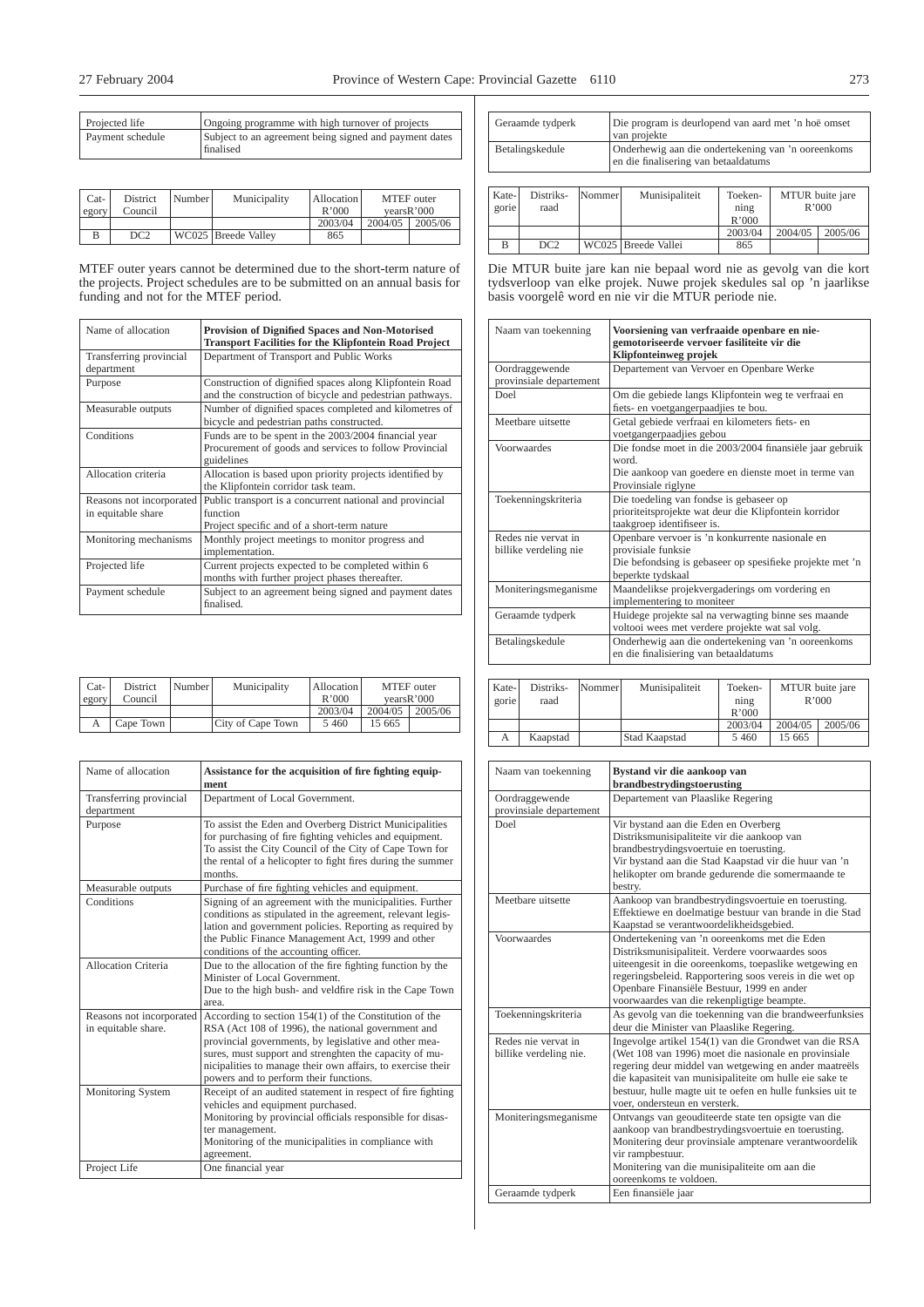| Projected life | Ongoing programme with high turnover of projects |
|---|---|
| Payment schedule | Subject to an agreement being signed and payment dates finalised |

| Cat-egory | District Council | Number | Municipality | Allocation R'000 | MTEF outer yearsR'000 | |
|---|---|---|---|---|---|---|
| | | | | 2003/04 | 2004/05 | 2005/06 |
| B | DC2 | WC025 | Breede Valley | 865 | | |

MTEF outer years cannot be determined due to the short-term nature of the projects. Project schedules are to be submitted on an annual basis for funding and not for the MTEF period.

| Name of allocation | **Provision of Dignified Spaces and Non-Motorised Transport Facilities for the Klipfontein Road Project** |
|---|---|
| Transferring provincial department | Department of Transport and Public Works |
| Purpose | Construction of dignified spaces along Klipfontein Road and the construction of bicycle and pedestrian pathways. |
| Measurable outputs | Number of dignified spaces completed and kilometres of bicycle and pedestrian paths constructed. |
| Conditions | Funds are to be spent in the 2003/2004 financial year Procurement of goods and services to follow Provincial guidelines |
| Allocation criteria | Allocation is based upon priority projects identified by the Klipfontein corridor task team. |
| Reasons not incorporated in equitable share | Public transport is a concurrent national and provincial function<br>Project specific and of a short-term nature |
| Monitoring mechanisms | Monthly project meetings to monitor progress and implementation. |
| Projected life | Current projects expected to be completed within 6 months with further project phases thereafter. |
| Payment schedule | Subject to an agreement being signed and payment dates finalised. |

| Cat-egory | District Council | Number | Municipality | Allocation R'000 | MTEF outer yearsR'000 | |
|---|---|---|---|---|---|---|
| | | | | 2003/04 | 2004/05 | 2005/06 |
| A | Cape Town | | City of Cape Town | 5 460 | 15 665 | |

| Name of allocation | **Assistance for the acquisition of fire fighting equipment** |
|---|---|
| Transferring provincial department | Department of Local Government. |
| Purpose | To assist the Eden and Overberg District Municipalities for purchasing of fire fighting vehicles and equipment.<br>To assist the City Council of the City of Cape Town for the rental of a helicopter to fight fires during the summer months. |
| Measurable outputs | Purchase of fire fighting vehicles and equipment. |
| Conditions | Signing of an agreement with the municipalities. Further conditions as stipulated in the agreement, relevant legislation and government policies. Reporting as required by the Public Finance Management Act, 1999 and other conditions of the accounting officer. |
| Allocation Criteria | Due to the allocation of the fire fighting function by the Minister of Local Government.<br>Due to the high bush- and veldfire risk in the Cape Town area. |
| Reasons not incorporated in equitable share. | According to section 154(1) of the Constitution of the RSA (Act 108 of 1996), the national government and provincial governments, by legislative and other measures, must support and strenghten the capacity of municipalities to manage their own affairs, to exercise their powers and to perform their functions. |
| Monitoring System | Receipt of an audited statement in respect of fire fighting vehicles and equipment purchased.<br>Monitoring by provincial officials responsible for disaster management.<br>Monitoring of the municipalities in compliance with agreement. |
| Project Life | One financial year |

| Geraamde tydperk | Die program is deurlopend van aard met 'n hoë omset van projekte |
|---|---|
| Betalingskedule | Onderhewig aan die ondertekening van 'n ooreenkoms en die finalisering van betaaldatums |

| Kate-gorie | Distriks-raad | Nommer | Munisipaliteit | Toeken-ning R'000 | MTUR buite jare R'000 | |
|---|---|---|---|---|---|---|
| | | | | 2003/04 | 2004/05 | 2005/06 |
| B | DC2 | WC025 | Breede Vallei | 865 | | |

Die MTUR buite jare kan nie bepaal word nie as gevolg van die kort tydsverloop van elke projek. Nuwe projek skedules sal op 'n jaarlikse basis voorgelê word en nie vir die MTUR periode nie.

| Naam van toekenning | **Voorsiening van verfraaide openbare en nie-gemotoriseerde vervoer fasiliteite vir die Klipfonteinweg projek** |
|---|---|
| Oordraggewende provinsiale departement | Departement van Vervoer en Openbare Werke |
| Doel | Om die gebiede langs Klipfontein weg te verfraai en fiets- en voetgangerpaadjies te bou. |
| Meetbare uitsette | Getal gebiede verfraai en kilometers fiets- en voetgangerpaadjies gebou |
| Voorwaardes | Die fondse moet in die 2003/2004 finansiële jaar gebruik word.<br>Die aankoop van goedere en dienste moet in terme van Provinsiale riglyne |
| Toekenningskriteria | Die toedeling van fondse is gebaseer op prioriteitsprojekte wat deur die Klipfontein korridor taakgroep identifiseer is. |
| Redes nie vervat in billike verdeling nie | Openbare vervoer is 'n konkurrente nasionale en provinsiale funksie<br>Die befondsing is gebaseer op spesifieke projekte met 'n beperkte tydskaal |
| Moniteringsmeganisme | Maandelikse projekvergaderings om vordering en implementering to moniteer |
| Geraamde tydperk | Huidege projekte sal na verwagting binne ses maande voltooi wees met verdere projekte wat sal volg. |
| Betalingskedule | Onderhewig aan die ondertekening van 'n ooreenkoms en die finalisiering van betaaldatums |

| Kate-gorie | Distriks-raad | Nommer | Munisipaliteit | Toeken-ning R'000 | MTUR buite jare R'000 | |
|---|---|---|---|---|---|---|
| | | | | 2003/04 | 2004/05 | 2005/06 |
| A | Kaapstad | | Stad Kaapstad | 5 460 | 15 665 | |

| Naam van toekenning | **Bystand vir die aankoop van brandbestrydingstoerusting** |
|---|---|
| Oordraggewende provinsiale departement | Departement van Plaaslike Regering |
| Doel | Vir bystand aan die Eden en Overberg Distriksmunisipaliteite vir die aankoop van brandbestrydingsvoertuie en toerusting.<br>Vir bystand aan die Stad Kaapstad vir die huur van 'n helikopter om brande gedurende die somermaande te bestry. |
| Meetbare uitsette | Aankoop van brandbestrydingsvoertuie en toerusting.<br>Effektiewe en doelmatige bestuur van brande in die Stad Kaapstad se verantwoordelikheidsgebied. |
| Voorwaardes | Ondertekening van 'n ooreenkoms met die Eden Distriksmunisipaliteit. Verdere voorwaardes soos uiteengesit in die ooreenkoms, toepaslike wetgewing en regeringsbeleid. Rapportering soos vereis in die wet op Openbare Finansiële Bestuur, 1999 en ander voorwaardes van die rekenpligtige beampte. |
| Toekenningskriteria | As gevolg van die toekenning van die brandweerfunksies deur die Minister van Plaaslike Regering. |
| Redes nie vervat in billike verdeling nie. | Ingevolge artikel 154(1) van die Grondwet van die RSA (Wet 108 van 1996) moet die nasionale en provinsiale regering deur middel van wetgewing en ander maatreëls die kapasiteit van munisipaliteite om hulle eie sake te bestuur, hulle magte uit te oefen en hulle funksies uit te voer, ondersteun en versterk. |
| Moniteringsmeganisme | Ontvangs van geouditeerde state ten opsigte van die aankoop van brandbestrydingsvoertuie en toerusting.<br>Monitering deur provinsiale amptenare verantwoordelik vir rampbestuur.<br>Monitering van die munisipaliteite om aan die ooreenkoms te voldoen. |
| Geraamde tydperk | Een finansiële jaar |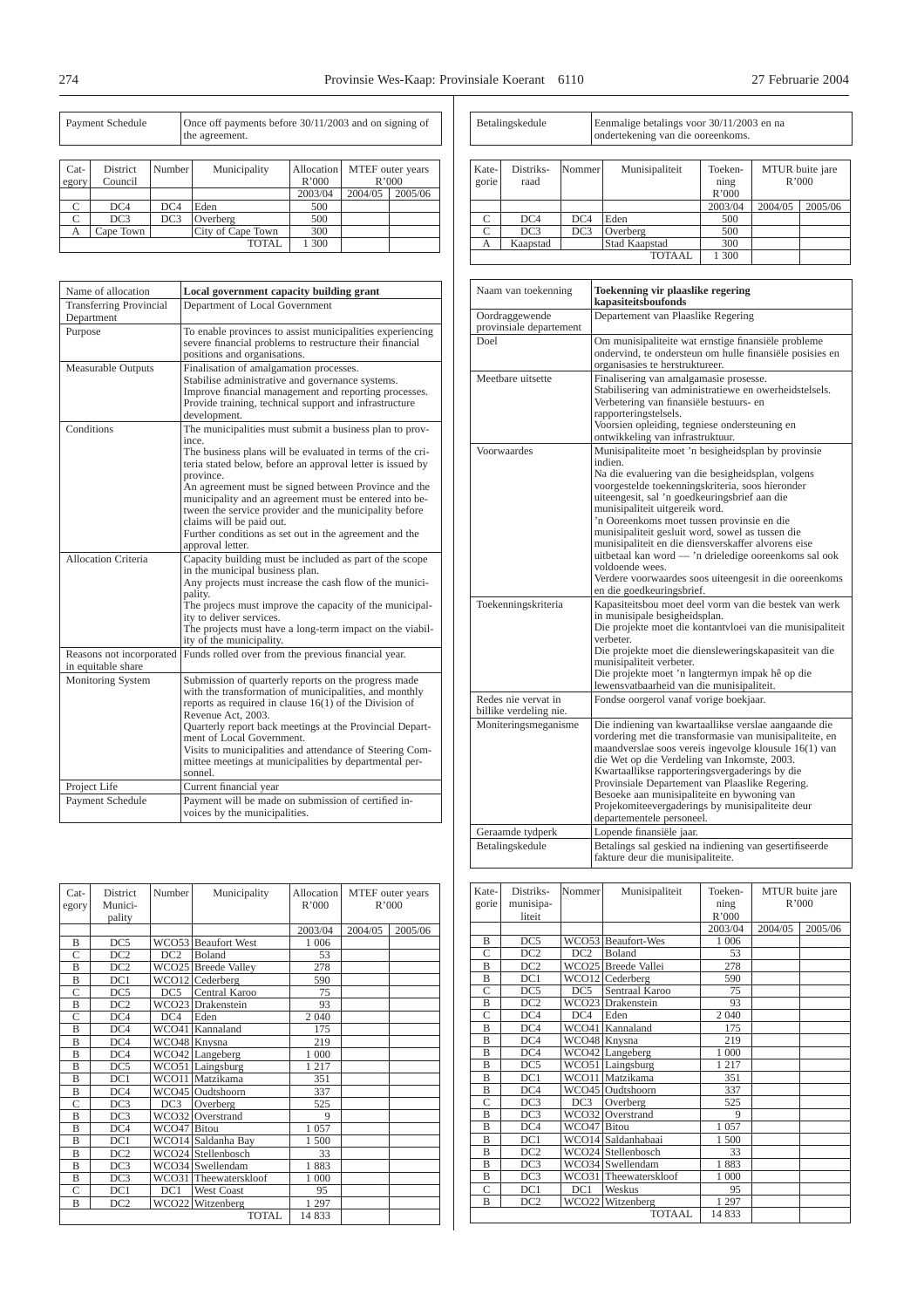| Payment Schedule | Once off payments before 30/11/2003 and on signing of the agreement. |
|---|---|

| Category | District Council | Number | Municipality | Allocation R'000 | MTEF outer years R'000 | |
|---|---|---|---|---|---|---|
| | | | | 2003/04 | 2004/05 | 2005/06 |
| C | DC4 | DC4 | Eden | 500 | | |
| C | DC3 | DC3 | Overberg | 500 | | |
| A | Cape Town | | City of Cape Town | 300 | | |
| | | | TOTAL | 1 300 | | |

| Name of allocation | **Local government capacity building grant** |
|---|---|
| Transferring Provincial Department | Department of Local Government |
| Purpose | To enable provinces to assist municipalities experiencing severe financial problems to restructure their financial positions and organisations. |
| Measurable Outputs | Finalisation of amalgamation processes.<br>Stabilise administrative and governance systems.<br>Improve financial management and reporting processes.<br>Provide training, technical support and infrastructure development. |
| Conditions | The municipalities must submit a business plan to province.<br>The business plans will be evaluated in terms of the criteria stated below, before an approval letter is issued by province.<br>An agreement must be signed between Province and the municipality and an agreement must be entered into between the service provider and the municipality before claims will be paid out.<br>Further conditions as set out in the agreement and the approval letter. |
| Allocation Criteria | Capacity building must be included as part of the scope in the municipal business plan.<br>Any projects must increase the cash flow of the municipality.<br>The projecs must improve the capacity of the municipality to deliver services.<br>The projects must have a long-term impact on the viability of the municipality. |
| Reasons not incorporated in equitable share | Funds rolled over from the previous financial year. |
| Monitoring System | Submission of quarterly reports on the progress made with the transformation of municipalities, and monthly reports as required in clause 16(1) of the Division of Revenue Act, 2003.<br>Quarterly report back meetings at the Provincial Department of Local Government.<br>Visits to municipalities and attendance of Steering Committee meetings at municipalities by departmental personnel. |
| Project Life | Current financial year |
| Payment Schedule | Payment will be made on submission of certified invoices by the municipalities. |

| Category | District Municipality | Number | Municipality | Allocation R'000 | MTEF outer years R'000 | |
|---|---|---|---|---|---|---|
| | | | | 2003/04 | 2004/05 | 2005/06 |
| B | DC5 | WCO53 | Beaufort West | 1 006 | | |
| C | DC2 | DC2 | Boland | 53 | | |
| B | DC2 | WCO25 | Breede Valley | 278 | | |
| B | DC1 | WCO12 | Cederberg | 590 | | |
| C | DC5 | DC5 | Central Karoo | 75 | | |
| B | DC2 | WCO23 | Drakenstein | 93 | | |
| C | DC4 | DC4 | Eden | 2 040 | | |
| B | DC4 | WCO41 | Kannaland | 175 | | |
| B | DC4 | WCO48 | Knysna | 219 | | |
| B | DC4 | WCO42 | Langeberg | 1 000 | | |
| B | DC5 | WCO51 | Laingsburg | 1 217 | | |
| B | DC1 | WCO11 | Matzikama | 351 | | |
| B | DC4 | WCO45 | Oudtshoorn | 337 | | |
| C | DC3 | DC3 | Overberg | 525 | | |
| B | DC3 | WCO32 | Overstrand | 9 | | |
| B | DC4 | WCO47 | Bitou | 1 057 | | |
| B | DC1 | WCO14 | Saldanha Bay | 1 500 | | |
| B | DC2 | WCO24 | Stellenbosch | 33 | | |
| B | DC3 | WCO34 | Swellendam | 1 883 | | |
| B | DC3 | WCO31 | Theewaterskloof | 1 000 | | |
| C | DC1 | DC1 | West Coast | 95 | | |
| B | DC2 | WCO22 | Witzenberg | 1 297 | | |
| | | | TOTAL | 14 833 | | |

| Betalingskedule | Eenmalige betalings voor 30/11/2003 en na ondertekening van die ooreenkoms. |
|---|---|

| Kategorie | Distriksraad | Nommer | Munisipaliteit | Toekenning R'000 | MTUR buite jare R'000 | |
|---|---|---|---|---|---|---|
| | | | | 2003/04 | 2004/05 | 2005/06 |
| C | DC4 | DC4 | Eden | 500 | | |
| C | DC3 | DC3 | Overberg | 500 | | |
| A | Kaapstad | | Stad Kaapstad | 300 | | |
| | | | TOTAAL | 1 300 | | |

| Naam van toekenning | **Toekenning vir plaaslike regering kapasiteitsboufonds** |
|---|---|
| Oordraggewende provinsiale departement | Departement van Plaaslike Regering |
| Doel | Om munisipaliteite wat ernstige finansiële probleme ondervind, te ondersteun om hulle finansiële posisies en organisasies te herstruktureer. |
| Meetbare uitsette | Finalisering van amalgamasie prosesse.<br>Stabilisering van administratiewe en owerheidstelsels.<br>Verbetering van finansiële bestuurs- en rapporteringstelsels.<br>Voorsien opleiding, tegniese ondersteuning en ontwikkeling van infrastruktuur. |
| Voorwaardes | Munisipaliteite moet 'n besigheidsplan by provinsie indien.<br>Na die evaluering van die besigheidsplan, volgens voorgestelde toekenningskriteria, soos hieronder uiteengesit, sal 'n goedkeuringsbrief aan die munisipaliteit uitgereik word.<br>'n Ooreenkoms moet tussen provinsie en die munisipaliteit gesluit word, sowel as tussen die munisipaliteit en die diensverskaffer alvorens eise uitbetaal kan word — 'n drieledige ooreenkoms sal ook voldoende wees.<br>Verdere voorwaardes soos uiteengesit in die ooreenkoms en die goedkeuringsbrief. |
| Toekenningskriteria | Kapasiteitsbou moet deel vorm van die bestek van werk in munisipale besigheidsplan.<br>Die projekte moet die kontantvloei van die munisipaliteit verbeter.<br>Die projekte moet die diensleweringskapasiteit van die munisipaliteit verbeter.<br>Die projekte moet 'n langtermyn impak hê op die lewensvatbaarheid van die munisipaliteit. |
| Redes nie vervat in billike verdeling nie. | Fondse oorgerol vanaf vorige boekjaar. |
| Moniteringsmeganisme | Die indiening van kwartaallikse verslae aangaande die vordering met die transformasie van munisipaliteite, en maandverslae soos vereis ingevolge klousule 16(1) van die Wet op die Verdeling van Inkomste, 2003.<br>Kwartaallikse rapporteringsvergaderings by die Provinsiale Departement van Plaaslike Regering.<br>Besoeke aan munisipaliteite en bywoning van Projekkomiteevergaderings by munisipaliteite deur departementele personeel. |
| Geraamde tydperk | Lopende finansiële jaar. |
| Betalingskedule | Betalings sal geskied na indiening van gesertifiseerde fakture deur die munisipaliteite. |

| Kategorie | Distriksmunisipaliteit | Nommer | Munisipaliteit | Toekenning R'000 | MTUR buite jare R'000 | |
|---|---|---|---|---|---|---|
| | | | | 2003/04 | 2004/05 | 2005/06 |
| B | DC5 | WCO53 | Beaufort-Wes | 1 006 | | |
| C | DC2 | DC2 | Boland | 53 | | |
| B | DC2 | WCO25 | Breede Vallei | 278 | | |
| B | DC1 | WCO12 | Cederberg | 590 | | |
| C | DC5 | DC5 | Sentraal Karoo | 75 | | |
| B | DC2 | WCO23 | Drakenstein | 93 | | |
| C | DC4 | DC4 | Eden | 2 040 | | |
| B | DC4 | WCO41 | Kannaland | 175 | | |
| B | DC4 | WCO48 | Knysna | 219 | | |
| B | DC4 | WCO42 | Langeberg | 1 000 | | |
| B | DC5 | WCO51 | Laingsburg | 1 217 | | |
| B | DC1 | WCO11 | Matzikama | 351 | | |
| B | DC4 | WCO45 | Oudtshoorn | 337 | | |
| C | DC3 | DC3 | Overberg | 525 | | |
| B | DC3 | WCO32 | Overstrand | 9 | | |
| B | DC4 | WCO47 | Bitou | 1 057 | | |
| B | DC1 | WCO14 | Saldanhabaai | 1 500 | | |
| B | DC2 | WCO24 | Stellenbosch | 33 | | |
| B | DC3 | WCO34 | Swellendam | 1 883 | | |
| B | DC3 | WCO31 | Theewaterskloof | 1 000 | | |
| C | DC1 | DC1 | Weskus | 95 | | |
| B | DC2 | WCO22 | Witzenberg | 1 297 | | |
| | | | TOTAAL | 14 833 | | |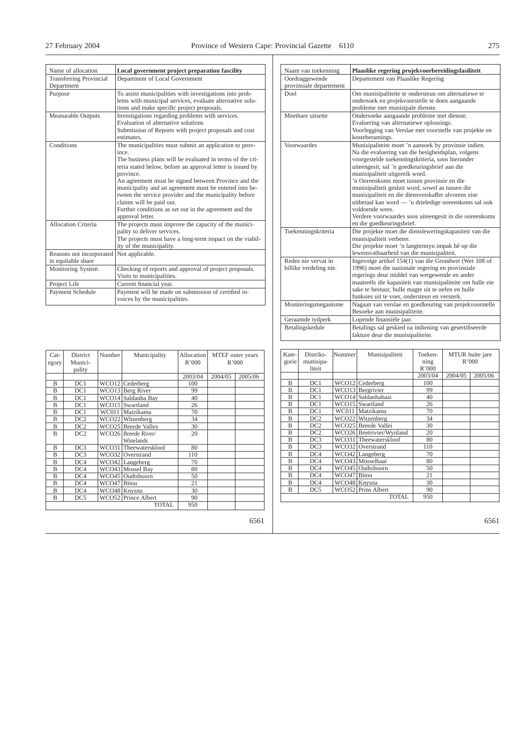| Name of allocation | **Local government project preparation fascility** |
|---|---|
| Transferring Provincial Department | Department of Local Government |
| Purpose | To assist municipalities with investigations into problems with municipal services, evaluate alternative solutions and make specific project proposals. |
| Measurable Outputs | Investigations regarding problems with services.<br>Evaluation of alternative solutions<br>Submission of Reports with project proposals and cost estimates. |
| Conditions | The municipalities must submit an application to province.<br>The business plans will be evaluated in terms of the criteria stated below, before an approval letter is issued by province.<br>An agreement must be signed between Province and the municipality and an agreement must be entered into between the service provider and the municipality before claims will be paid out.<br>Further conditions as set out in the agreement and the approval letter. |
| Allocation Criteria | The projects must improve the capacity of the municipality to deliver services.<br>The projects must have a long-term impact on the viability of the municipality. |
| Reasons not incorporated in equitable share | Not applicable. |
| Monitoring System | Checking of reports and approval of project proposals.<br>Visits to municipalities. |
| Project Life | Current financial year. |
| Payment Schedule | Payment will be made on submission of certified invoices by the municipalities. |

| Category | District Municipality | Number | Municipality | Allocation R'000 | MTEF outer years R'000 | |
|---|---|---|---|---|---|---|
| | | | | 2003/04 | 2004/05 | 2005/06 |
| B | DC1 | WCO12 | Cederberg | 100 | | |
| B | DC1 | WCO13 | Berg River | 99 | | |
| B | DC1 | WCO14 | Saldanha Bay | 40 | | |
| B | DC1 | WCO15 | Swartland | 26 | | |
| B | DC1 | WC011 | Matzikama | 70 | | |
| B | DC2 | WCO22 | Witzenberg | 34 | | |
| B | DC2 | WCO25 | Breede Valley | 30 | | |
| B | DC2 | WCO26 | Breede River/ Winelands | 20 | | |
| B | DC3 | WCO31 | Theewaterskloof | 80 | | |
| B | DC3 | WCO32 | Overstrand | 110 | | |
| B | DC4 | WCO42 | Langeberg | 70 | | |
| B | DC4 | WCO43 | Mossel Bay | 80 | | |
| B | DC4 | WCO45 | Oudtshoorn | 50 | | |
| B | DC4 | WCO47 | Bitou | 21 | | |
| B | DC4 | WCO48 | Knysna | 30 | | |
| B | DC5 | WCO52 | Prince Albert | 90 | | |
| | | | TOTAL | 950 | | |

6561

| Naam van toekenning | **Plaaslike regering projekvoorbereidingsfasiliteit** |
|---|---|
| Oordraggewende provinsiale departement | Departement van Plaaslike Regering |
| Doel | Om munisipaliteite te ondersteun om alternatiewe te ondersoek en projekvoorstelle te doen aangaande probleme met munisipale dienste. |
| Meetbare uitsette | Ondersoeke aangaande probleme met dienste.<br>Evaluering van alternatiewe oplossings.<br>Voorlegging van Verslae met voorstelle van projekte en kosteberamings. |
| Voorwaardes | Munisipaliteite moet 'n aansoek by provinsie indien.<br>Na die evaluering van die besigheidsplan, volgens voorgestelde toekenningskriteria, soos hieronder uiteengesit, sal 'n goedkeuringsbrief aan die munisipaliteit uitgereik word.<br>'n Ooreenkoms moet tussen provinsie en die munisipaliteit gesluit word, sowel as tussen die munisipaliteit en die diensverskaffer alvorens eise uitbetaal kan word — 'n drieledige ooreenkoms sal ook voldoende wees.<br>Verdere voorwaardes soos uiteengesit in die ooreenkoms en die goedkeuringsbrief. |
| Toekenningskriteria | Die projekte moet die diensleweringskapasiteit van die munisipaliteit verbeter.<br>Die projekte moet 'n langtermyn impak hê op die lewensvatbaarheid van die munisipaliteit. |
| Redes nie vervat in billike verdeling nie. | Ingevolge artikel 154(1) van die Grondwet (Wet 108 of 1996) moet die nasionale regering en provinsiale regerings deur middel van wetgewende en ander maatreëls die kapasiteit van munisipaliteite om hulle eie sake te bestuur, hulle magte uit te oefen en hulle funksies uit te voer, ondersteun en versterk. |
| Moniteringsmeganisme | Nagaan van verslae en goedkeuring van projekvoorstelle<br>Besoeke aan munisipaliteite. |
| Geraamde tydperk | Lopende finansiële jaar. |
| Betalingskedule | Betalings sal geskied na indiening van gesertifiseerde fakture deur die munisipaliteite. |

| Kategorie | Distriksmunisipaliteit | Nommer | Munisipaliteit | Toekenning R'000 | MTUR buite jare R'000 | |
|---|---|---|---|---|---|---|
| | | | | 2003/04 | 2004/05 | 2005/06 |
| B | DC1 | WCO12 | Cederberg | 100 | | |
| B | DC1 | WCO13 | Bergrivier | 99 | | |
| B | DC1 | WCO14 | Saldanhabaai | 40 | | |
| B | DC1 | WCO15 | Swartland | 26 | | |
| B | DC1 | WC011 | Matzikama | 70 | | |
| B | DC2 | WCO22 | Witzenberg | 34 | | |
| B | DC2 | WCO25 | Breede Vallei | 30 | | |
| B | DC2 | WCO26 | Breërivier/Wynland | 20 | | |
| B | DC3 | WCO31 | Theewaterskloof | 80 | | |
| B | DC3 | WCO32 | Overstrand | 110 | | |
| B | DC4 | WCO42 | Langeberg | 70 | | |
| B | DC4 | WCO43 | Mosselbaai | 80 | | |
| B | DC4 | WCO45 | Oudtshoorn | 50 | | |
| B | DC4 | WCO47 | Bitou | 21 | | |
| B | DC4 | WCO48 | Knysna | 30 | | |
| B | DC5 | WCO52 | Prins Albert | 90 | | |
| | | | TOTAL | 950 | | |

6561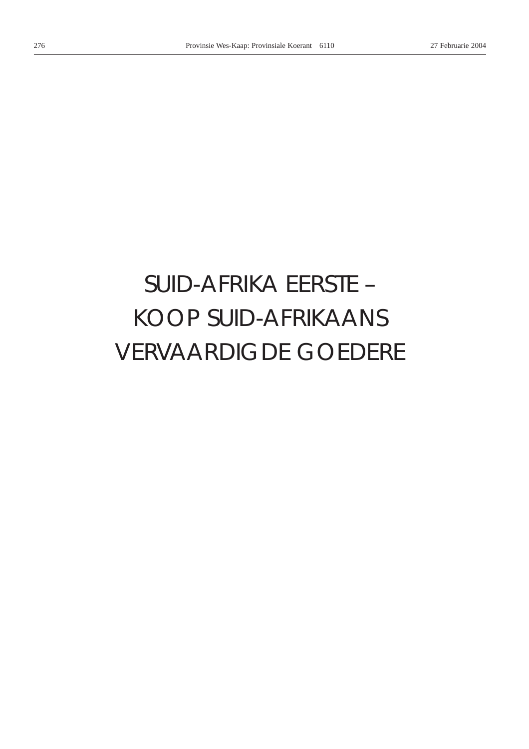# SUID-AFRIKA EERSTE – KOOP SUID-AFRIKAANS VERVAARDIGDE GOEDERE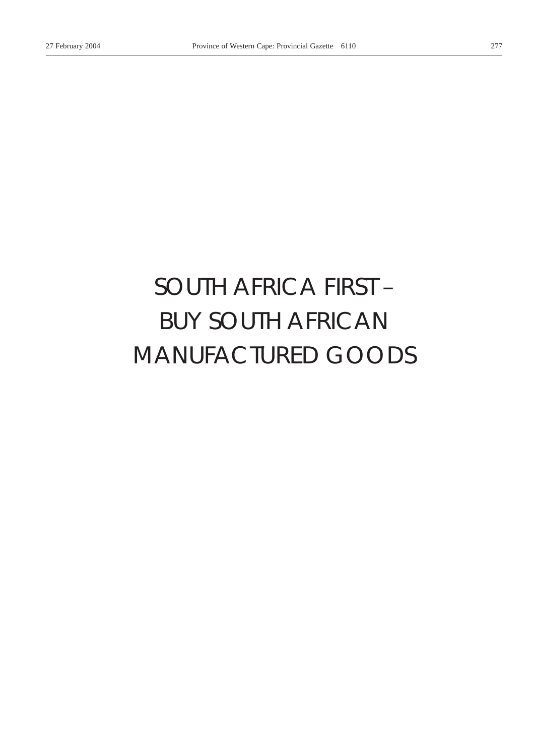# SOUTH AFRICA FIRST – BUY SOUTH AFRICAN MANUFACTURED GOODS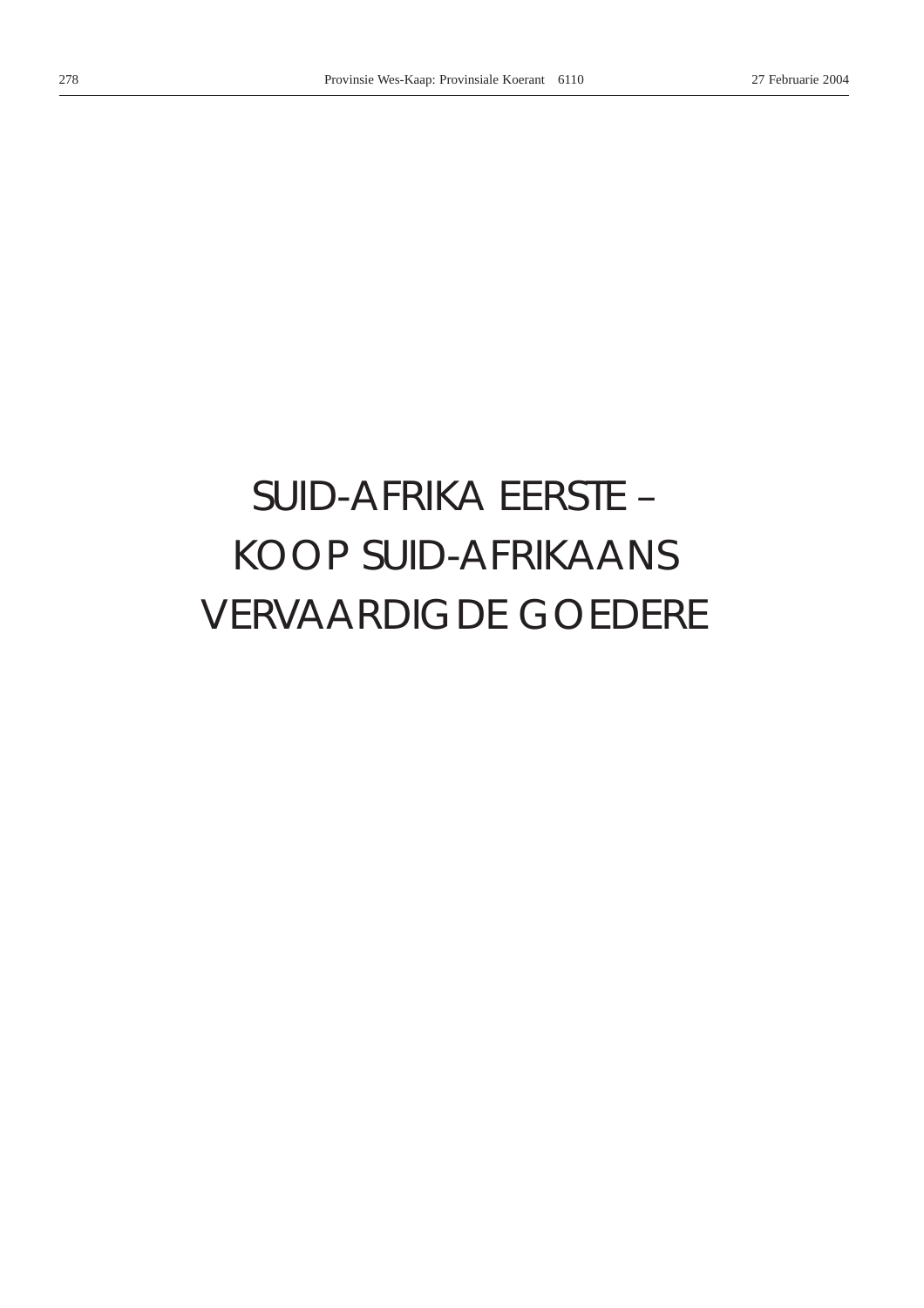# SUID-AFRIKA EERSTE – KOOP SUID-AFRIKAANS VERVAARDIGDE GOEDERE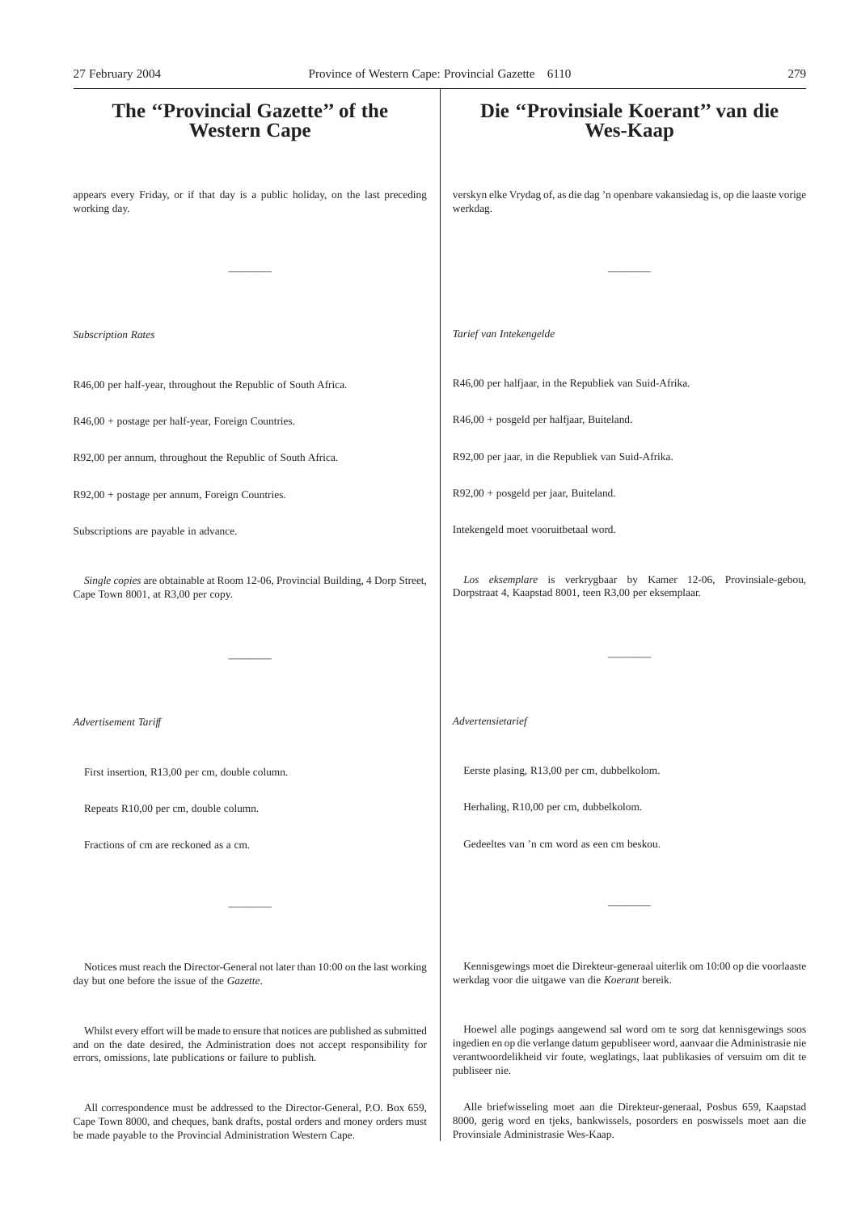# The "Provincial Gazette" of the Western Cape

appears every Friday, or if that day is a public holiday, on the last preceding working day.

---

*Subscription Rates*

R46,00 per half-year, throughout the Republic of South Africa.

R46,00 + postage per half-year, Foreign Countries.

R92,00 per annum, throughout the Republic of South Africa.

R92,00 + postage per annum, Foreign Countries.

Subscriptions are payable in advance.

*Single copies* are obtainable at Room 12-06, Provincial Building, 4 Dorp Street, Cape Town 8001, at R3,00 per copy.

---

*Advertisement Tariff*

First insertion, R13,00 per cm, double column.

Repeats R10,00 per cm, double column.

Fractions of cm are reckoned as a cm.

---

Notices must reach the Director-General not later than 10:00 on the last working day but one before the issue of the *Gazette*.

Whilst every effort will be made to ensure that notices are published as submitted and on the date desired, the Administration does not accept responsibility for errors, omissions, late publications or failure to publish.

All correspondence must be addressed to the Director-General, P.O. Box 659, Cape Town 8000, and cheques, bank drafts, postal orders and money orders must be made payable to the Provincial Administration Western Cape.

# Die "Provinsiale Koerant" van die Wes-Kaap

verskyn elke Vrydag of, as die dag 'n openbare vakansiedag is, op die laaste vorige werkdag.

---

*Tarief van Intekengelde*

R46,00 per halfjaar, in die Republiek van Suid-Afrika.

R46,00 + posgeld per halfjaar, Buiteland.

R92,00 per jaar, in die Republiek van Suid-Afrika.

R92,00 + posgeld per jaar, Buiteland.

Intekengeld moet vooruitbetaal word.

*Los eksemplare* is verkrygbaar by Kamer 12-06, Provinsiale-gebou, Dorpstraat 4, Kaapstad 8001, teen R3,00 per eksemplaar.

---

*Advertensietarief*

Eerste plasing, R13,00 per cm, dubbelkolom.

Herhaling, R10,00 per cm, dubbelkolom.

Gedeeltes van 'n cm word as een cm beskou.

---

Kennisgewings moet die Direkteur-generaal uiterlik om 10:00 op die voorlaaste werkdag voor die uitgawe van die *Koerant* bereik.

Hoewel alle pogings aangewend sal word om te sorg dat kennisgewings soos ingedien en op die verlange datum gepubliseer word, aanvaar die Administrasie nie verantwoordelikheid vir foute, weglatings, laat publikasies of versuim om dit te publiseer nie.

Alle briefwisseling moet aan die Direkteur-generaal, Posbus 659, Kaapstad 8000, gerig word en tjeks, bankwissels, posorders en poswissels moet aan die Provinsiale Administrasie Wes-Kaap.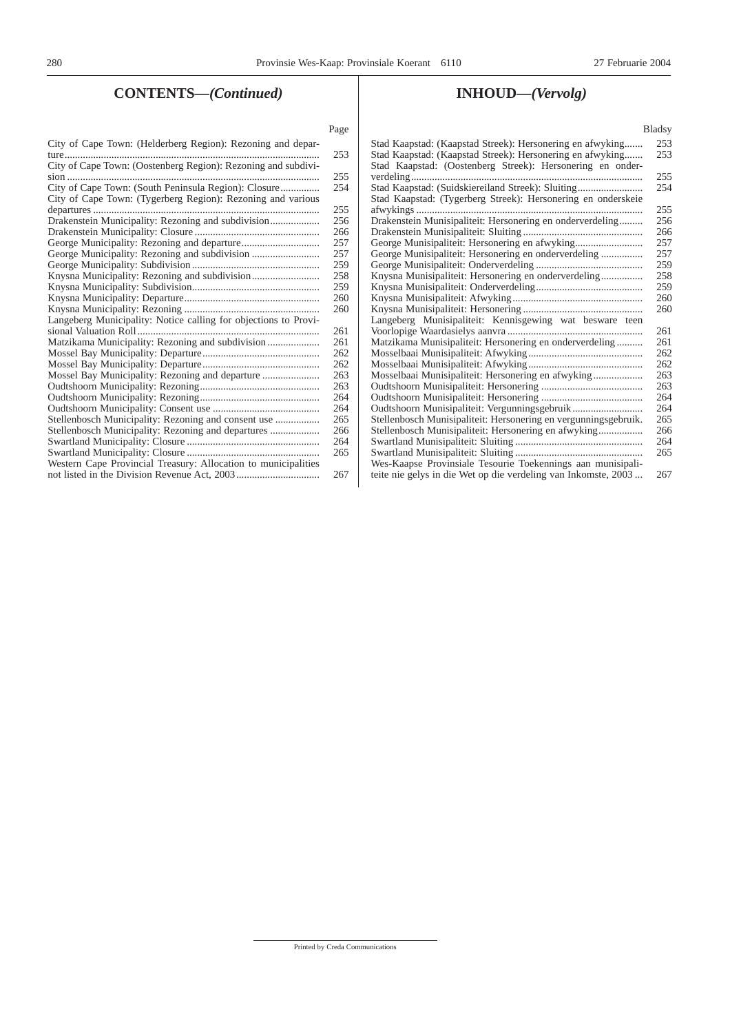## CONTENTS—*(Continued)*

| | Page |
|---|---|
| City of Cape Town: (Helderberg Region): Rezoning and departure | 253 |
| City of Cape Town: (Oostenberg Region): Rezoning and subdivision | 255 |
| City of Cape Town: (South Peninsula Region): Closure | 254 |
| City of Cape Town: (Tygerberg Region): Rezoning and various departures | 255 |
| Drakenstein Municipality: Rezoning and subdivision | 256 |
| Drakenstein Municipality: Closure | 266 |
| George Municipality: Rezoning and departure | 257 |
| George Municipality: Rezoning and subdivision | 257 |
| George Municipality: Subdivision | 259 |
| Knysna Municipality: Rezoning and subdivision | 258 |
| Knysna Municipality: Subdivision | 259 |
| Knysna Municipality: Departure | 260 |
| Knysna Municipality: Rezoning | 260 |
| Langeberg Municipality: Notice calling for objections to Provisional Valuation Roll | 261 |
| Matzikama Municipality: Rezoning and subdivision | 261 |
| Mossel Bay Municipality: Departure | 262 |
| Mossel Bay Municipality: Departure | 262 |
| Mossel Bay Municipality: Rezoning and departure | 263 |
| Oudtshoorn Municipality: Rezoning | 263 |
| Oudtshoorn Municipality: Rezoning | 264 |
| Oudtshoorn Municipality: Consent use | 264 |
| Stellenbosch Municipality: Rezoning and consent use | 265 |
| Stellenbosch Municipality: Rezoning and departures | 266 |
| Swartland Municipality: Closure | 264 |
| Swartland Municipality: Closure | 265 |
| Western Cape Provincial Treasury: Allocation to municipalities not listed in the Division Revenue Act, 2003 | 267 |

## INHOUD—*(Vervolg)*

| | Bladsy |
|---|---|
| Stad Kaapstad: (Kaapstad Streek): Hersonering en afwyking | 253 |
| Stad Kaapstad: (Kaapstad Streek): Hersonering en afwyking | 253 |
| Stad Kaapstad: (Oostenberg Streek): Hersonering en onderverdeling | 255 |
| Stad Kaapstad: (Suidskiereiland Streek): Sluiting | 254 |
| Stad Kaapstad: (Tygerberg Streek): Hersonering en onderskeie afwykings | 255 |
| Drakenstein Munisipaliteit: Hersonering en onderverdeling | 256 |
| Drakenstein Munisipaliteit: Sluiting | 266 |
| George Munisipaliteit: Hersonering en afwyking | 257 |
| George Munisipaliteit: Hersonering en onderverdeling | 257 |
| George Munisipaliteit: Onderverdeling | 259 |
| Knysna Munisipaliteit: Hersonering en onderverdeling | 258 |
| Knysna Munisipaliteit: Onderverdeling | 259 |
| Knysna Munisipaliteit: Afwyking | 260 |
| Knysna Munisipaliteit: Hersonering | 260 |
| Langeberg Munisipaliteit: Kennisgewing wat besware teen Voorlopige Waardasielys aanvra | 261 |
| Matzikama Munisipaliteit: Hersonering en onderverdeling | 261 |
| Mosselbaai Munisipaliteit: Afwyking | 262 |
| Mosselbaai Munisipaliteit: Afwyking | 262 |
| Mosselbaai Munisipaliteit: Hersonering en afwyking | 263 |
| Oudtshoorn Munisipaliteit: Hersonering | 263 |
| Oudtshoorn Munisipaliteit: Hersonering | 264 |
| Oudtshoorn Munisipaliteit: Vergunningsgebruik | 264 |
| Stellenbosch Munisipaliteit: Hersonering en vergunningsgebruik. | 265 |
| Stellenbosch Munisipaliteit: Hersonering en afwyking | 266 |
| Swartland Munisipaliteit: Sluiting | 264 |
| Swartland Munisipaliteit: Sluiting | 265 |
| Wes-Kaapse Provinsiale Tesourie Toekennings aan munisipaliteite nie gelys in die Wet op die verdeling van Inkomste, 2003 | 267 |

Printed by Creda Communications